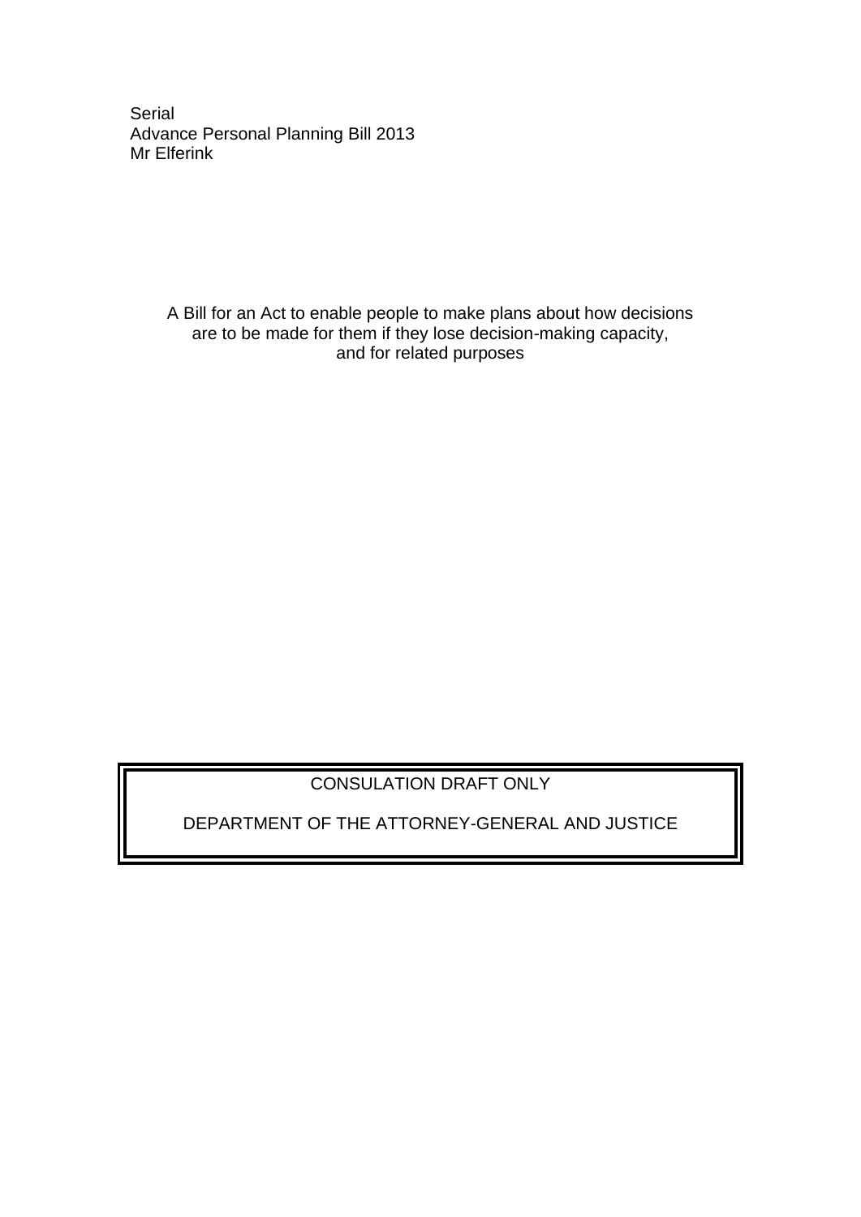Serial
Advance Personal Planning Bill 2013
Mr Elferink

A Bill for an Act to enable people to make plans about how decisions are to be made for them if they lose decision-making capacity, and for related purposes

CONSULATION DRAFT ONLY

DEPARTMENT OF THE ATTORNEY-GENERAL AND JUSTICE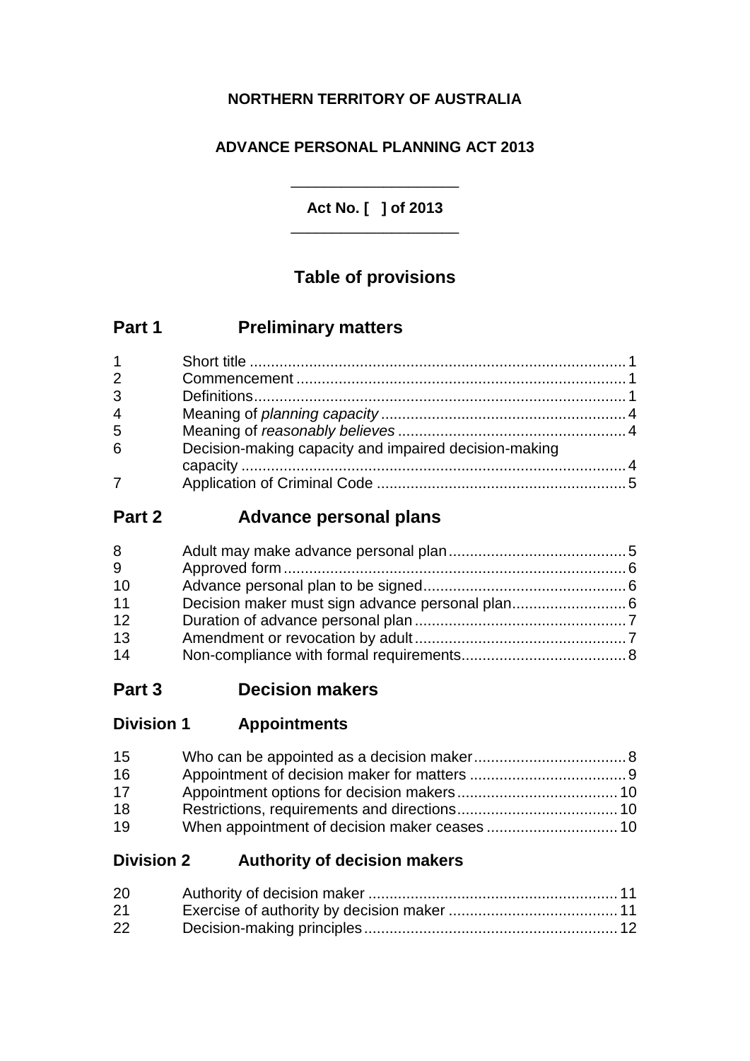**NORTHERN TERRITORY OF AUSTRALIA**

**ADVANCE PERSONAL PLANNING ACT 2013**

---

**Act No. [ ] of 2013**

---

## Table of provisions

## Part 1 Preliminary matters

| | | |
|---|---|---|
| 1 | Short title | 1 |
| 2 | Commencement | 1 |
| 3 | Definitions | 1 |
| 4 | Meaning of *planning capacity* | 4 |
| 5 | Meaning of *reasonably believes* | 4 |
| 6 | Decision-making capacity and impaired decision-making capacity | 4 |
| 7 | Application of Criminal Code | 5 |

## Part 2 Advance personal plans

| | | |
|---|---|---|
| 8 | Adult may make advance personal plan | 5 |
| 9 | Approved form | 6 |
| 10 | Advance personal plan to be signed | 6 |
| 11 | Decision maker must sign advance personal plan | 6 |
| 12 | Duration of advance personal plan | 7 |
| 13 | Amendment or revocation by adult | 7 |
| 14 | Non-compliance with formal requirements | 8 |

## Part 3 Decision makers

### Division 1 Appointments

| | | |
|---|---|---|
| 15 | Who can be appointed as a decision maker | 8 |
| 16 | Appointment of decision maker for matters | 9 |
| 17 | Appointment options for decision makers | 10 |
| 18 | Restrictions, requirements and directions | 10 |
| 19 | When appointment of decision maker ceases | 10 |

### Division 2 Authority of decision makers

| | | |
|---|---|---|
| 20 | Authority of decision maker | 11 |
| 21 | Exercise of authority by decision maker | 11 |
| 22 | Decision-making principles | 12 |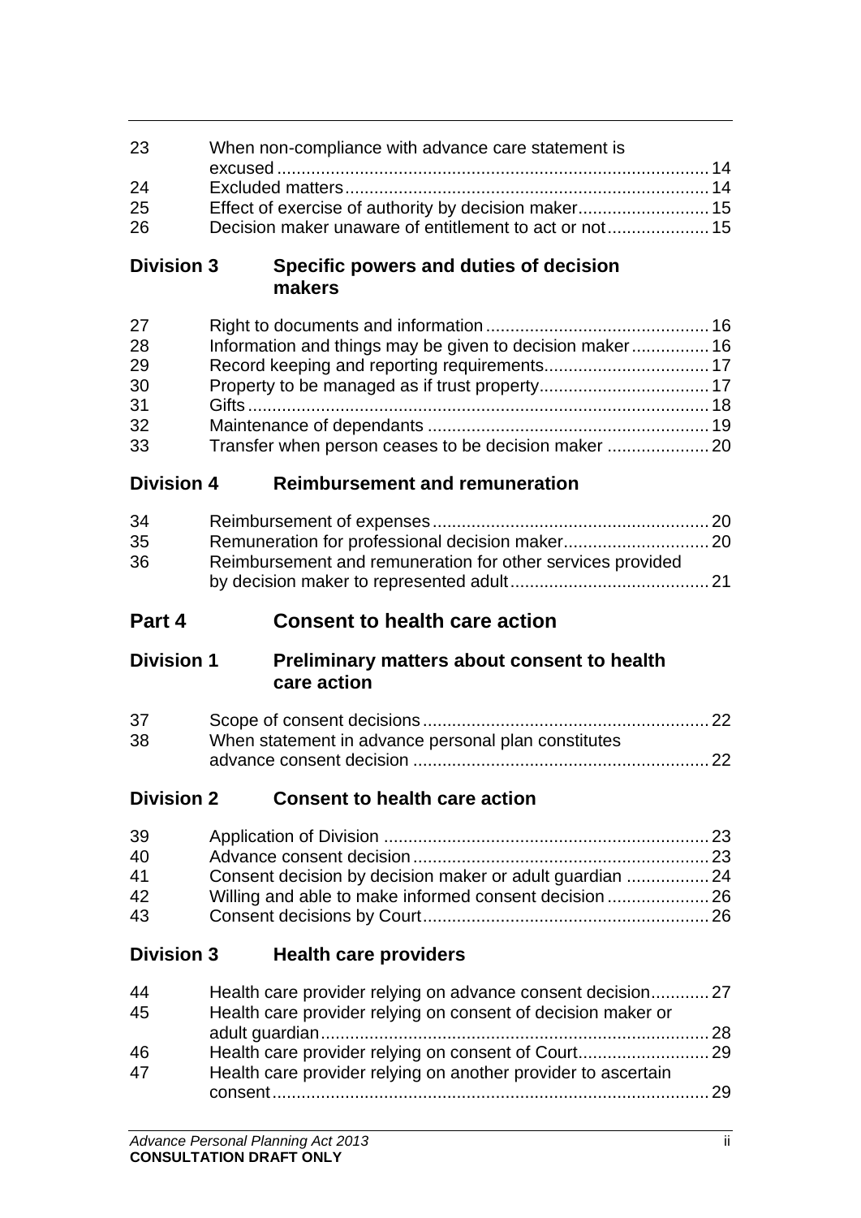| | | |
|---|---|---|
| 23 | When non-compliance with advance care statement is excused | 14 |
| 24 | Excluded matters | 14 |
| 25 | Effect of exercise of authority by decision maker | 15 |
| 26 | Decision maker unaware of entitlement to act or not | 15 |

**Division 3 Specific powers and duties of decision makers**

| | | |
|---|---|---|
| 27 | Right to documents and information | 16 |
| 28 | Information and things may be given to decision maker | 16 |
| 29 | Record keeping and reporting requirements | 17 |
| 30 | Property to be managed as if trust property | 17 |
| 31 | Gifts | 18 |
| 32 | Maintenance of dependants | 19 |
| 33 | Transfer when person ceases to be decision maker | 20 |

**Division 4 Reimbursement and remuneration**

| | | |
|---|---|---|
| 34 | Reimbursement of expenses | 20 |
| 35 | Remuneration for professional decision maker | 20 |
| 36 | Reimbursement and remuneration for other services provided by decision maker to represented adult | 21 |

## Part 4 Consent to health care action

**Division 1 Preliminary matters about consent to health care action**

| | | |
|---|---|---|
| 37 | Scope of consent decisions | 22 |
| 38 | When statement in advance personal plan constitutes advance consent decision | 22 |

**Division 2 Consent to health care action**

| | | |
|---|---|---|
| 39 | Application of Division | 23 |
| 40 | Advance consent decision | 23 |
| 41 | Consent decision by decision maker or adult guardian | 24 |
| 42 | Willing and able to make informed consent decision | 26 |
| 43 | Consent decisions by Court | 26 |

**Division 3 Health care providers**

| | | |
|---|---|---|
| 44 | Health care provider relying on advance consent decision | 27 |
| 45 | Health care provider relying on consent of decision maker or adult guardian | 28 |
| 46 | Health care provider relying on consent of Court | 29 |
| 47 | Health care provider relying on another provider to ascertain consent | 29 |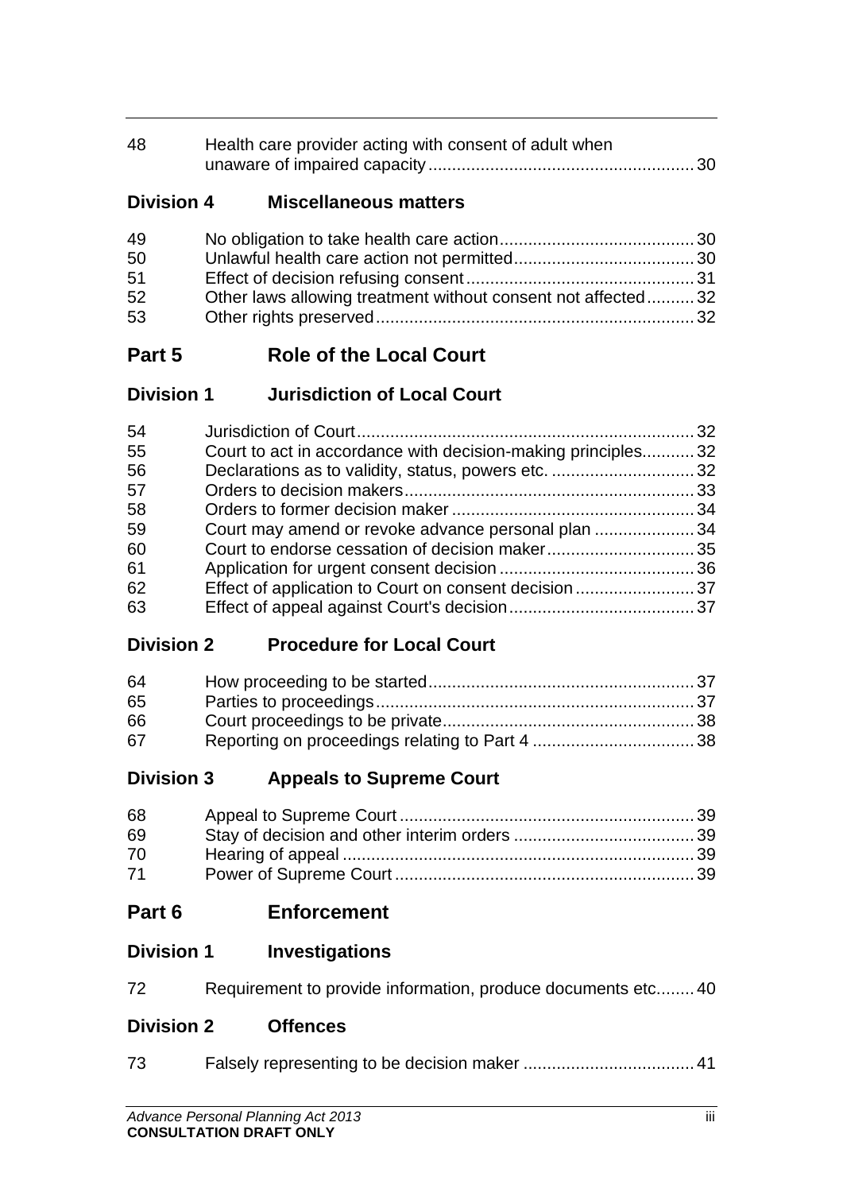48 Health care provider acting with consent of adult when unaware of impaired capacity ........................................................ 30

## Division 4 Miscellaneous matters

49 No obligation to take health care action ........................................ 30
50 Unlawful health care action not permitted ..................................... 30
51 Effect of decision refusing consent ............................................... 31
52 Other laws allowing treatment without consent not affected .......... 32
53 Other rights preserved .................................................................. 32

# Part 5 Role of the Local Court

## Division 1 Jurisdiction of Local Court

54 Jurisdiction of Court ...................................................................... 32
55 Court to act in accordance with decision-making principles ........... 32
56 Declarations as to validity, status, powers etc. .............................. 32
57 Orders to decision makers ............................................................ 33
58 Orders to former decision maker .................................................. 34
59 Court may amend or revoke advance personal plan ..................... 34
60 Court to endorse cessation of decision maker ............................... 35
61 Application for urgent consent decision ......................................... 36
62 Effect of application to Court on consent decision ......................... 37
63 Effect of appeal against Court's decision ....................................... 37

## Division 2 Procedure for Local Court

64 How proceeding to be started ........................................................ 37
65 Parties to proceedings .................................................................. 37
66 Court proceedings to be private .................................................... 38
67 Reporting on proceedings relating to Part 4 .................................. 38

## Division 3 Appeals to Supreme Court

68 Appeal to Supreme Court .............................................................. 39
69 Stay of decision and other interim orders ...................................... 39
70 Hearing of appeal .......................................................................... 39
71 Power of Supreme Court ............................................................... 39

# Part 6 Enforcement

## Division 1 Investigations

72 Requirement to provide information, produce documents etc. ....... 40

## Division 2 Offences

73 Falsely representing to be decision maker .................................... 41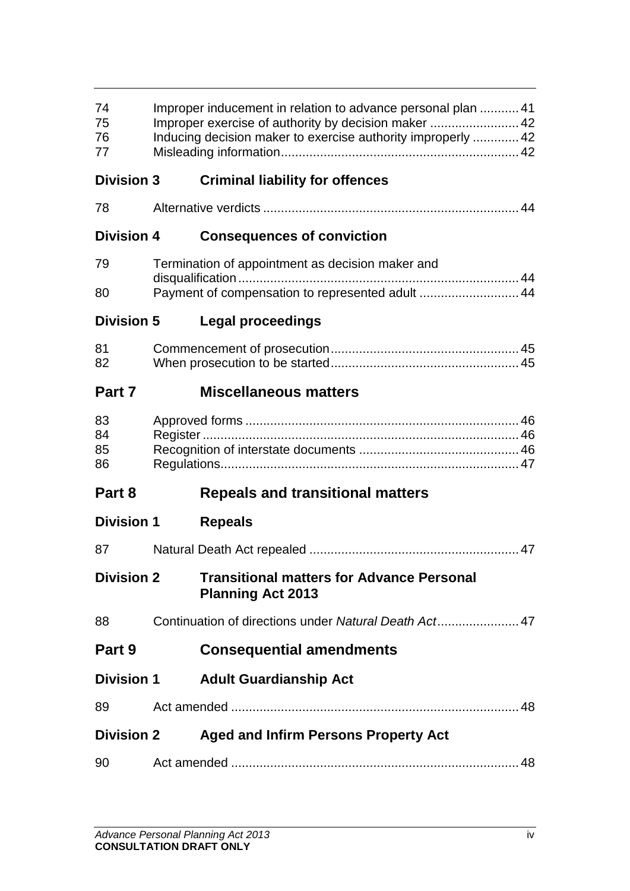| | | |
|---|---|---|
| 74 | Improper inducement in relation to advance personal plan | 41 |
| 75 | Improper exercise of authority by decision maker | 42 |
| 76 | Inducing decision maker to exercise authority improperly | 42 |
| 77 | Misleading information | 42 |

**Division 3 Criminal liability for offences**

| | | |
|---|---|---|
| 78 | Alternative verdicts | 44 |

**Division 4 Consequences of conviction**

| | | |
|---|---|---|
| 79 | Termination of appointment as decision maker and disqualification | 44 |
| 80 | Payment of compensation to represented adult | 44 |

**Division 5 Legal proceedings**

| | | |
|---|---|---|
| 81 | Commencement of prosecution | 45 |
| 82 | When prosecution to be started | 45 |

## Part 7 Miscellaneous matters

| | | |
|---|---|---|
| 83 | Approved forms | 46 |
| 84 | Register | 46 |
| 85 | Recognition of interstate documents | 46 |
| 86 | Regulations | 47 |

## Part 8 Repeals and transitional matters

**Division 1 Repeals**

| | | |
|---|---|---|
| 87 | Natural Death Act repealed | 47 |

**Division 2 Transitional matters for Advance Personal Planning Act 2013**

| | | |
|---|---|---|
| 88 | Continuation of directions under *Natural Death Act* | 47 |

## Part 9 Consequential amendments

**Division 1 Adult Guardianship Act**

| | | |
|---|---|---|
| 89 | Act amended | 48 |

**Division 2 Aged and Infirm Persons Property Act**

| | | |
|---|---|---|
| 90 | Act amended | 48 |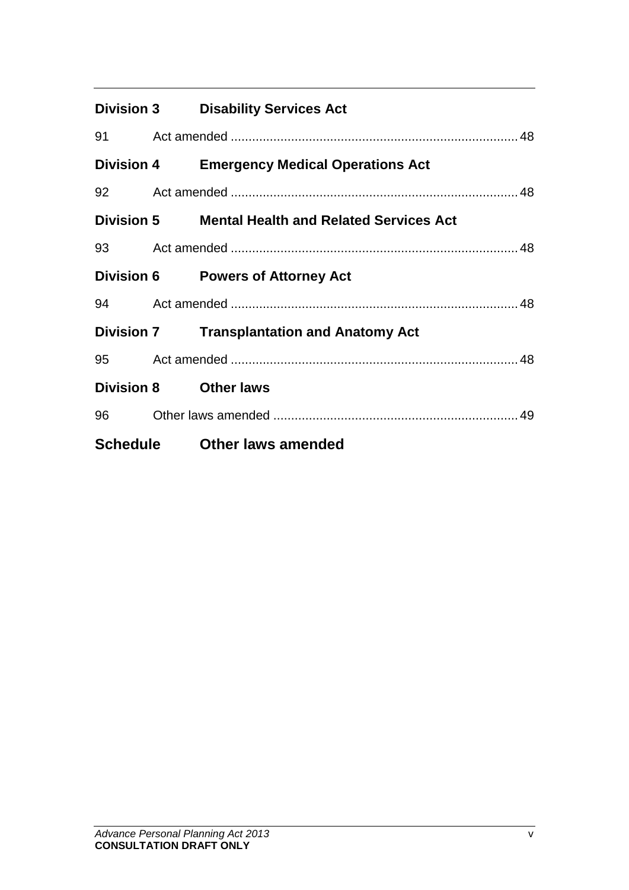**Division 3 Disability Services Act**

91 Act amended ................................................................................ 48

**Division 4 Emergency Medical Operations Act**

92 Act amended ................................................................................ 48

**Division 5 Mental Health and Related Services Act**

93 Act amended ................................................................................ 48

**Division 6 Powers of Attorney Act**

94 Act amended ................................................................................ 48

**Division 7 Transplantation and Anatomy Act**

95 Act amended ................................................................................ 48

**Division 8 Other laws**

96 Other laws amended .................................................................... 49

**Schedule Other laws amended**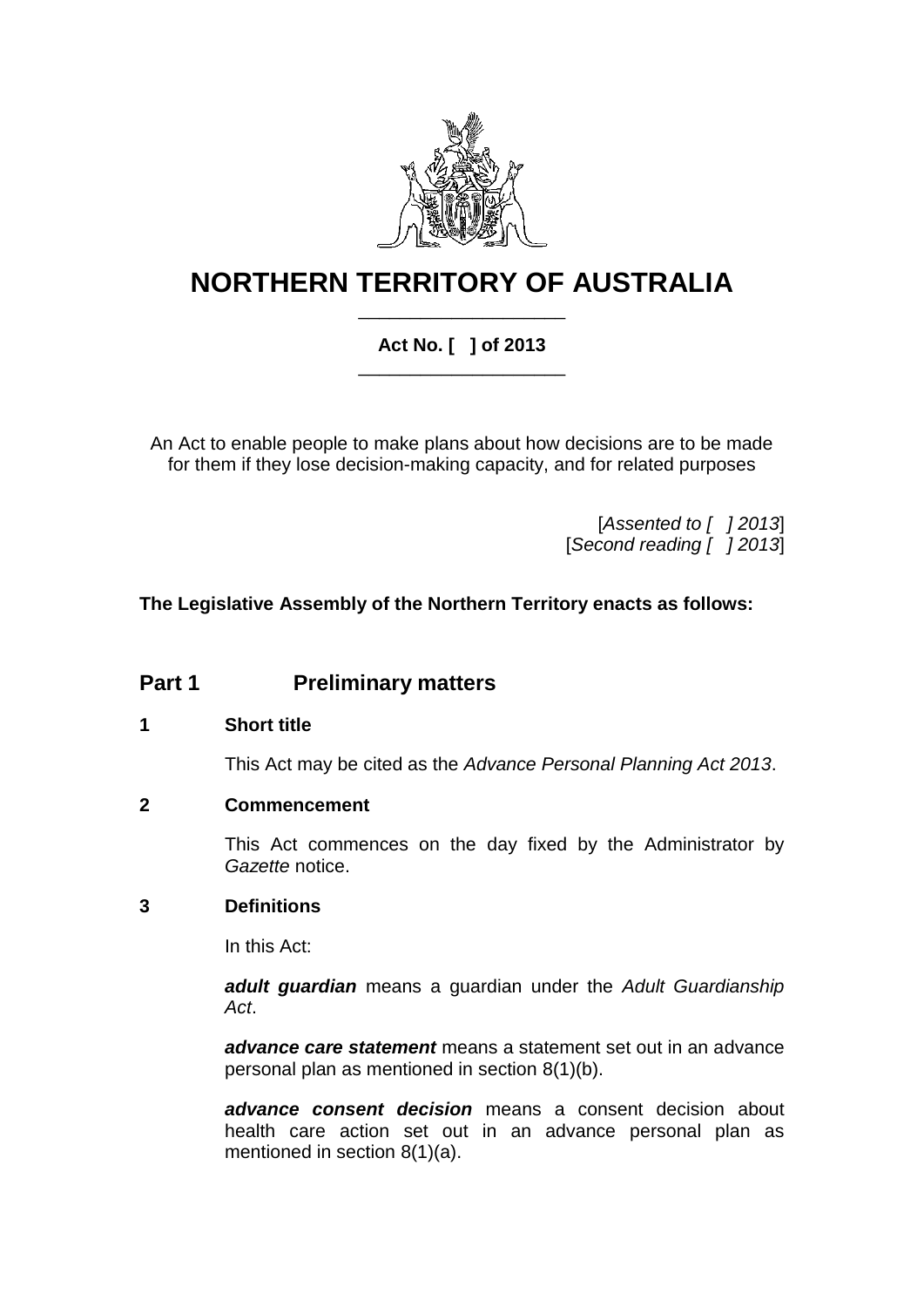# NORTHERN TERRITORY OF AUSTRALIA

**Act No. [ ] of 2013**

An Act to enable people to make plans about how decisions are to be made for them if they lose decision-making capacity, and for related purposes

[*Assented to [ ] 2013*]
[*Second reading [ ] 2013*]

**The Legislative Assembly of the Northern Territory enacts as follows:**

## Part 1 Preliminary matters

### 1 Short title

This Act may be cited as the *Advance Personal Planning Act 2013*.

### 2 Commencement

This Act commences on the day fixed by the Administrator by *Gazette* notice.

### 3 Definitions

In this Act:

***adult guardian*** means a guardian under the *Adult Guardianship Act*.

***advance care statement*** means a statement set out in an advance personal plan as mentioned in section 8(1)(b).

***advance consent decision*** means a consent decision about health care action set out in an advance personal plan as mentioned in section 8(1)(a).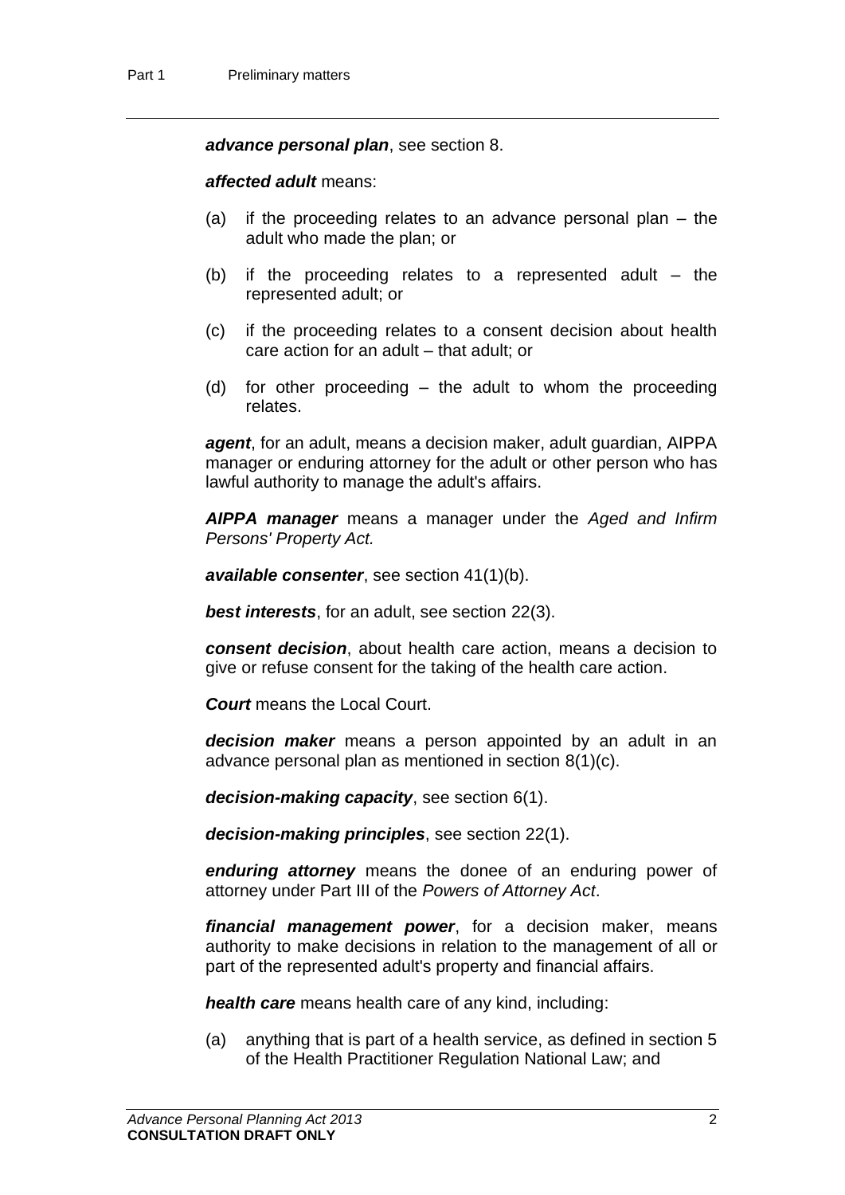***advance personal plan***, see section 8.

***affected adult*** means:

(a) if the proceeding relates to an advance personal plan – the adult who made the plan; or

(b) if the proceeding relates to a represented adult – the represented adult; or

(c) if the proceeding relates to a consent decision about health care action for an adult – that adult; or

(d) for other proceeding – the adult to whom the proceeding relates.

***agent***, for an adult, means a decision maker, adult guardian, AIPPA manager or enduring attorney for the adult or other person who has lawful authority to manage the adult's affairs.

***AIPPA manager*** means a manager under the *Aged and Infirm Persons' Property Act.*

***available consenter***, see section 41(1)(b).

***best interests***, for an adult, see section 22(3).

***consent decision***, about health care action, means a decision to give or refuse consent for the taking of the health care action.

***Court*** means the Local Court.

***decision maker*** means a person appointed by an adult in an advance personal plan as mentioned in section 8(1)(c).

***decision-making capacity***, see section 6(1).

***decision-making principles***, see section 22(1).

***enduring attorney*** means the donee of an enduring power of attorney under Part III of the *Powers of Attorney Act*.

***financial management power***, for a decision maker, means authority to make decisions in relation to the management of all or part of the represented adult's property and financial affairs.

***health care*** means health care of any kind, including:

(a) anything that is part of a health service, as defined in section 5 of the Health Practitioner Regulation National Law; and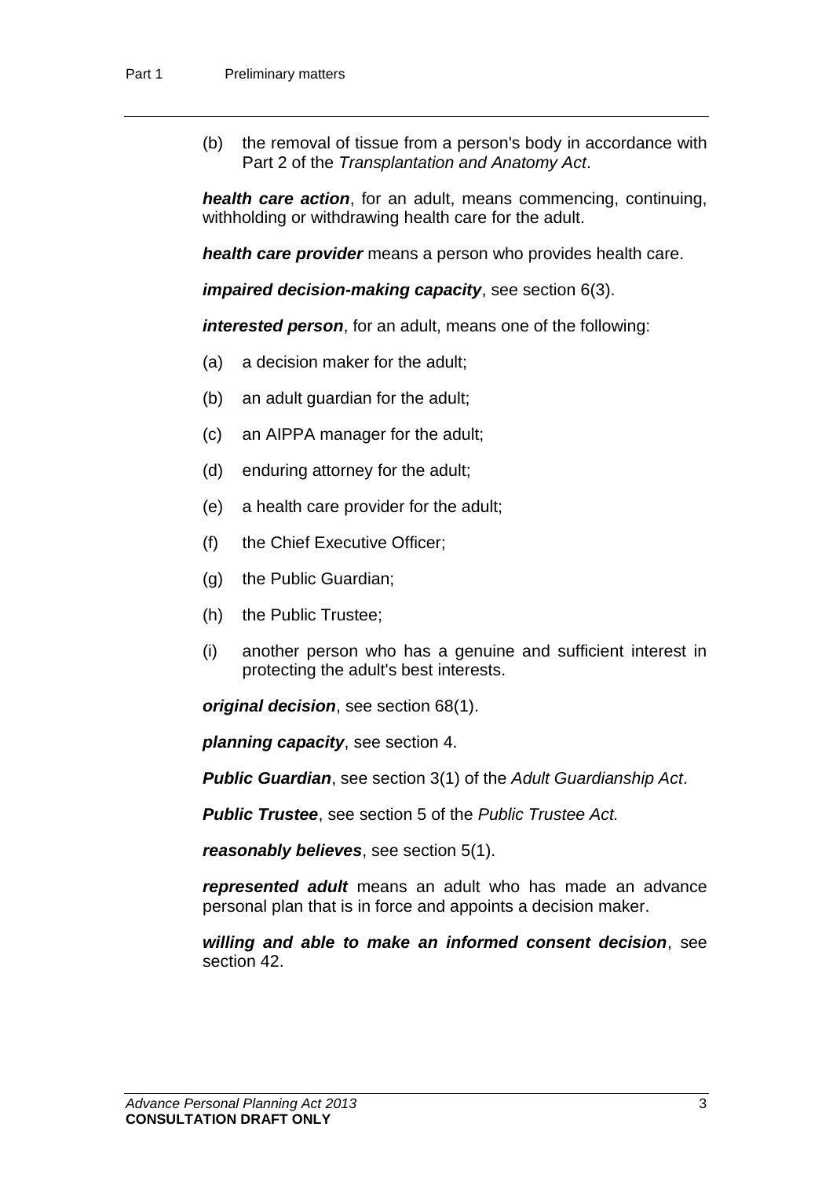(b) the removal of tissue from a person's body in accordance with Part 2 of the *Transplantation and Anatomy Act*.

***health care action***, for an adult, means commencing, continuing, withholding or withdrawing health care for the adult.

***health care provider*** means a person who provides health care.

***impaired decision-making capacity***, see section 6(3).

***interested person***, for an adult, means one of the following:

(a) a decision maker for the adult;

(b) an adult guardian for the adult;

(c) an AIPPA manager for the adult;

(d) enduring attorney for the adult;

(e) a health care provider for the adult;

(f) the Chief Executive Officer;

(g) the Public Guardian;

(h) the Public Trustee;

(i) another person who has a genuine and sufficient interest in protecting the adult's best interests.

***original decision***, see section 68(1).

***planning capacity***, see section 4.

***Public Guardian***, see section 3(1) of the *Adult Guardianship Act*.

***Public Trustee***, see section 5 of the *Public Trustee Act.*

***reasonably believes***, see section 5(1).

***represented adult*** means an adult who has made an advance personal plan that is in force and appoints a decision maker.

***willing and able to make an informed consent decision***, see section 42.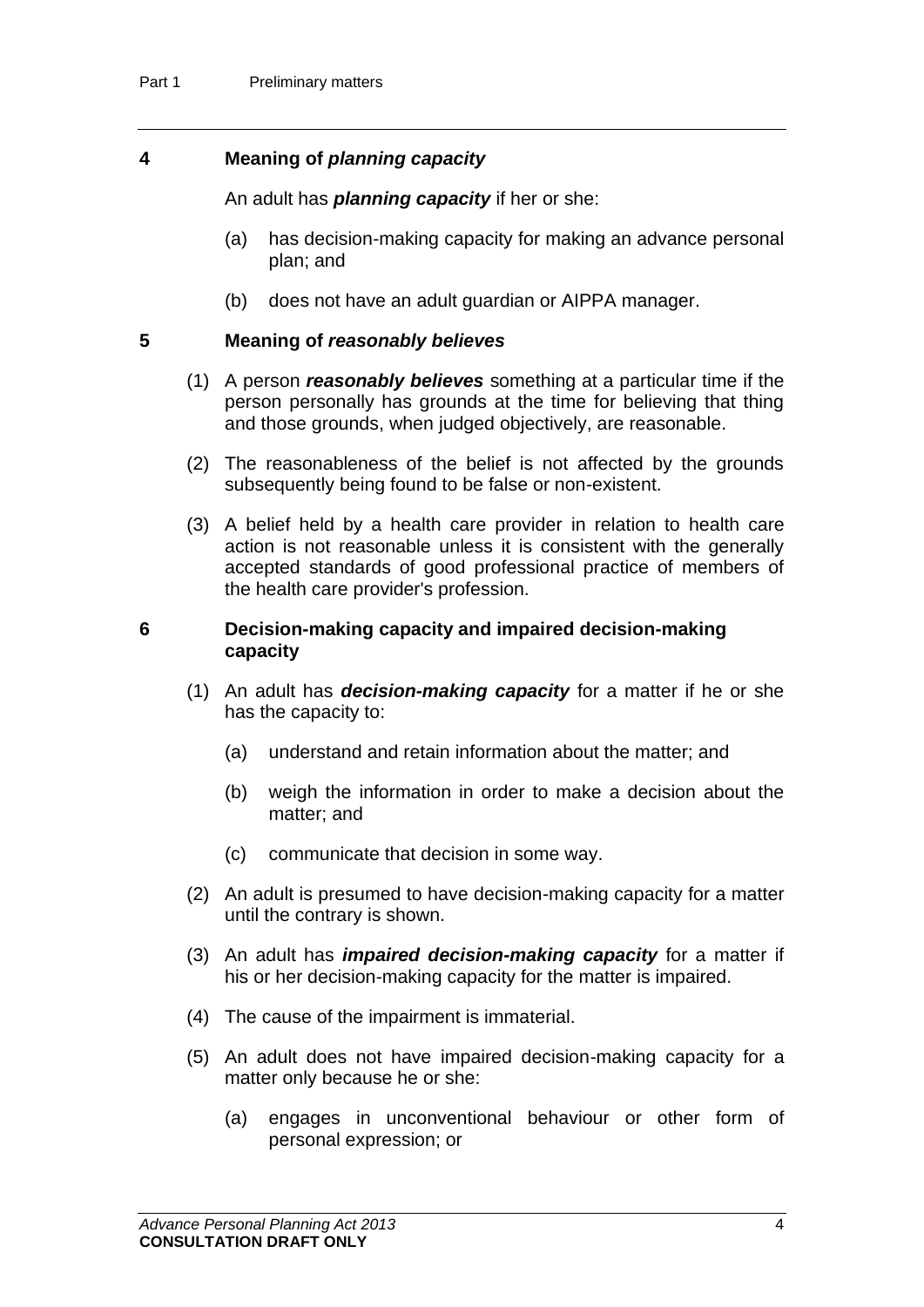## 4 Meaning of *planning capacity*

An adult has ***planning capacity*** if her or she:

(a) has decision-making capacity for making an advance personal plan; and

(b) does not have an adult guardian or AIPPA manager.

## 5 Meaning of *reasonably believes*

(1) A person ***reasonably believes*** something at a particular time if the person personally has grounds at the time for believing that thing and those grounds, when judged objectively, are reasonable.

(2) The reasonableness of the belief is not affected by the grounds subsequently being found to be false or non-existent.

(3) A belief held by a health care provider in relation to health care action is not reasonable unless it is consistent with the generally accepted standards of good professional practice of members of the health care provider's profession.

## 6 Decision-making capacity and impaired decision-making capacity

(1) An adult has ***decision-making capacity*** for a matter if he or she has the capacity to:

(a) understand and retain information about the matter; and

(b) weigh the information in order to make a decision about the matter; and

(c) communicate that decision in some way.

(2) An adult is presumed to have decision-making capacity for a matter until the contrary is shown.

(3) An adult has ***impaired decision-making capacity*** for a matter if his or her decision-making capacity for the matter is impaired.

(4) The cause of the impairment is immaterial.

(5) An adult does not have impaired decision-making capacity for a matter only because he or she:

(a) engages in unconventional behaviour or other form of personal expression; or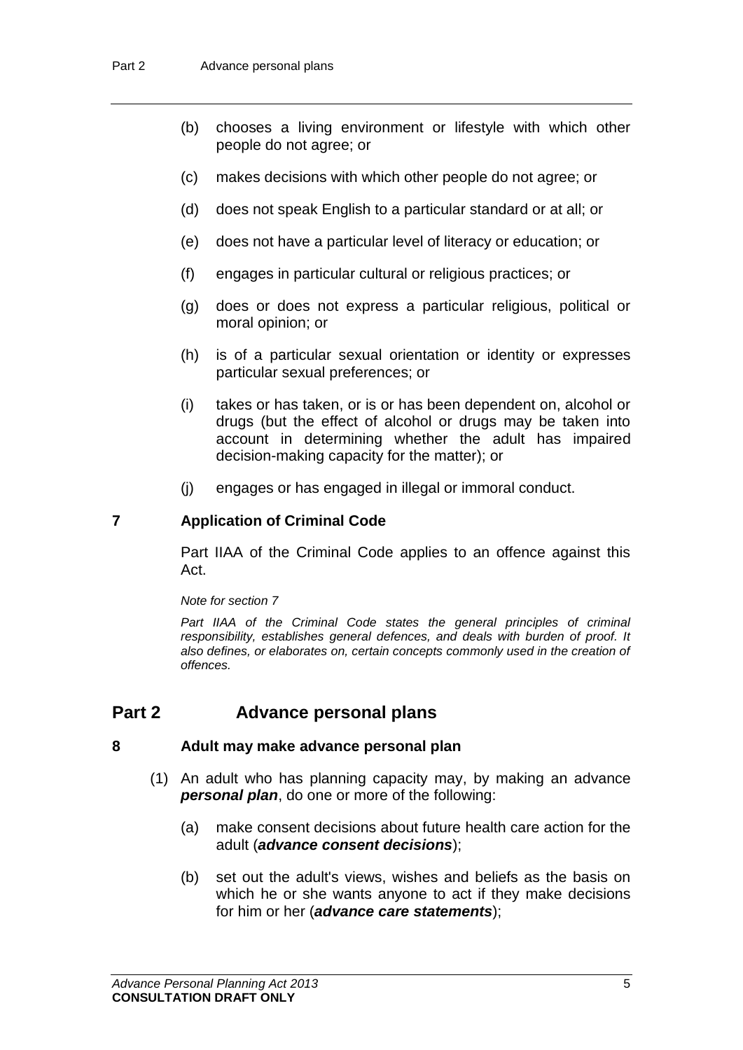(b) chooses a living environment or lifestyle with which other people do not agree; or

(c) makes decisions with which other people do not agree; or

(d) does not speak English to a particular standard or at all; or

(e) does not have a particular level of literacy or education; or

(f) engages in particular cultural or religious practices; or

(g) does or does not express a particular religious, political or moral opinion; or

(h) is of a particular sexual orientation or identity or expresses particular sexual preferences; or

(i) takes or has taken, or is or has been dependent on, alcohol or drugs (but the effect of alcohol or drugs may be taken into account in determining whether the adult has impaired decision-making capacity for the matter); or

(j) engages or has engaged in illegal or immoral conduct.

### 7 Application of Criminal Code

Part IIAA of the Criminal Code applies to an offence against this Act.

*Note for section 7*

*Part IIAA of the Criminal Code states the general principles of criminal responsibility, establishes general defences, and deals with burden of proof. It also defines, or elaborates on, certain concepts commonly used in the creation of offences.*

## Part 2 Advance personal plans

### 8 Adult may make advance personal plan

(1) An adult who has planning capacity may, by making an advance ***personal plan***, do one or more of the following:

(a) make consent decisions about future health care action for the adult (***advance consent decisions***);

(b) set out the adult's views, wishes and beliefs as the basis on which he or she wants anyone to act if they make decisions for him or her (***advance care statements***);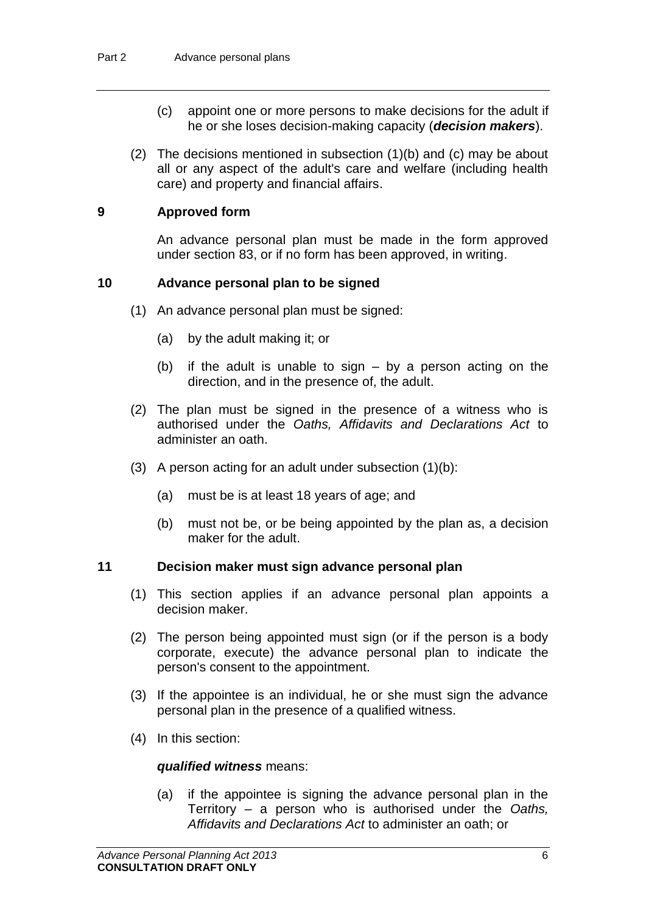(c) appoint one or more persons to make decisions for the adult if he or she loses decision-making capacity (***decision makers***).

(2) The decisions mentioned in subsection (1)(b) and (c) may be about all or any aspect of the adult's care and welfare (including health care) and property and financial affairs.

### 9 Approved form

An advance personal plan must be made in the form approved under section 83, or if no form has been approved, in writing.

### 10 Advance personal plan to be signed

(1) An advance personal plan must be signed:

(a) by the adult making it; or

(b) if the adult is unable to sign – by a person acting on the direction, and in the presence of, the adult.

(2) The plan must be signed in the presence of a witness who is authorised under the *Oaths, Affidavits and Declarations Act* to administer an oath.

(3) A person acting for an adult under subsection (1)(b):

(a) must be is at least 18 years of age; and

(b) must not be, or be being appointed by the plan as, a decision maker for the adult.

### 11 Decision maker must sign advance personal plan

(1) This section applies if an advance personal plan appoints a decision maker.

(2) The person being appointed must sign (or if the person is a body corporate, execute) the advance personal plan to indicate the person's consent to the appointment.

(3) If the appointee is an individual, he or she must sign the advance personal plan in the presence of a qualified witness.

(4) In this section:

***qualified witness*** means:

(a) if the appointee is signing the advance personal plan in the Territory – a person who is authorised under the *Oaths, Affidavits and Declarations Act* to administer an oath; or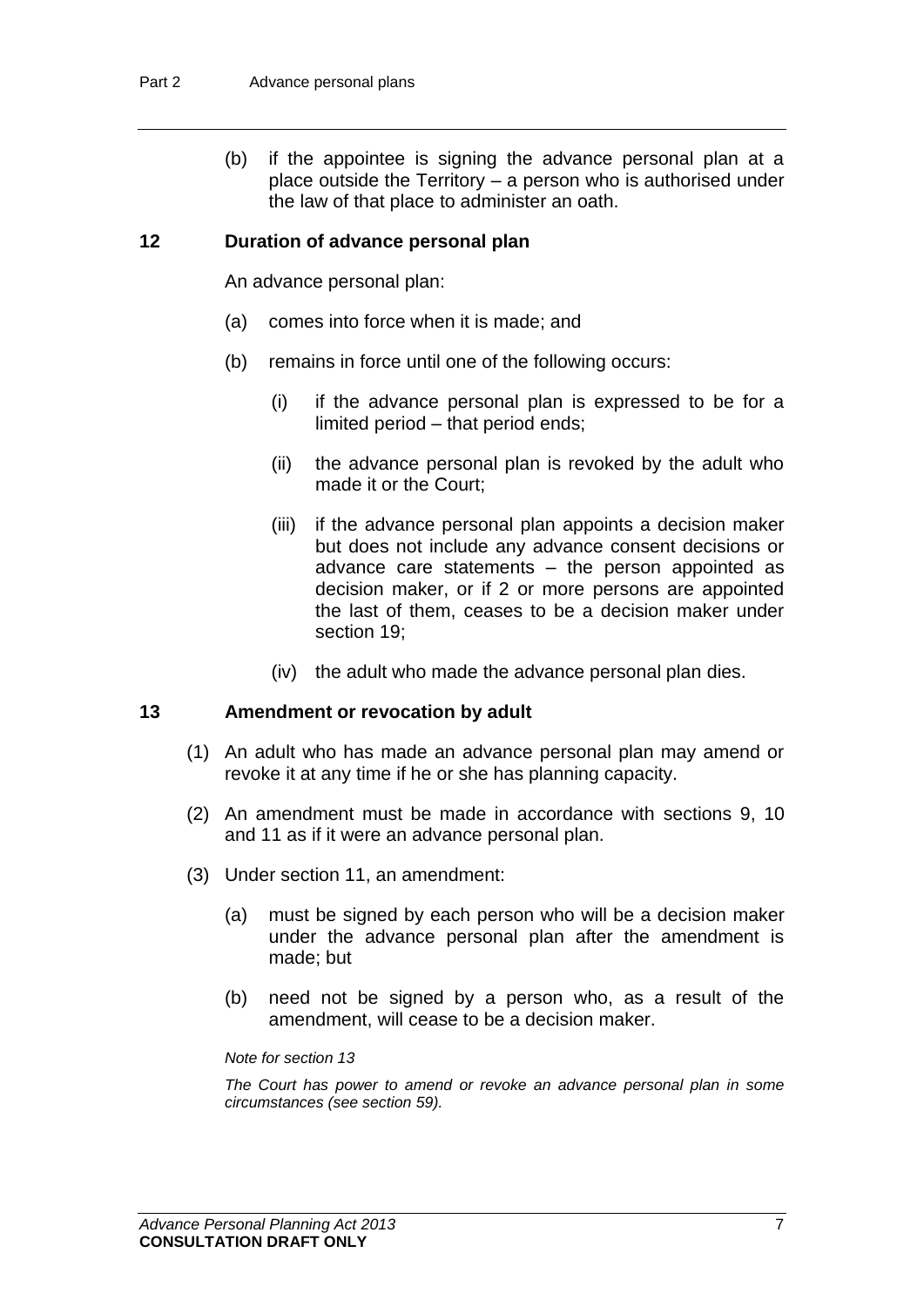(b) if the appointee is signing the advance personal plan at a place outside the Territory – a person who is authorised under the law of that place to administer an oath.

### 12 Duration of advance personal plan

An advance personal plan:

(a) comes into force when it is made; and

(b) remains in force until one of the following occurs:

(i) if the advance personal plan is expressed to be for a limited period – that period ends;

(ii) the advance personal plan is revoked by the adult who made it or the Court;

(iii) if the advance personal plan appoints a decision maker but does not include any advance consent decisions or advance care statements – the person appointed as decision maker, or if 2 or more persons are appointed the last of them, ceases to be a decision maker under section 19;

(iv) the adult who made the advance personal plan dies.

### 13 Amendment or revocation by adult

(1) An adult who has made an advance personal plan may amend or revoke it at any time if he or she has planning capacity.

(2) An amendment must be made in accordance with sections 9, 10 and 11 as if it were an advance personal plan.

(3) Under section 11, an amendment:

(a) must be signed by each person who will be a decision maker under the advance personal plan after the amendment is made; but

(b) need not be signed by a person who, as a result of the amendment, will cease to be a decision maker.

*Note for section 13*

*The Court has power to amend or revoke an advance personal plan in some circumstances (see section 59).*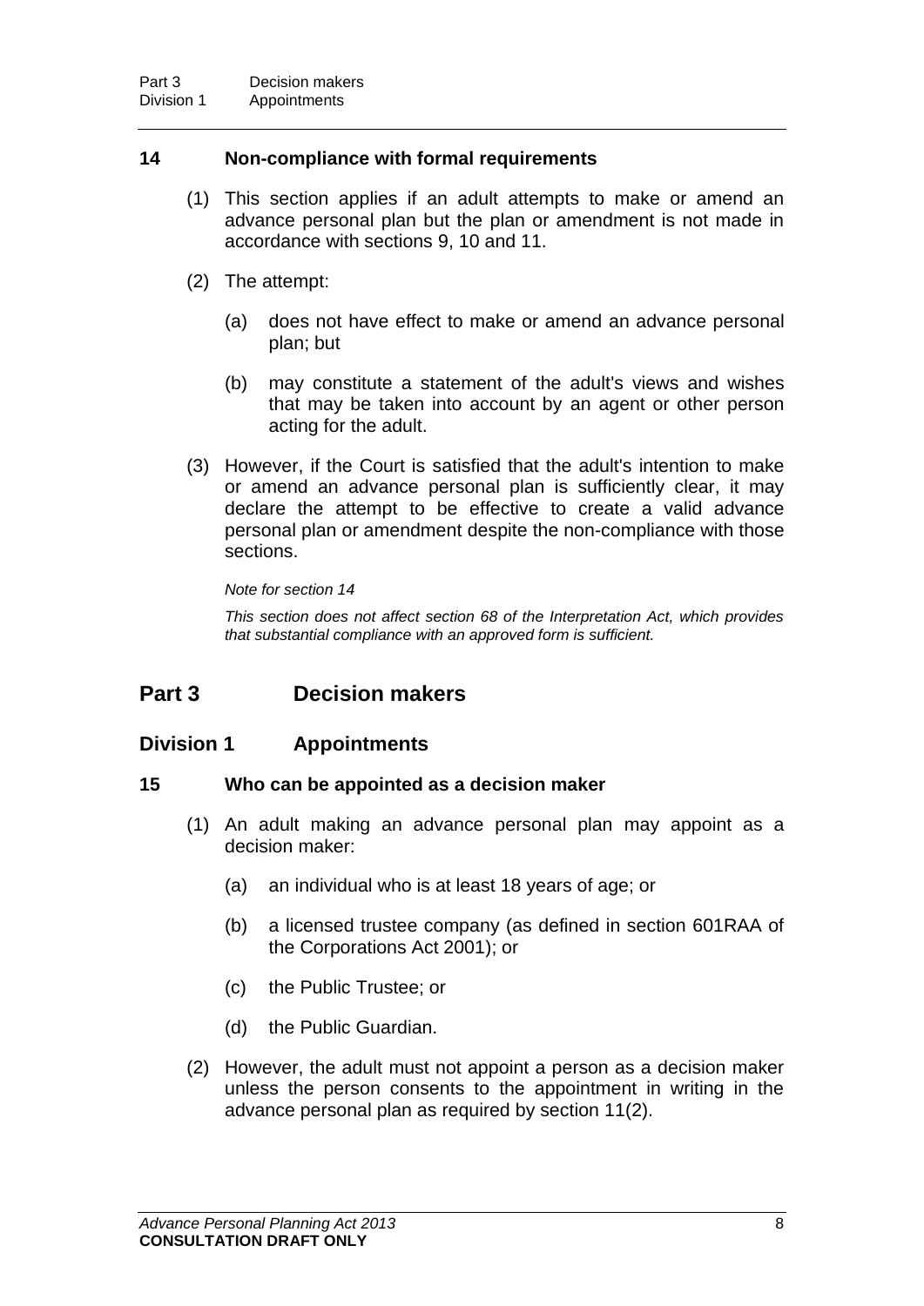### 14 Non-compliance with formal requirements

(1) This section applies if an adult attempts to make or amend an advance personal plan but the plan or amendment is not made in accordance with sections 9, 10 and 11.

(2) The attempt:

(a) does not have effect to make or amend an advance personal plan; but

(b) may constitute a statement of the adult's views and wishes that may be taken into account by an agent or other person acting for the adult.

(3) However, if the Court is satisfied that the adult's intention to make or amend an advance personal plan is sufficiently clear, it may declare the attempt to be effective to create a valid advance personal plan or amendment despite the non-compliance with those sections.

*Note for section 14*

*This section does not affect section 68 of the Interpretation Act, which provides that substantial compliance with an approved form is sufficient.*

## Part 3 Decision makers

### Division 1 Appointments

### 15 Who can be appointed as a decision maker

(1) An adult making an advance personal plan may appoint as a decision maker:

(a) an individual who is at least 18 years of age; or

(b) a licensed trustee company (as defined in section 601RAA of the Corporations Act 2001); or

(c) the Public Trustee; or

(d) the Public Guardian.

(2) However, the adult must not appoint a person as a decision maker unless the person consents to the appointment in writing in the advance personal plan as required by section 11(2).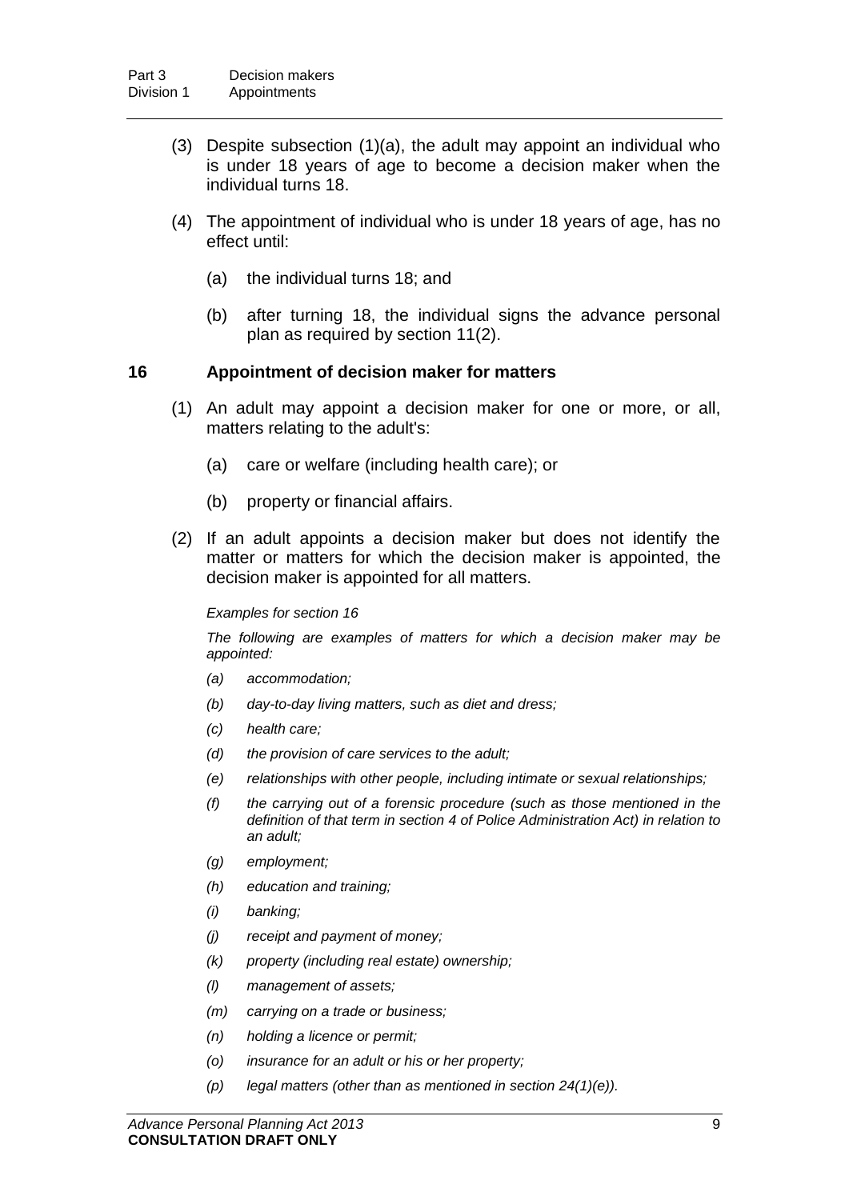(3) Despite subsection (1)(a), the adult may appoint an individual who is under 18 years of age to become a decision maker when the individual turns 18.

(4) The appointment of individual who is under 18 years of age, has no effect until:

(a) the individual turns 18; and

(b) after turning 18, the individual signs the advance personal plan as required by section 11(2).

### 16 Appointment of decision maker for matters

(1) An adult may appoint a decision maker for one or more, or all, matters relating to the adult's:

(a) care or welfare (including health care); or

(b) property or financial affairs.

(2) If an adult appoints a decision maker but does not identify the matter or matters for which the decision maker is appointed, the decision maker is appointed for all matters.

*Examples for section 16*

*The following are examples of matters for which a decision maker may be appointed:*

*(a) accommodation;*

*(b) day-to-day living matters, such as diet and dress;*

*(c) health care;*

*(d) the provision of care services to the adult;*

*(e) relationships with other people, including intimate or sexual relationships;*

*(f) the carrying out of a forensic procedure (such as those mentioned in the definition of that term in section 4 of Police Administration Act) in relation to an adult;*

*(g) employment;*

*(h) education and training;*

*(i) banking;*

*(j) receipt and payment of money;*

*(k) property (including real estate) ownership;*

*(l) management of assets;*

*(m) carrying on a trade or business;*

*(n) holding a licence or permit;*

*(o) insurance for an adult or his or her property;*

*(p) legal matters (other than as mentioned in section 24(1)(e)).*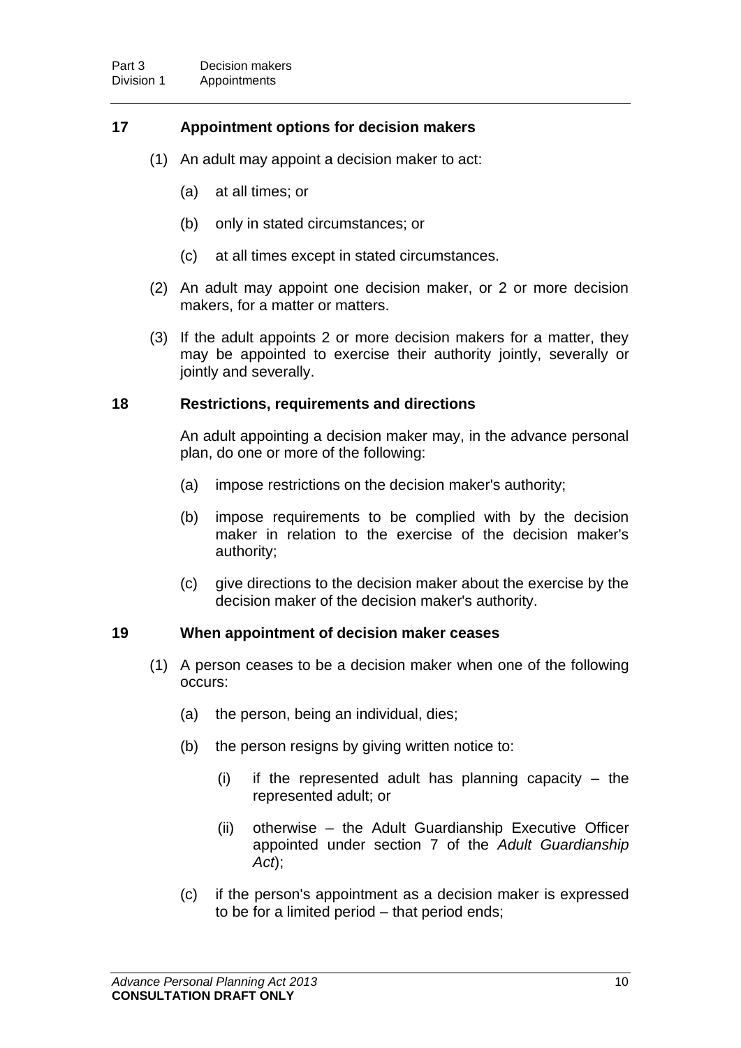## 17 Appointment options for decision makers

(1) An adult may appoint a decision maker to act:

(a) at all times; or

(b) only in stated circumstances; or

(c) at all times except in stated circumstances.

(2) An adult may appoint one decision maker, or 2 or more decision makers, for a matter or matters.

(3) If the adult appoints 2 or more decision makers for a matter, they may be appointed to exercise their authority jointly, severally or jointly and severally.

## 18 Restrictions, requirements and directions

An adult appointing a decision maker may, in the advance personal plan, do one or more of the following:

(a) impose restrictions on the decision maker's authority;

(b) impose requirements to be complied with by the decision maker in relation to the exercise of the decision maker's authority;

(c) give directions to the decision maker about the exercise by the decision maker of the decision maker's authority.

## 19 When appointment of decision maker ceases

(1) A person ceases to be a decision maker when one of the following occurs:

(a) the person, being an individual, dies;

(b) the person resigns by giving written notice to:

(i) if the represented adult has planning capacity – the represented adult; or

(ii) otherwise – the Adult Guardianship Executive Officer appointed under section 7 of the *Adult Guardianship Act*);

(c) if the person's appointment as a decision maker is expressed to be for a limited period – that period ends;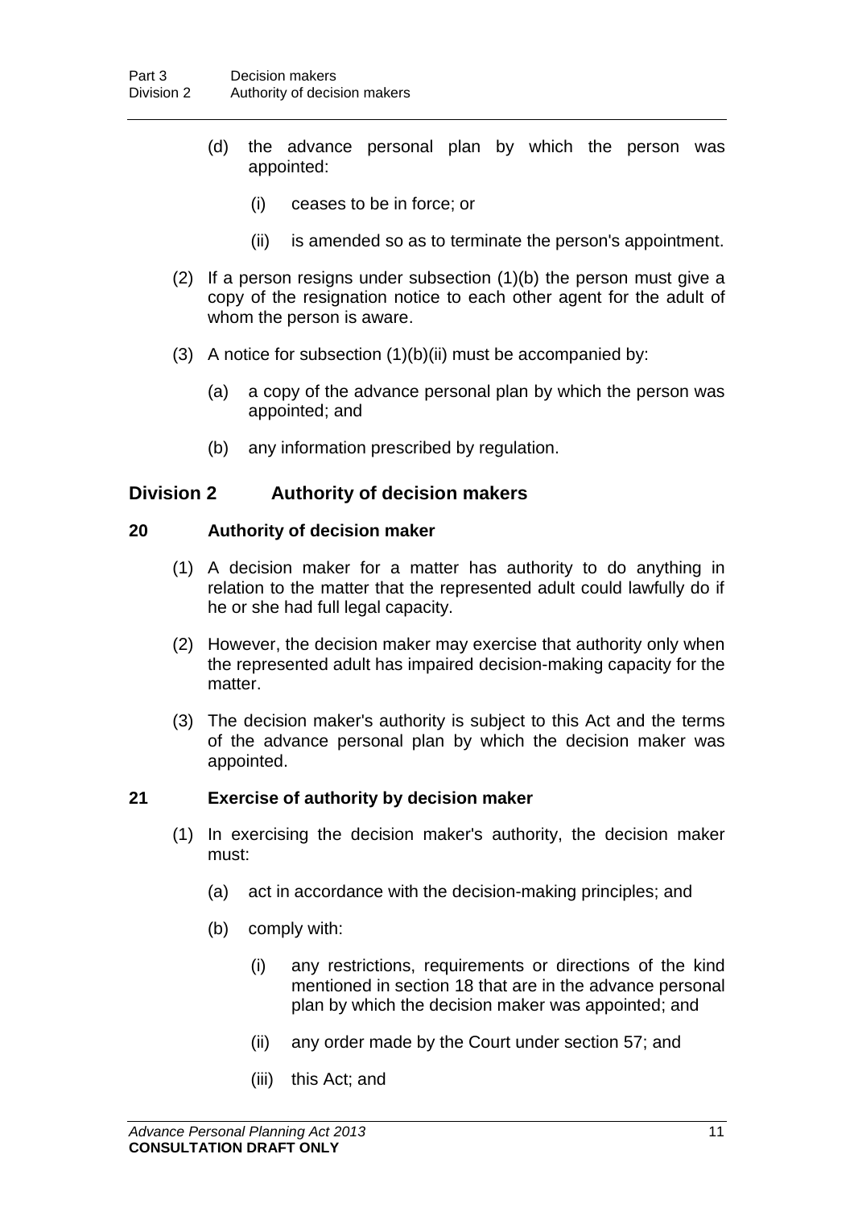(d) the advance personal plan by which the person was appointed:

(i) ceases to be in force; or

(ii) is amended so as to terminate the person's appointment.

(2) If a person resigns under subsection (1)(b) the person must give a copy of the resignation notice to each other agent for the adult of whom the person is aware.

(3) A notice for subsection (1)(b)(ii) must be accompanied by:

(a) a copy of the advance personal plan by which the person was appointed; and

(b) any information prescribed by regulation.

## Division 2 Authority of decision makers

### 20 Authority of decision maker

(1) A decision maker for a matter has authority to do anything in relation to the matter that the represented adult could lawfully do if he or she had full legal capacity.

(2) However, the decision maker may exercise that authority only when the represented adult has impaired decision-making capacity for the matter.

(3) The decision maker's authority is subject to this Act and the terms of the advance personal plan by which the decision maker was appointed.

### 21 Exercise of authority by decision maker

(1) In exercising the decision maker's authority, the decision maker must:

(a) act in accordance with the decision-making principles; and

(b) comply with:

(i) any restrictions, requirements or directions of the kind mentioned in section 18 that are in the advance personal plan by which the decision maker was appointed; and

(ii) any order made by the Court under section 57; and

(iii) this Act; and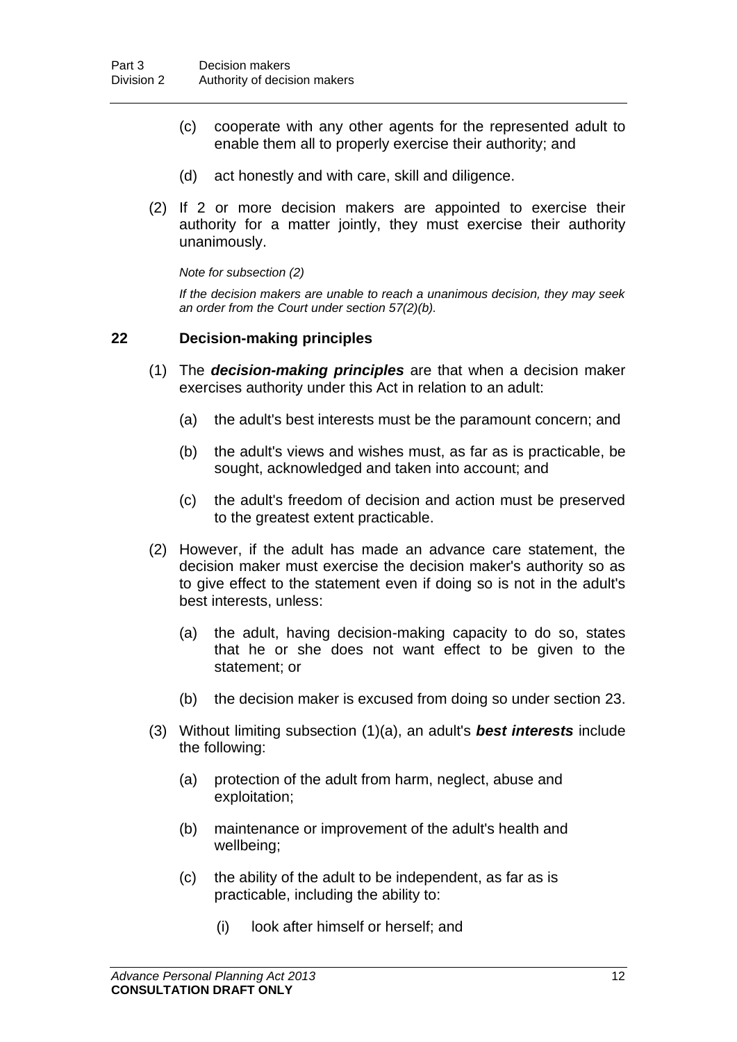(c) cooperate with any other agents for the represented adult to enable them all to properly exercise their authority; and

(d) act honestly and with care, skill and diligence.

(2) If 2 or more decision makers are appointed to exercise their authority for a matter jointly, they must exercise their authority unanimously.

*Note for subsection (2)*

*If the decision makers are unable to reach a unanimous decision, they may seek an order from the Court under section 57(2)(b).*

## 22 Decision-making principles

(1) The ***decision-making principles*** are that when a decision maker exercises authority under this Act in relation to an adult:

(a) the adult's best interests must be the paramount concern; and

(b) the adult's views and wishes must, as far as is practicable, be sought, acknowledged and taken into account; and

(c) the adult's freedom of decision and action must be preserved to the greatest extent practicable.

(2) However, if the adult has made an advance care statement, the decision maker must exercise the decision maker's authority so as to give effect to the statement even if doing so is not in the adult's best interests, unless:

(a) the adult, having decision-making capacity to do so, states that he or she does not want effect to be given to the statement; or

(b) the decision maker is excused from doing so under section 23.

(3) Without limiting subsection (1)(a), an adult's ***best interests*** include the following:

(a) protection of the adult from harm, neglect, abuse and exploitation;

(b) maintenance or improvement of the adult's health and wellbeing;

(c) the ability of the adult to be independent, as far as is practicable, including the ability to:

(i) look after himself or herself; and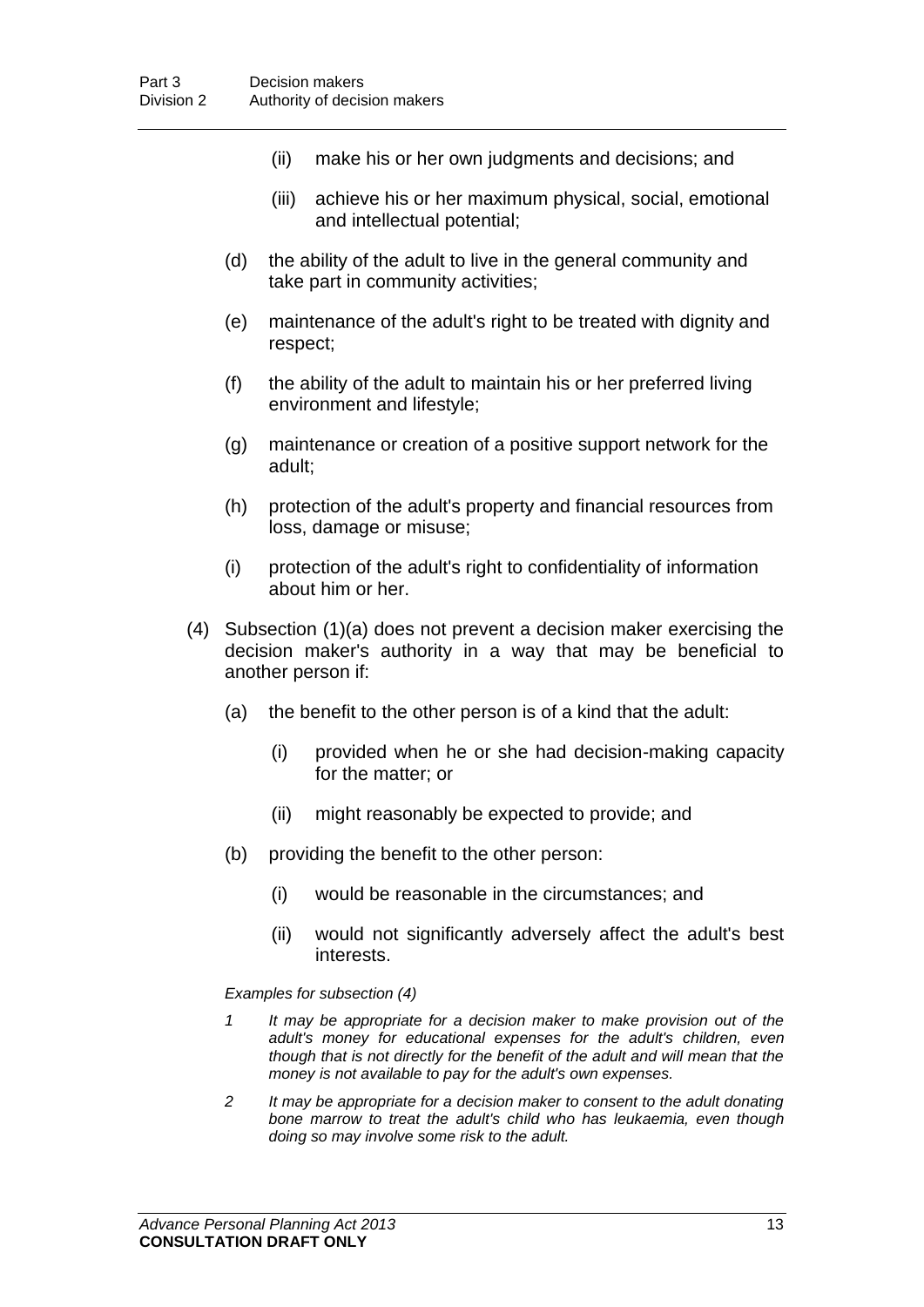(ii) make his or her own judgments and decisions; and

(iii) achieve his or her maximum physical, social, emotional and intellectual potential;

(d) the ability of the adult to live in the general community and take part in community activities;

(e) maintenance of the adult's right to be treated with dignity and respect;

(f) the ability of the adult to maintain his or her preferred living environment and lifestyle;

(g) maintenance or creation of a positive support network for the adult;

(h) protection of the adult's property and financial resources from loss, damage or misuse;

(i) protection of the adult's right to confidentiality of information about him or her.

(4) Subsection (1)(a) does not prevent a decision maker exercising the decision maker's authority in a way that may be beneficial to another person if:

(a) the benefit to the other person is of a kind that the adult:

(i) provided when he or she had decision-making capacity for the matter; or

(ii) might reasonably be expected to provide; and

(b) providing the benefit to the other person:

(i) would be reasonable in the circumstances; and

(ii) would not significantly adversely affect the adult's best interests.

*Examples for subsection (4)*

*1 It may be appropriate for a decision maker to make provision out of the adult's money for educational expenses for the adult's children, even though that is not directly for the benefit of the adult and will mean that the money is not available to pay for the adult's own expenses.*

*2 It may be appropriate for a decision maker to consent to the adult donating bone marrow to treat the adult's child who has leukaemia, even though doing so may involve some risk to the adult.*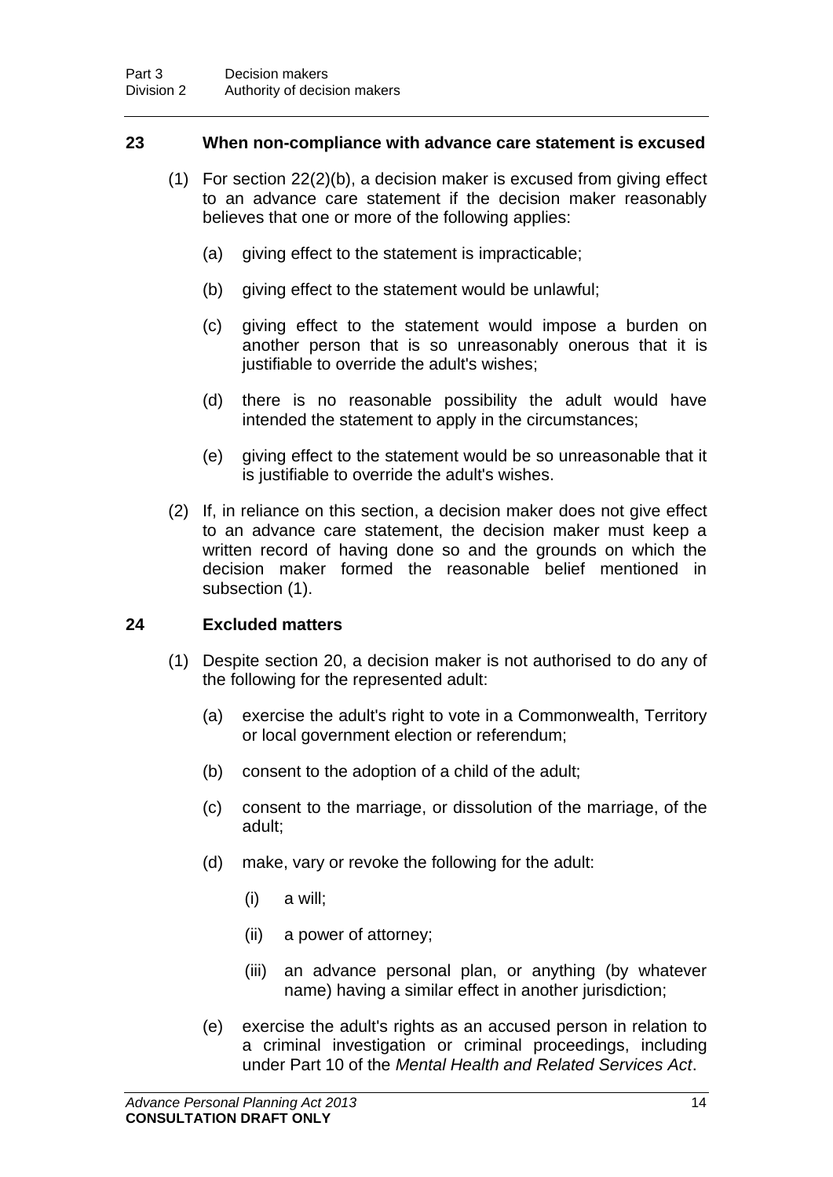### 23 When non-compliance with advance care statement is excused

(1) For section 22(2)(b), a decision maker is excused from giving effect to an advance care statement if the decision maker reasonably believes that one or more of the following applies:

(a) giving effect to the statement is impracticable;

(b) giving effect to the statement would be unlawful;

(c) giving effect to the statement would impose a burden on another person that is so unreasonably onerous that it is justifiable to override the adult's wishes;

(d) there is no reasonable possibility the adult would have intended the statement to apply in the circumstances;

(e) giving effect to the statement would be so unreasonable that it is justifiable to override the adult's wishes.

(2) If, in reliance on this section, a decision maker does not give effect to an advance care statement, the decision maker must keep a written record of having done so and the grounds on which the decision maker formed the reasonable belief mentioned in subsection (1).

### 24 Excluded matters

(1) Despite section 20, a decision maker is not authorised to do any of the following for the represented adult:

(a) exercise the adult's right to vote in a Commonwealth, Territory or local government election or referendum;

(b) consent to the adoption of a child of the adult;

(c) consent to the marriage, or dissolution of the marriage, of the adult;

(d) make, vary or revoke the following for the adult:

(i) a will;

(ii) a power of attorney;

(iii) an advance personal plan, or anything (by whatever name) having a similar effect in another jurisdiction;

(e) exercise the adult's rights as an accused person in relation to a criminal investigation or criminal proceedings, including under Part 10 of the *Mental Health and Related Services Act*.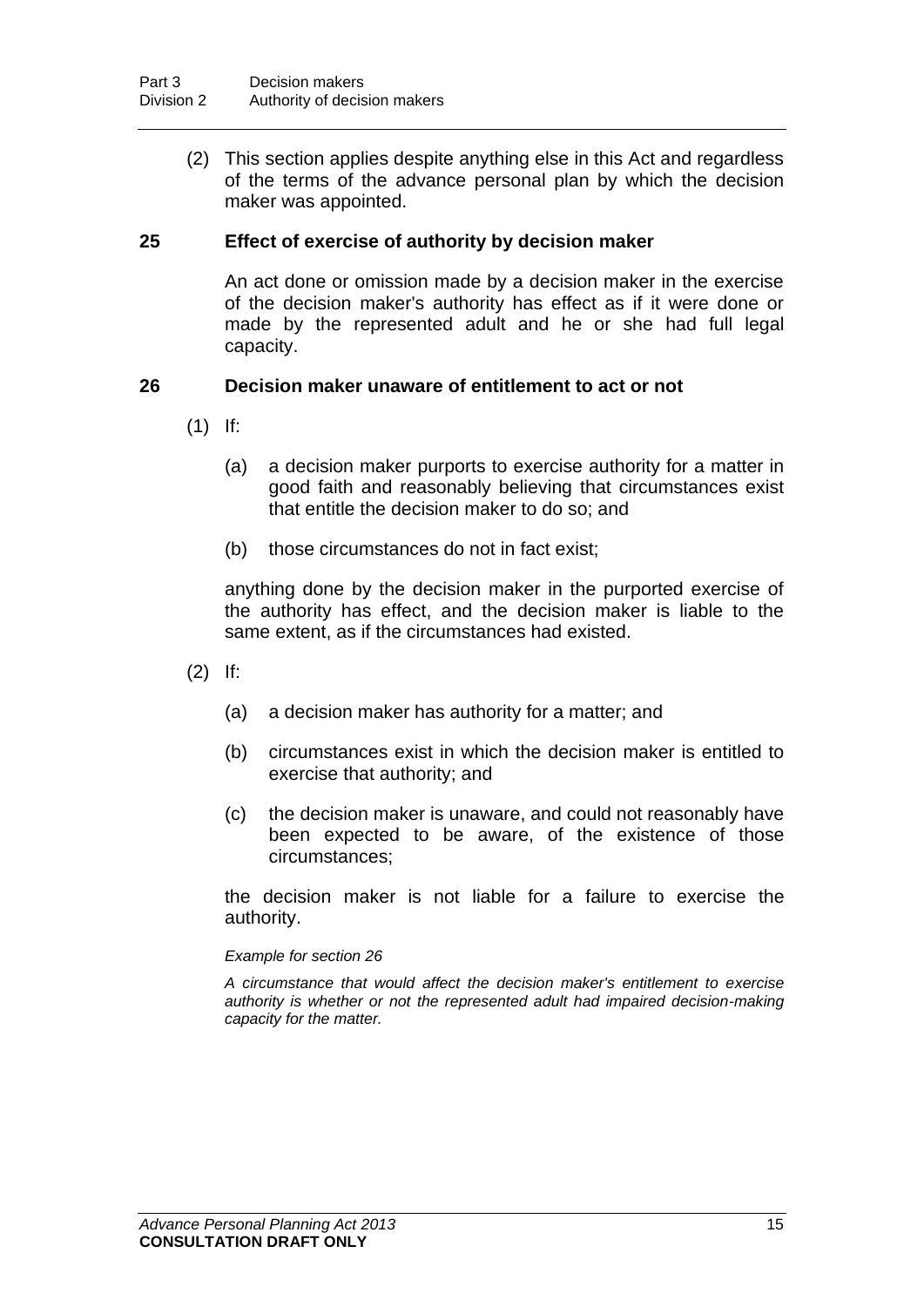(2) This section applies despite anything else in this Act and regardless of the terms of the advance personal plan by which the decision maker was appointed.

### 25 Effect of exercise of authority by decision maker

An act done or omission made by a decision maker in the exercise of the decision maker's authority has effect as if it were done or made by the represented adult and he or she had full legal capacity.

### 26 Decision maker unaware of entitlement to act or not

(1) If:

(a) a decision maker purports to exercise authority for a matter in good faith and reasonably believing that circumstances exist that entitle the decision maker to do so; and

(b) those circumstances do not in fact exist;

anything done by the decision maker in the purported exercise of the authority has effect, and the decision maker is liable to the same extent, as if the circumstances had existed.

(2) If:

(a) a decision maker has authority for a matter; and

(b) circumstances exist in which the decision maker is entitled to exercise that authority; and

(c) the decision maker is unaware, and could not reasonably have been expected to be aware, of the existence of those circumstances;

the decision maker is not liable for a failure to exercise the authority.

*Example for section 26*

*A circumstance that would affect the decision maker's entitlement to exercise authority is whether or not the represented adult had impaired decision-making capacity for the matter.*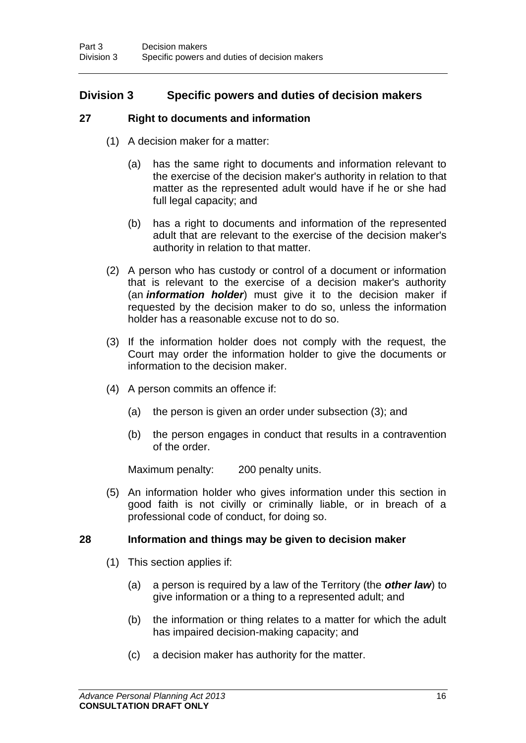## Division 3 Specific powers and duties of decision makers

### 27 Right to documents and information

(1) A decision maker for a matter:

(a) has the same right to documents and information relevant to the exercise of the decision maker's authority in relation to that matter as the represented adult would have if he or she had full legal capacity; and

(b) has a right to documents and information of the represented adult that are relevant to the exercise of the decision maker's authority in relation to that matter.

(2) A person who has custody or control of a document or information that is relevant to the exercise of a decision maker's authority (an ***information holder***) must give it to the decision maker if requested by the decision maker to do so, unless the information holder has a reasonable excuse not to do so.

(3) If the information holder does not comply with the request, the Court may order the information holder to give the documents or information to the decision maker.

(4) A person commits an offence if:

(a) the person is given an order under subsection (3); and

(b) the person engages in conduct that results in a contravention of the order.

Maximum penalty: 200 penalty units.

(5) An information holder who gives information under this section in good faith is not civilly or criminally liable, or in breach of a professional code of conduct, for doing so.

### 28 Information and things may be given to decision maker

(1) This section applies if:

(a) a person is required by a law of the Territory (the ***other law***) to give information or a thing to a represented adult; and

(b) the information or thing relates to a matter for which the adult has impaired decision-making capacity; and

(c) a decision maker has authority for the matter.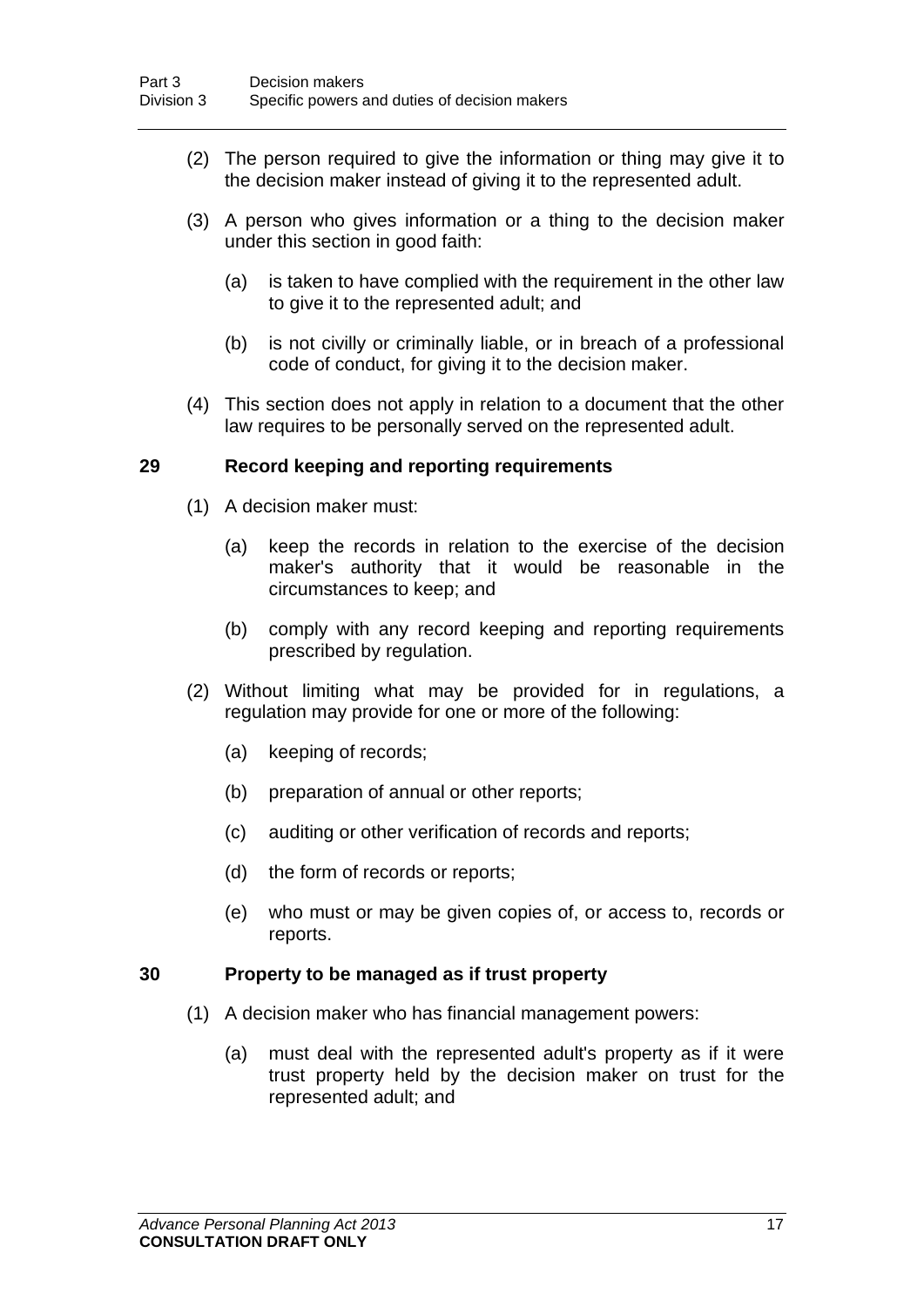(2) The person required to give the information or thing may give it to the decision maker instead of giving it to the represented adult.

(3) A person who gives information or a thing to the decision maker under this section in good faith:

(a) is taken to have complied with the requirement in the other law to give it to the represented adult; and

(b) is not civilly or criminally liable, or in breach of a professional code of conduct, for giving it to the decision maker.

(4) This section does not apply in relation to a document that the other law requires to be personally served on the represented adult.

### 29 Record keeping and reporting requirements

(1) A decision maker must:

(a) keep the records in relation to the exercise of the decision maker's authority that it would be reasonable in the circumstances to keep; and

(b) comply with any record keeping and reporting requirements prescribed by regulation.

(2) Without limiting what may be provided for in regulations, a regulation may provide for one or more of the following:

(a) keeping of records;

(b) preparation of annual or other reports;

(c) auditing or other verification of records and reports;

(d) the form of records or reports;

(e) who must or may be given copies of, or access to, records or reports.

### 30 Property to be managed as if trust property

(1) A decision maker who has financial management powers:

(a) must deal with the represented adult's property as if it were trust property held by the decision maker on trust for the represented adult; and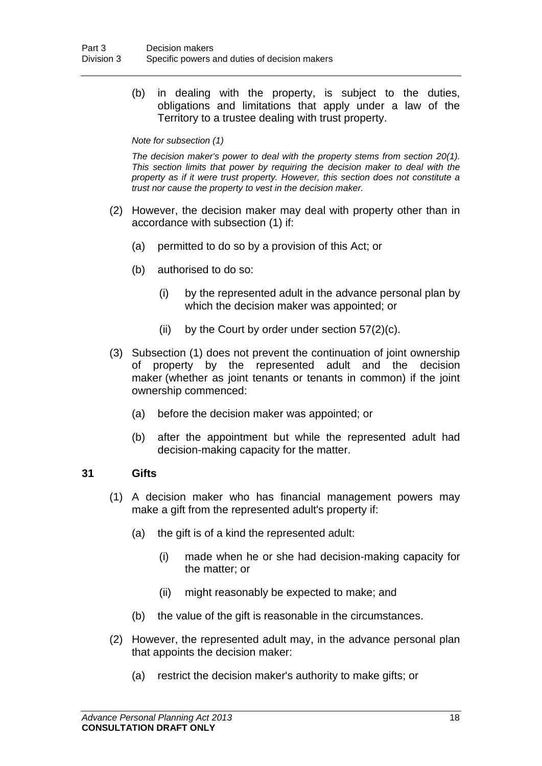(b) in dealing with the property, is subject to the duties, obligations and limitations that apply under a law of the Territory to a trustee dealing with trust property.

*Note for subsection (1)*

*The decision maker's power to deal with the property stems from section 20(1). This section limits that power by requiring the decision maker to deal with the property as if it were trust property. However, this section does not constitute a trust nor cause the property to vest in the decision maker.*

(2) However, the decision maker may deal with property other than in accordance with subsection (1) if:

(a) permitted to do so by a provision of this Act; or

(b) authorised to do so:

(i) by the represented adult in the advance personal plan by which the decision maker was appointed; or

(ii) by the Court by order under section 57(2)(c).

(3) Subsection (1) does not prevent the continuation of joint ownership of property by the represented adult and the decision maker (whether as joint tenants or tenants in common) if the joint ownership commenced:

(a) before the decision maker was appointed; or

(b) after the appointment but while the represented adult had decision-making capacity for the matter.

### 31 Gifts

(1) A decision maker who has financial management powers may make a gift from the represented adult's property if:

(a) the gift is of a kind the represented adult:

(i) made when he or she had decision-making capacity for the matter; or

(ii) might reasonably be expected to make; and

(b) the value of the gift is reasonable in the circumstances.

(2) However, the represented adult may, in the advance personal plan that appoints the decision maker:

(a) restrict the decision maker's authority to make gifts; or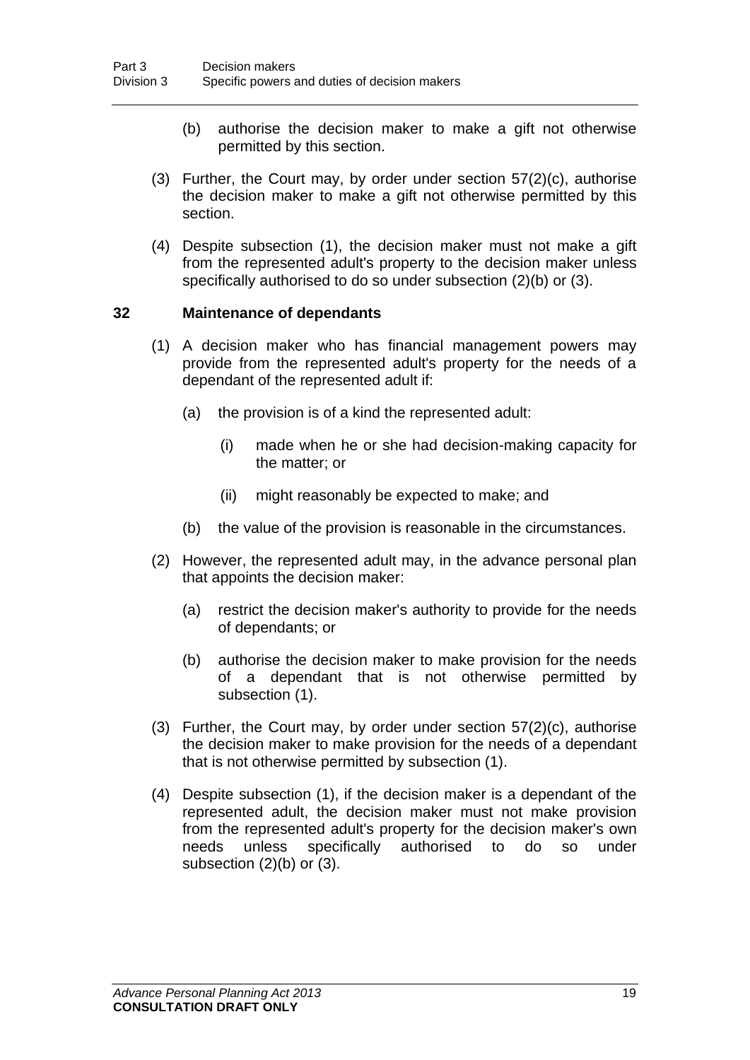(b) authorise the decision maker to make a gift not otherwise permitted by this section.

(3) Further, the Court may, by order under section 57(2)(c), authorise the decision maker to make a gift not otherwise permitted by this section.

(4) Despite subsection (1), the decision maker must not make a gift from the represented adult's property to the decision maker unless specifically authorised to do so under subsection (2)(b) or (3).

### 32 Maintenance of dependants

(1) A decision maker who has financial management powers may provide from the represented adult's property for the needs of a dependant of the represented adult if:

(a) the provision is of a kind the represented adult:

(i) made when he or she had decision-making capacity for the matter; or

(ii) might reasonably be expected to make; and

(b) the value of the provision is reasonable in the circumstances.

(2) However, the represented adult may, in the advance personal plan that appoints the decision maker:

(a) restrict the decision maker's authority to provide for the needs of dependants; or

(b) authorise the decision maker to make provision for the needs of a dependant that is not otherwise permitted by subsection (1).

(3) Further, the Court may, by order under section 57(2)(c), authorise the decision maker to make provision for the needs of a dependant that is not otherwise permitted by subsection (1).

(4) Despite subsection (1), if the decision maker is a dependant of the represented adult, the decision maker must not make provision from the represented adult's property for the decision maker's own needs unless specifically authorised to do so under subsection (2)(b) or (3).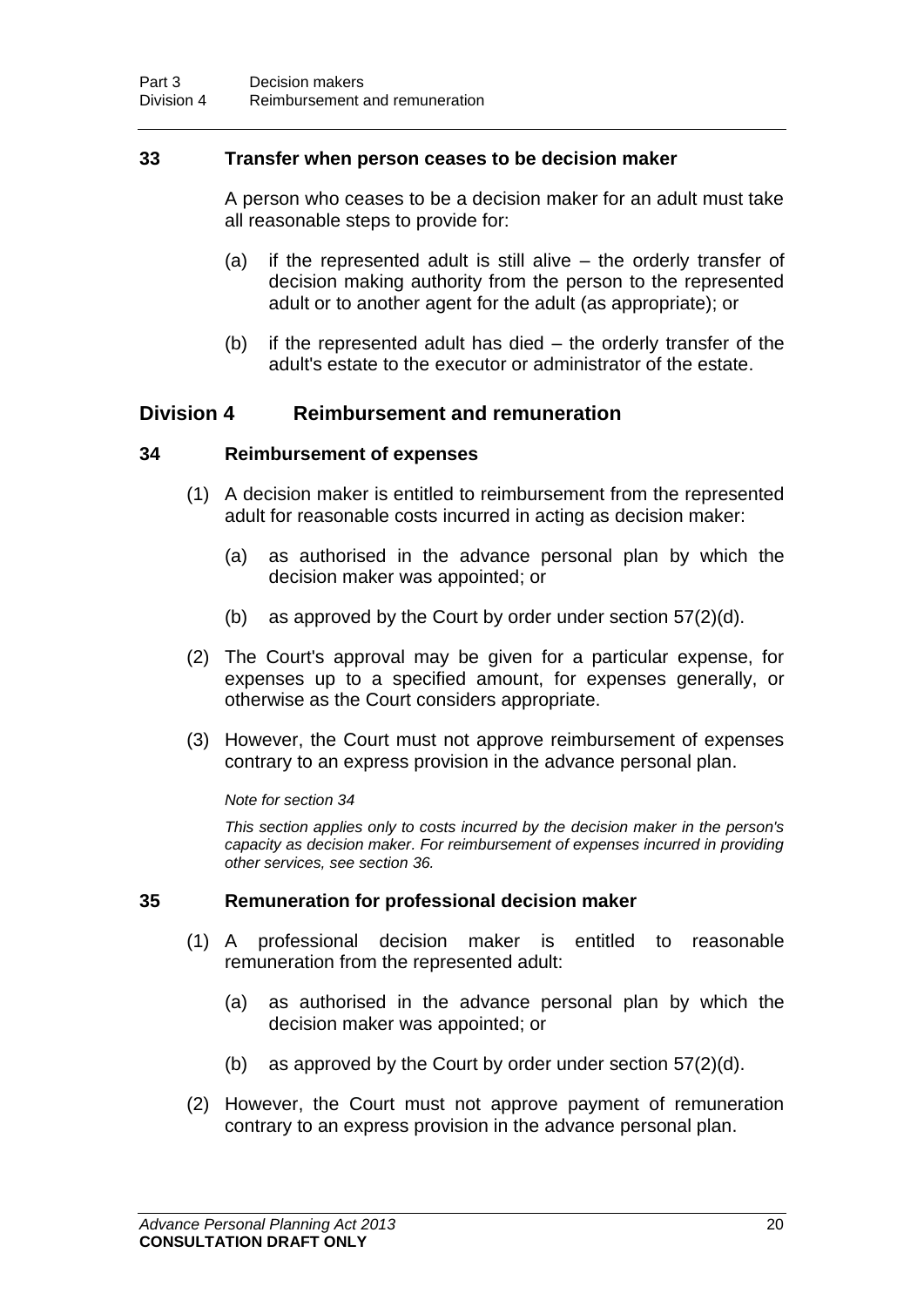### 33 Transfer when person ceases to be decision maker

A person who ceases to be a decision maker for an adult must take all reasonable steps to provide for:

(a) if the represented adult is still alive – the orderly transfer of decision making authority from the person to the represented adult or to another agent for the adult (as appropriate); or

(b) if the represented adult has died – the orderly transfer of the adult's estate to the executor or administrator of the estate.

## Division 4 Reimbursement and remuneration

### 34 Reimbursement of expenses

(1) A decision maker is entitled to reimbursement from the represented adult for reasonable costs incurred in acting as decision maker:

(a) as authorised in the advance personal plan by which the decision maker was appointed; or

(b) as approved by the Court by order under section 57(2)(d).

(2) The Court's approval may be given for a particular expense, for expenses up to a specified amount, for expenses generally, or otherwise as the Court considers appropriate.

(3) However, the Court must not approve reimbursement of expenses contrary to an express provision in the advance personal plan.

*Note for section 34*

*This section applies only to costs incurred by the decision maker in the person's capacity as decision maker. For reimbursement of expenses incurred in providing other services, see section 36.*

### 35 Remuneration for professional decision maker

(1) A professional decision maker is entitled to reasonable remuneration from the represented adult:

(a) as authorised in the advance personal plan by which the decision maker was appointed; or

(b) as approved by the Court by order under section 57(2)(d).

(2) However, the Court must not approve payment of remuneration contrary to an express provision in the advance personal plan.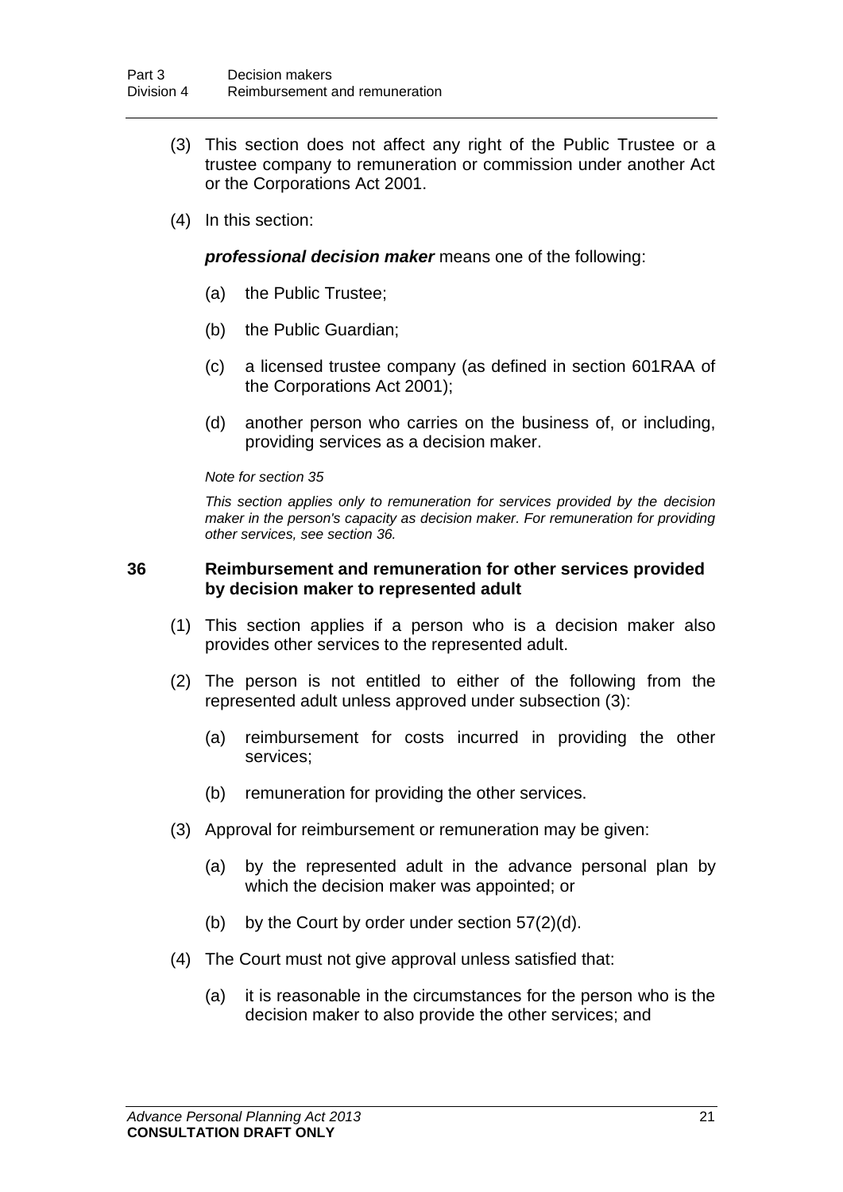(3) This section does not affect any right of the Public Trustee or a trustee company to remuneration or commission under another Act or the Corporations Act 2001.

(4) In this section:

***professional decision maker*** means one of the following:

(a) the Public Trustee;

(b) the Public Guardian;

(c) a licensed trustee company (as defined in section 601RAA of the Corporations Act 2001);

(d) another person who carries on the business of, or including, providing services as a decision maker.

*Note for section 35*

*This section applies only to remuneration for services provided by the decision maker in the person's capacity as decision maker. For remuneration for providing other services, see section 36.*

### 36 Reimbursement and remuneration for other services provided by decision maker to represented adult

(1) This section applies if a person who is a decision maker also provides other services to the represented adult.

(2) The person is not entitled to either of the following from the represented adult unless approved under subsection (3):

(a) reimbursement for costs incurred in providing the other services;

(b) remuneration for providing the other services.

(3) Approval for reimbursement or remuneration may be given:

(a) by the represented adult in the advance personal plan by which the decision maker was appointed; or

(b) by the Court by order under section 57(2)(d).

(4) The Court must not give approval unless satisfied that:

(a) it is reasonable in the circumstances for the person who is the decision maker to also provide the other services; and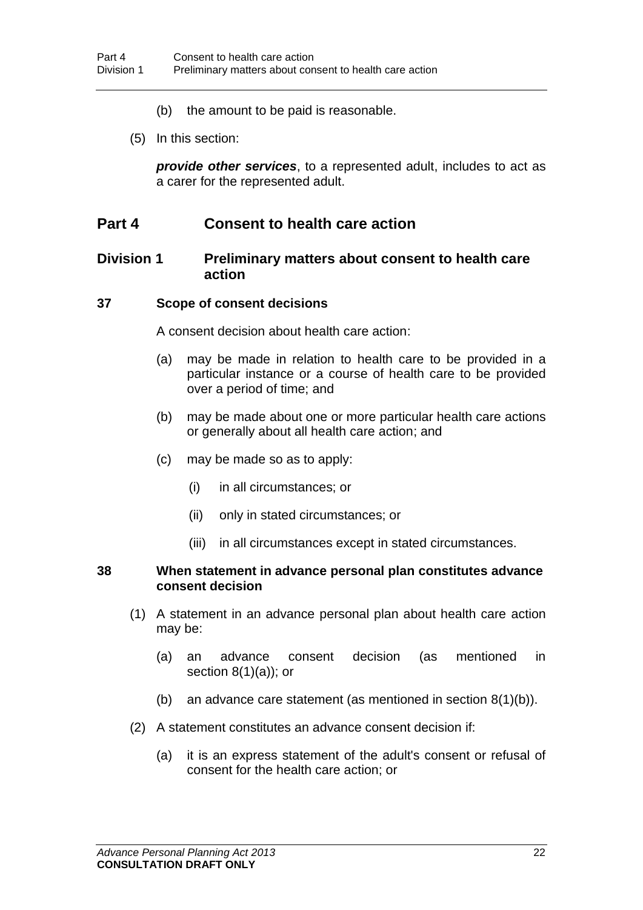(b) the amount to be paid is reasonable.

(5) In this section:

***provide other services***, to a represented adult, includes to act as a carer for the represented adult.

# Part 4 Consent to health care action

## Division 1 Preliminary matters about consent to health care action

### 37 Scope of consent decisions

A consent decision about health care action:

(a) may be made in relation to health care to be provided in a particular instance or a course of health care to be provided over a period of time; and

(b) may be made about one or more particular health care actions or generally about all health care action; and

(c) may be made so as to apply:

(i) in all circumstances; or

(ii) only in stated circumstances; or

(iii) in all circumstances except in stated circumstances.

### 38 When statement in advance personal plan constitutes advance consent decision

(1) A statement in an advance personal plan about health care action may be:

(a) an advance consent decision (as mentioned in section 8(1)(a)); or

(b) an advance care statement (as mentioned in section 8(1)(b)).

(2) A statement constitutes an advance consent decision if:

(a) it is an express statement of the adult's consent or refusal of consent for the health care action; or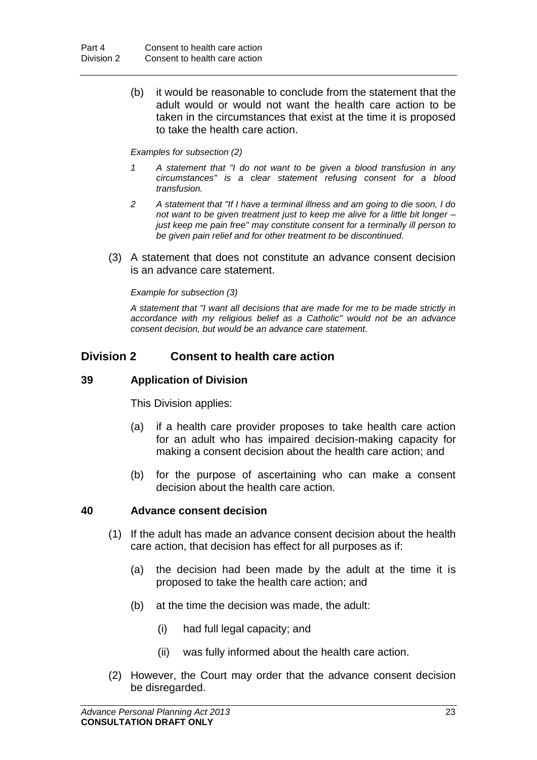(b) it would be reasonable to conclude from the statement that the adult would or would not want the health care action to be taken in the circumstances that exist at the time it is proposed to take the health care action.

*Examples for subsection (2)*

*1 A statement that "I do not want to be given a blood transfusion in any circumstances" is a clear statement refusing consent for a blood transfusion.*

*2 A statement that "If I have a terminal illness and am going to die soon, I do not want to be given treatment just to keep me alive for a little bit longer – just keep me pain free" may constitute consent for a terminally ill person to be given pain relief and for other treatment to be discontinued.*

(3) A statement that does not constitute an advance consent decision is an advance care statement.

*Example for subsection (3)*

*A statement that "I want all decisions that are made for me to be made strictly in accordance with my religious belief as a Catholic" would not be an advance consent decision, but would be an advance care statement.*

## Division 2 Consent to health care action

### 39 Application of Division

This Division applies:

(a) if a health care provider proposes to take health care action for an adult who has impaired decision-making capacity for making a consent decision about the health care action; and

(b) for the purpose of ascertaining who can make a consent decision about the health care action.

### 40 Advance consent decision

(1) If the adult has made an advance consent decision about the health care action, that decision has effect for all purposes as if:

(a) the decision had been made by the adult at the time it is proposed to take the health care action; and

(b) at the time the decision was made, the adult:

(i) had full legal capacity; and

(ii) was fully informed about the health care action.

(2) However, the Court may order that the advance consent decision be disregarded.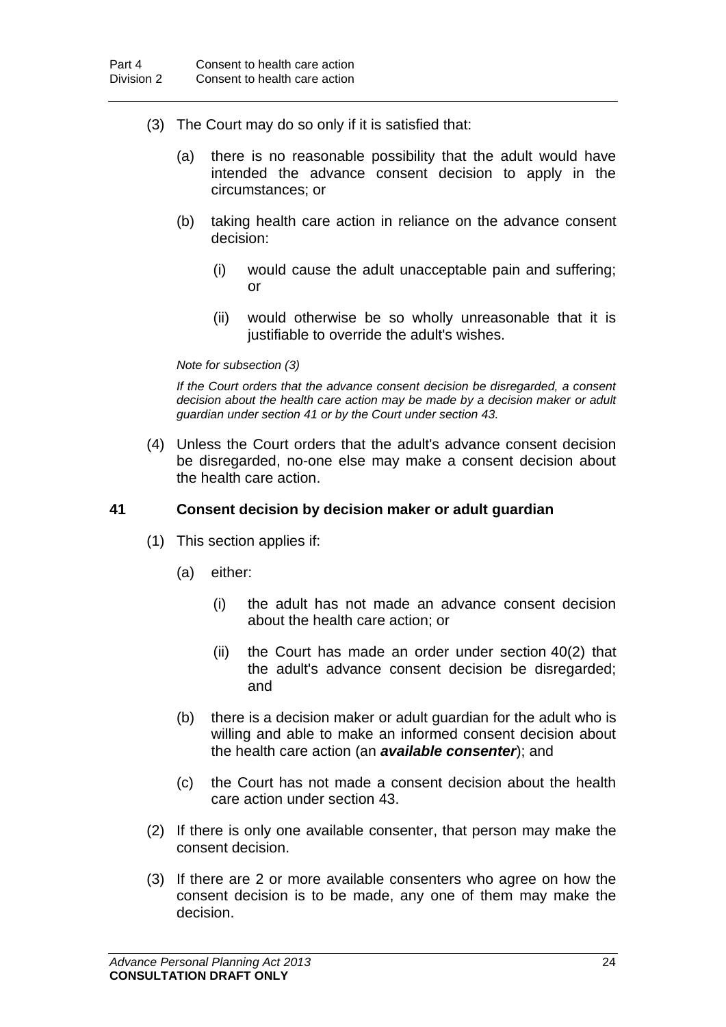(3) The Court may do so only if it is satisfied that:

(a) there is no reasonable possibility that the adult would have intended the advance consent decision to apply in the circumstances; or

(b) taking health care action in reliance on the advance consent decision:

(i) would cause the adult unacceptable pain and suffering; or

(ii) would otherwise be so wholly unreasonable that it is justifiable to override the adult's wishes.

*Note for subsection (3)*

*If the Court orders that the advance consent decision be disregarded, a consent decision about the health care action may be made by a decision maker or adult guardian under section 41 or by the Court under section 43.*

(4) Unless the Court orders that the adult's advance consent decision be disregarded, no-one else may make a consent decision about the health care action.

### 41 Consent decision by decision maker or adult guardian

(1) This section applies if:

(a) either:

(i) the adult has not made an advance consent decision about the health care action; or

(ii) the Court has made an order under section 40(2) that the adult's advance consent decision be disregarded; and

(b) there is a decision maker or adult guardian for the adult who is willing and able to make an informed consent decision about the health care action (an ***available consenter***); and

(c) the Court has not made a consent decision about the health care action under section 43.

(2) If there is only one available consenter, that person may make the consent decision.

(3) If there are 2 or more available consenters who agree on how the consent decision is to be made, any one of them may make the decision.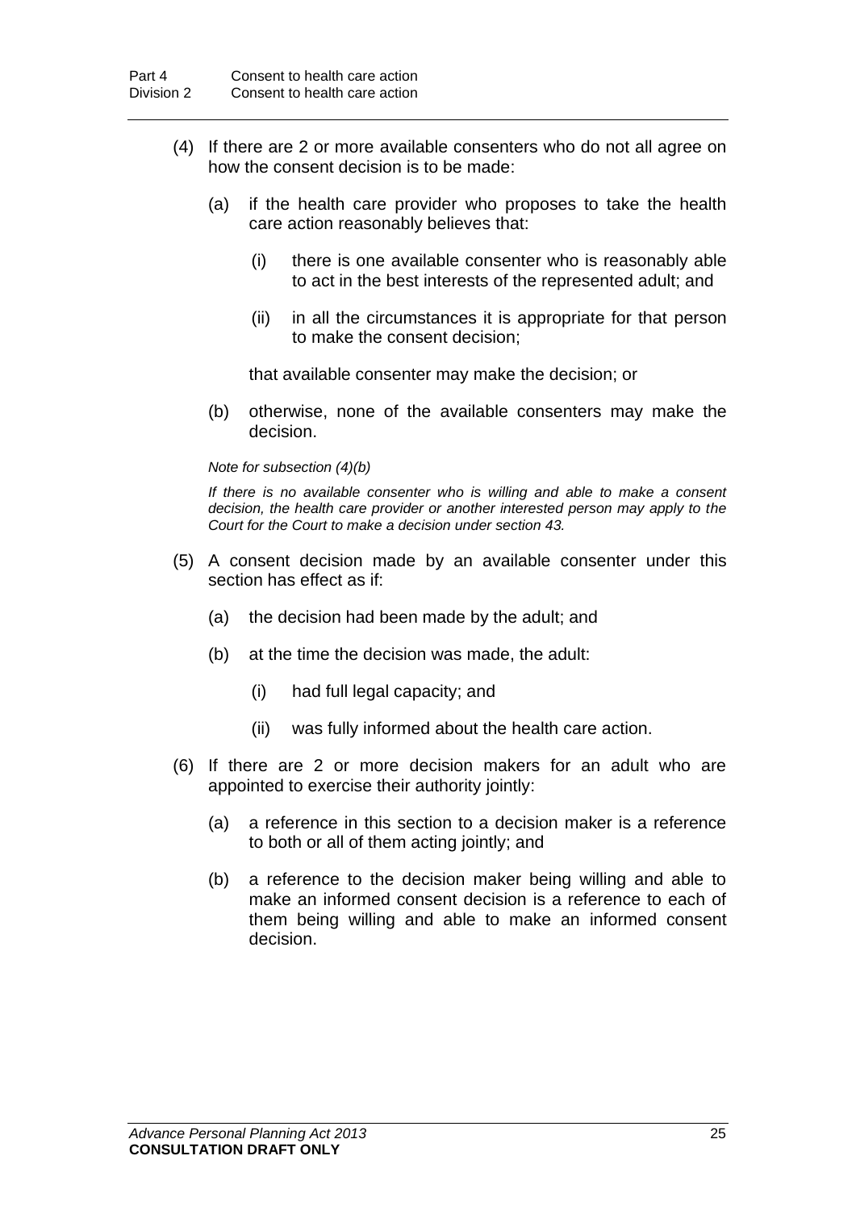(4) If there are 2 or more available consenters who do not all agree on how the consent decision is to be made:

(a) if the health care provider who proposes to take the health care action reasonably believes that:

(i) there is one available consenter who is reasonably able to act in the best interests of the represented adult; and

(ii) in all the circumstances it is appropriate for that person to make the consent decision;

that available consenter may make the decision; or

(b) otherwise, none of the available consenters may make the decision.

*Note for subsection (4)(b)*

*If there is no available consenter who is willing and able to make a consent decision, the health care provider or another interested person may apply to the Court for the Court to make a decision under section 43.*

(5) A consent decision made by an available consenter under this section has effect as if:

(a) the decision had been made by the adult; and

(b) at the time the decision was made, the adult:

(i) had full legal capacity; and

(ii) was fully informed about the health care action.

(6) If there are 2 or more decision makers for an adult who are appointed to exercise their authority jointly:

(a) a reference in this section to a decision maker is a reference to both or all of them acting jointly; and

(b) a reference to the decision maker being willing and able to make an informed consent decision is a reference to each of them being willing and able to make an informed consent decision.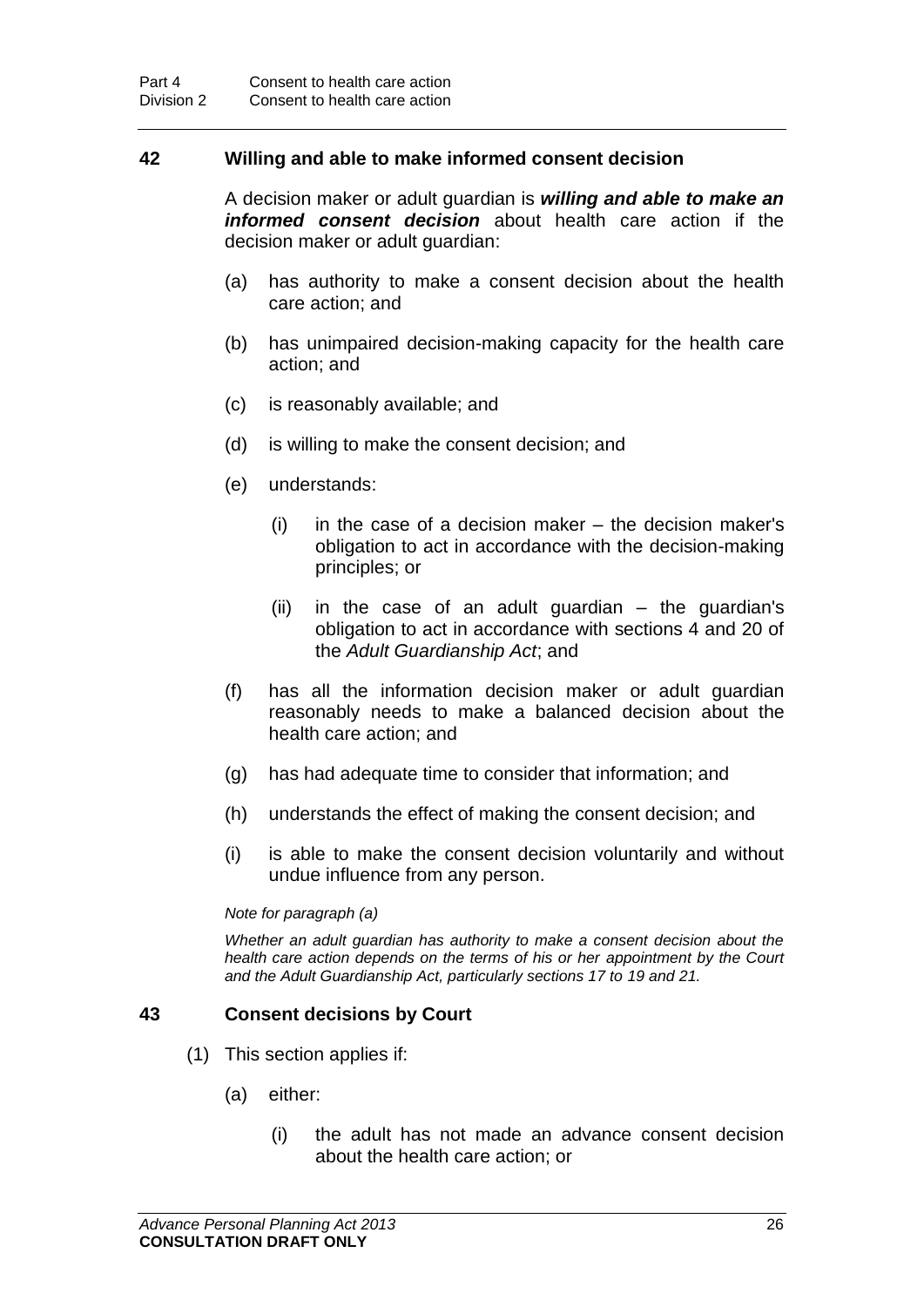### 42 Willing and able to make informed consent decision

A decision maker or adult guardian is ***willing and able to make an informed consent decision*** about health care action if the decision maker or adult guardian:

(a) has authority to make a consent decision about the health care action; and

(b) has unimpaired decision-making capacity for the health care action; and

(c) is reasonably available; and

(d) is willing to make the consent decision; and

(e) understands:

  (i) in the case of a decision maker – the decision maker's obligation to act in accordance with the decision-making principles; or

  (ii) in the case of an adult guardian – the guardian's obligation to act in accordance with sections 4 and 20 of the *Adult Guardianship Act*; and

(f) has all the information decision maker or adult guardian reasonably needs to make a balanced decision about the health care action; and

(g) has had adequate time to consider that information; and

(h) understands the effect of making the consent decision; and

(i) is able to make the consent decision voluntarily and without undue influence from any person.

*Note for paragraph (a)*

*Whether an adult guardian has authority to make a consent decision about the health care action depends on the terms of his or her appointment by the Court and the Adult Guardianship Act, particularly sections 17 to 19 and 21.*

### 43 Consent decisions by Court

(1) This section applies if:

  (a) either:

    (i) the adult has not made an advance consent decision about the health care action; or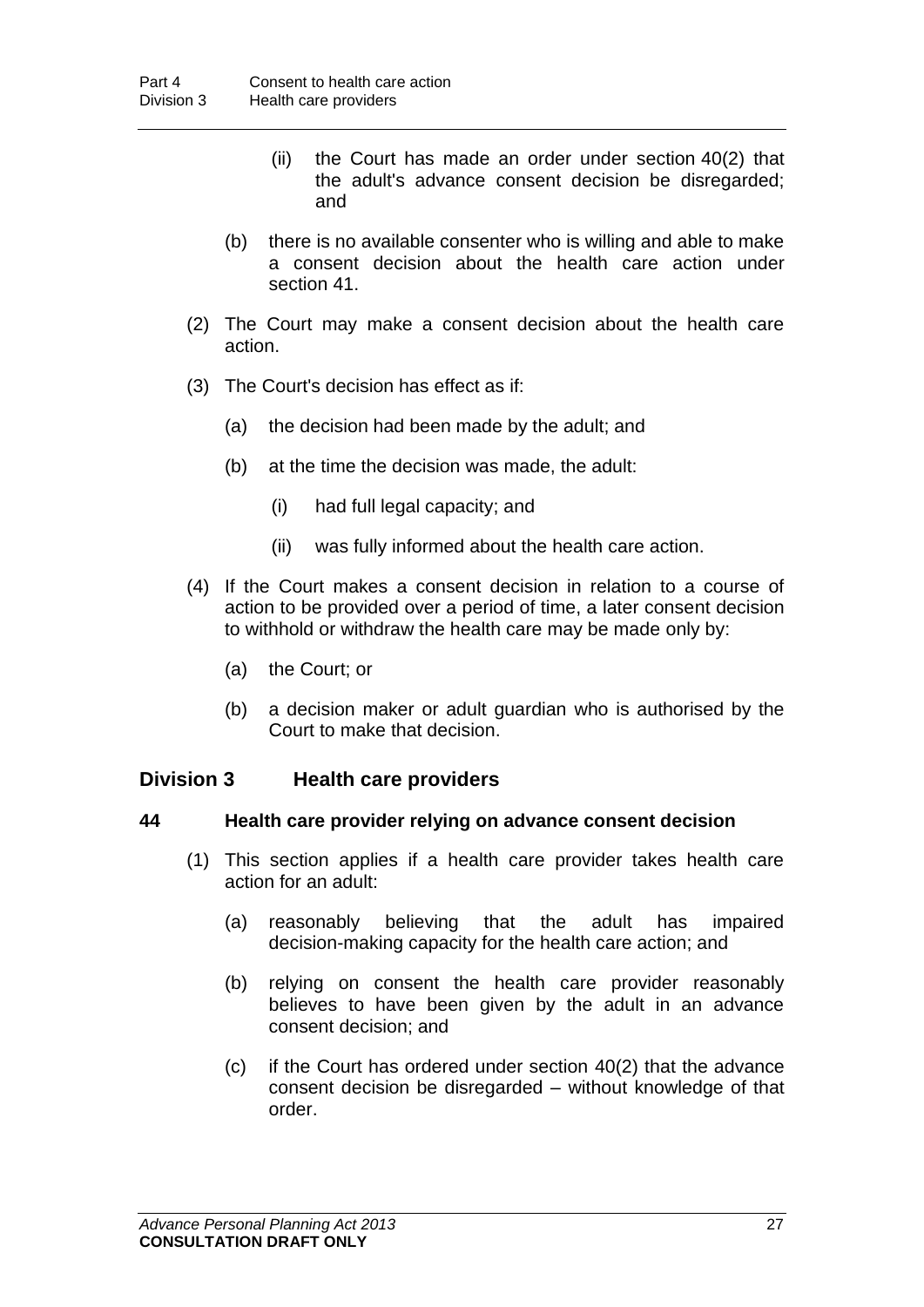(ii) the Court has made an order under section 40(2) that the adult's advance consent decision be disregarded; and

(b) there is no available consenter who is willing and able to make a consent decision about the health care action under section 41.

(2) The Court may make a consent decision about the health care action.

(3) The Court's decision has effect as if:

(a) the decision had been made by the adult; and

(b) at the time the decision was made, the adult:

(i) had full legal capacity; and

(ii) was fully informed about the health care action.

(4) If the Court makes a consent decision in relation to a course of action to be provided over a period of time, a later consent decision to withhold or withdraw the health care may be made only by:

(a) the Court; or

(b) a decision maker or adult guardian who is authorised by the Court to make that decision.

## Division 3 Health care providers

### 44 Health care provider relying on advance consent decision

(1) This section applies if a health care provider takes health care action for an adult:

(a) reasonably believing that the adult has impaired decision-making capacity for the health care action; and

(b) relying on consent the health care provider reasonably believes to have been given by the adult in an advance consent decision; and

(c) if the Court has ordered under section 40(2) that the advance consent decision be disregarded – without knowledge of that order.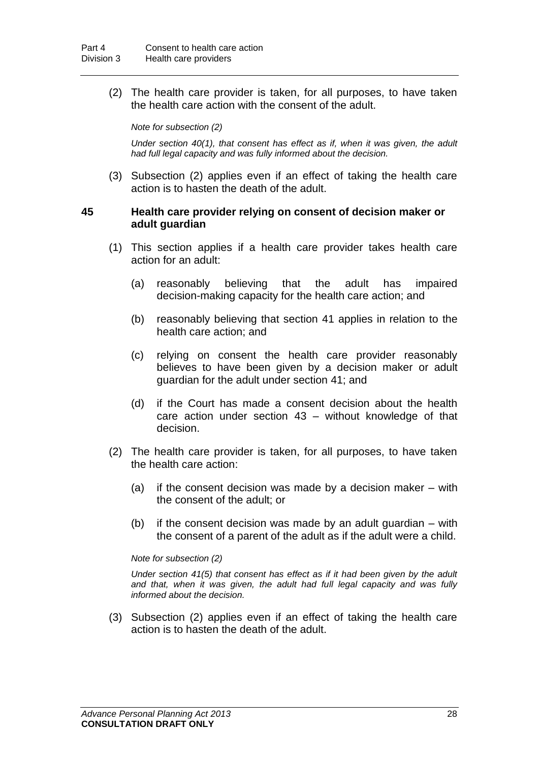(2) The health care provider is taken, for all purposes, to have taken the health care action with the consent of the adult.

*Note for subsection (2)*

*Under section 40(1), that consent has effect as if, when it was given, the adult had full legal capacity and was fully informed about the decision.*

(3) Subsection (2) applies even if an effect of taking the health care action is to hasten the death of the adult.

### 45 Health care provider relying on consent of decision maker or adult guardian

(1) This section applies if a health care provider takes health care action for an adult:

(a) reasonably believing that the adult has impaired decision-making capacity for the health care action; and

(b) reasonably believing that section 41 applies in relation to the health care action; and

(c) relying on consent the health care provider reasonably believes to have been given by a decision maker or adult guardian for the adult under section 41; and

(d) if the Court has made a consent decision about the health care action under section 43 – without knowledge of that decision.

(2) The health care provider is taken, for all purposes, to have taken the health care action:

(a) if the consent decision was made by a decision maker – with the consent of the adult; or

(b) if the consent decision was made by an adult guardian – with the consent of a parent of the adult as if the adult were a child.

*Note for subsection (2)*

*Under section 41(5) that consent has effect as if it had been given by the adult and that, when it was given, the adult had full legal capacity and was fully informed about the decision.*

(3) Subsection (2) applies even if an effect of taking the health care action is to hasten the death of the adult.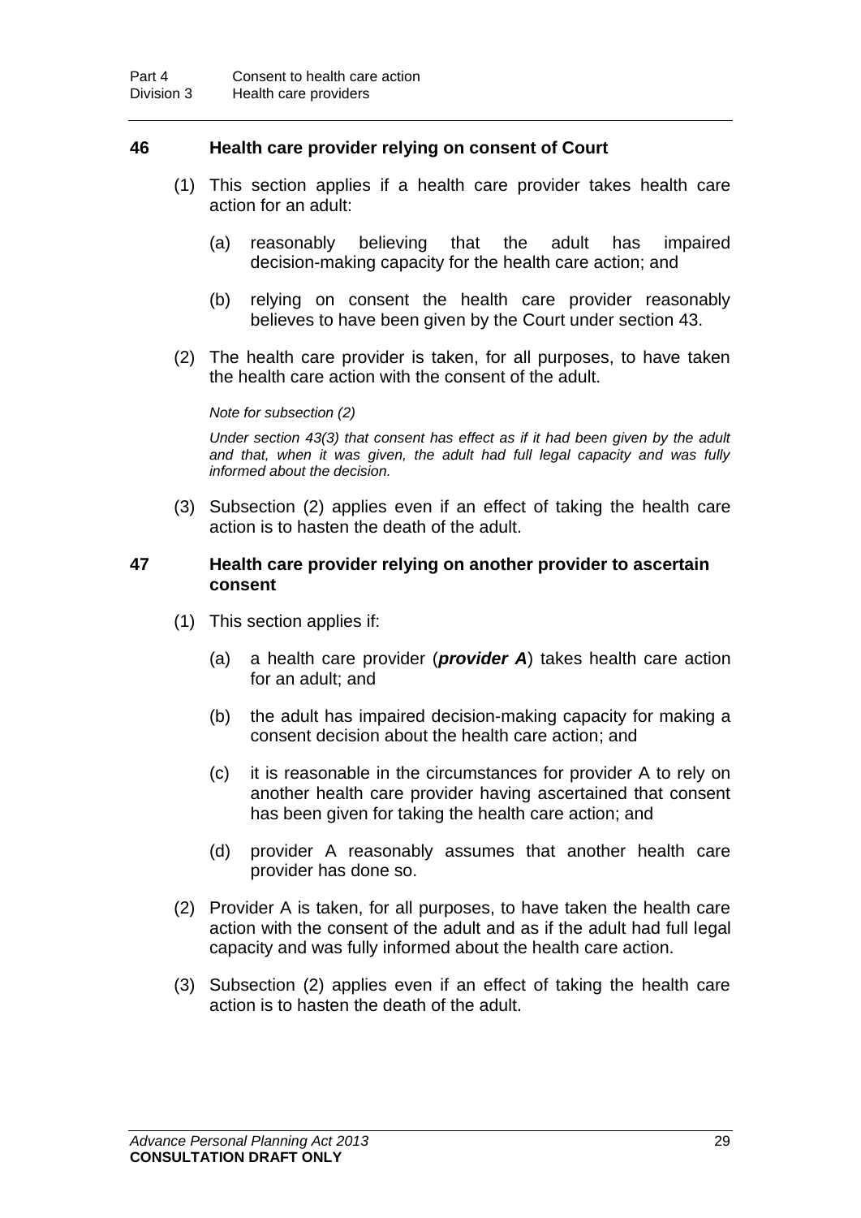### 46 Health care provider relying on consent of Court

(1) This section applies if a health care provider takes health care action for an adult:

(a) reasonably believing that the adult has impaired decision-making capacity for the health care action; and

(b) relying on consent the health care provider reasonably believes to have been given by the Court under section 43.

(2) The health care provider is taken, for all purposes, to have taken the health care action with the consent of the adult.

*Note for subsection (2)*

*Under section 43(3) that consent has effect as if it had been given by the adult and that, when it was given, the adult had full legal capacity and was fully informed about the decision.*

(3) Subsection (2) applies even if an effect of taking the health care action is to hasten the death of the adult.

### 47 Health care provider relying on another provider to ascertain consent

(1) This section applies if:

(a) a health care provider (***provider A***) takes health care action for an adult; and

(b) the adult has impaired decision-making capacity for making a consent decision about the health care action; and

(c) it is reasonable in the circumstances for provider A to rely on another health care provider having ascertained that consent has been given for taking the health care action; and

(d) provider A reasonably assumes that another health care provider has done so.

(2) Provider A is taken, for all purposes, to have taken the health care action with the consent of the adult and as if the adult had full legal capacity and was fully informed about the health care action.

(3) Subsection (2) applies even if an effect of taking the health care action is to hasten the death of the adult.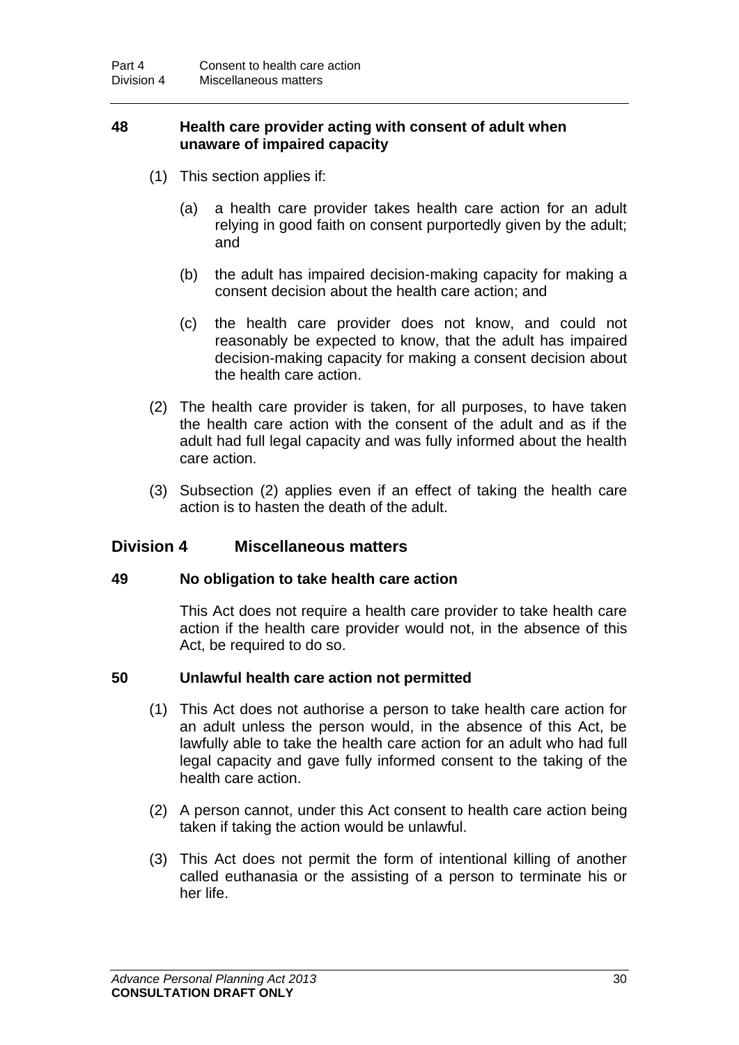### 48 Health care provider acting with consent of adult when unaware of impaired capacity

(1) This section applies if:

(a) a health care provider takes health care action for an adult relying in good faith on consent purportedly given by the adult; and

(b) the adult has impaired decision-making capacity for making a consent decision about the health care action; and

(c) the health care provider does not know, and could not reasonably be expected to know, that the adult has impaired decision-making capacity for making a consent decision about the health care action.

(2) The health care provider is taken, for all purposes, to have taken the health care action with the consent of the adult and as if the adult had full legal capacity and was fully informed about the health care action.

(3) Subsection (2) applies even if an effect of taking the health care action is to hasten the death of the adult.

## Division 4 Miscellaneous matters

### 49 No obligation to take health care action

This Act does not require a health care provider to take health care action if the health care provider would not, in the absence of this Act, be required to do so.

### 50 Unlawful health care action not permitted

(1) This Act does not authorise a person to take health care action for an adult unless the person would, in the absence of this Act, be lawfully able to take the health care action for an adult who had full legal capacity and gave fully informed consent to the taking of the health care action.

(2) A person cannot, under this Act consent to health care action being taken if taking the action would be unlawful.

(3) This Act does not permit the form of intentional killing of another called euthanasia or the assisting of a person to terminate his or her life.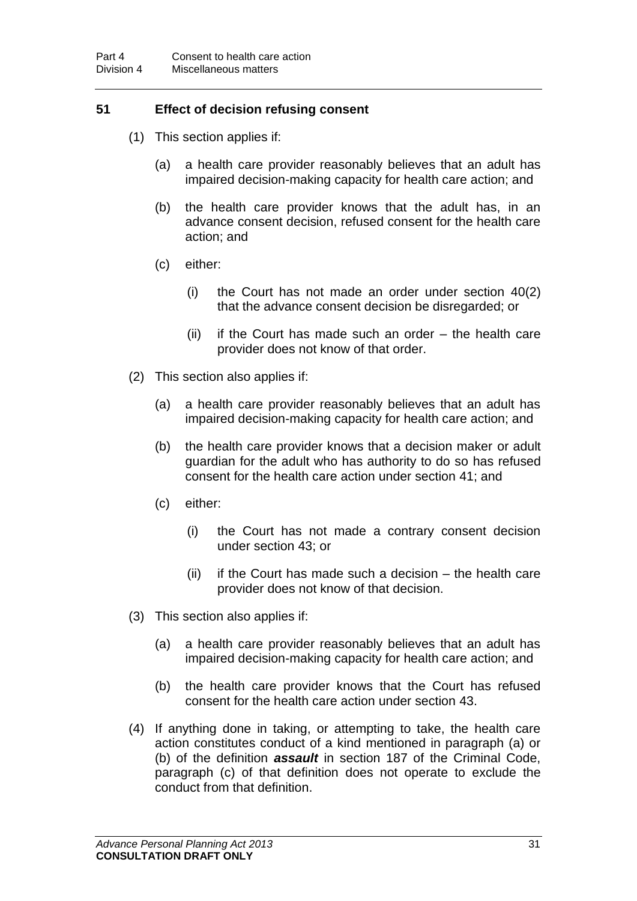### 51 Effect of decision refusing consent

(1) This section applies if:

(a) a health care provider reasonably believes that an adult has impaired decision-making capacity for health care action; and

(b) the health care provider knows that the adult has, in an advance consent decision, refused consent for the health care action; and

(c) either:

(i) the Court has not made an order under section 40(2) that the advance consent decision be disregarded; or

(ii) if the Court has made such an order – the health care provider does not know of that order.

(2) This section also applies if:

(a) a health care provider reasonably believes that an adult has impaired decision-making capacity for health care action; and

(b) the health care provider knows that a decision maker or adult guardian for the adult who has authority to do so has refused consent for the health care action under section 41; and

(c) either:

(i) the Court has not made a contrary consent decision under section 43; or

(ii) if the Court has made such a decision – the health care provider does not know of that decision.

(3) This section also applies if:

(a) a health care provider reasonably believes that an adult has impaired decision-making capacity for health care action; and

(b) the health care provider knows that the Court has refused consent for the health care action under section 43.

(4) If anything done in taking, or attempting to take, the health care action constitutes conduct of a kind mentioned in paragraph (a) or (b) of the definition ***assault*** in section 187 of the Criminal Code, paragraph (c) of that definition does not operate to exclude the conduct from that definition.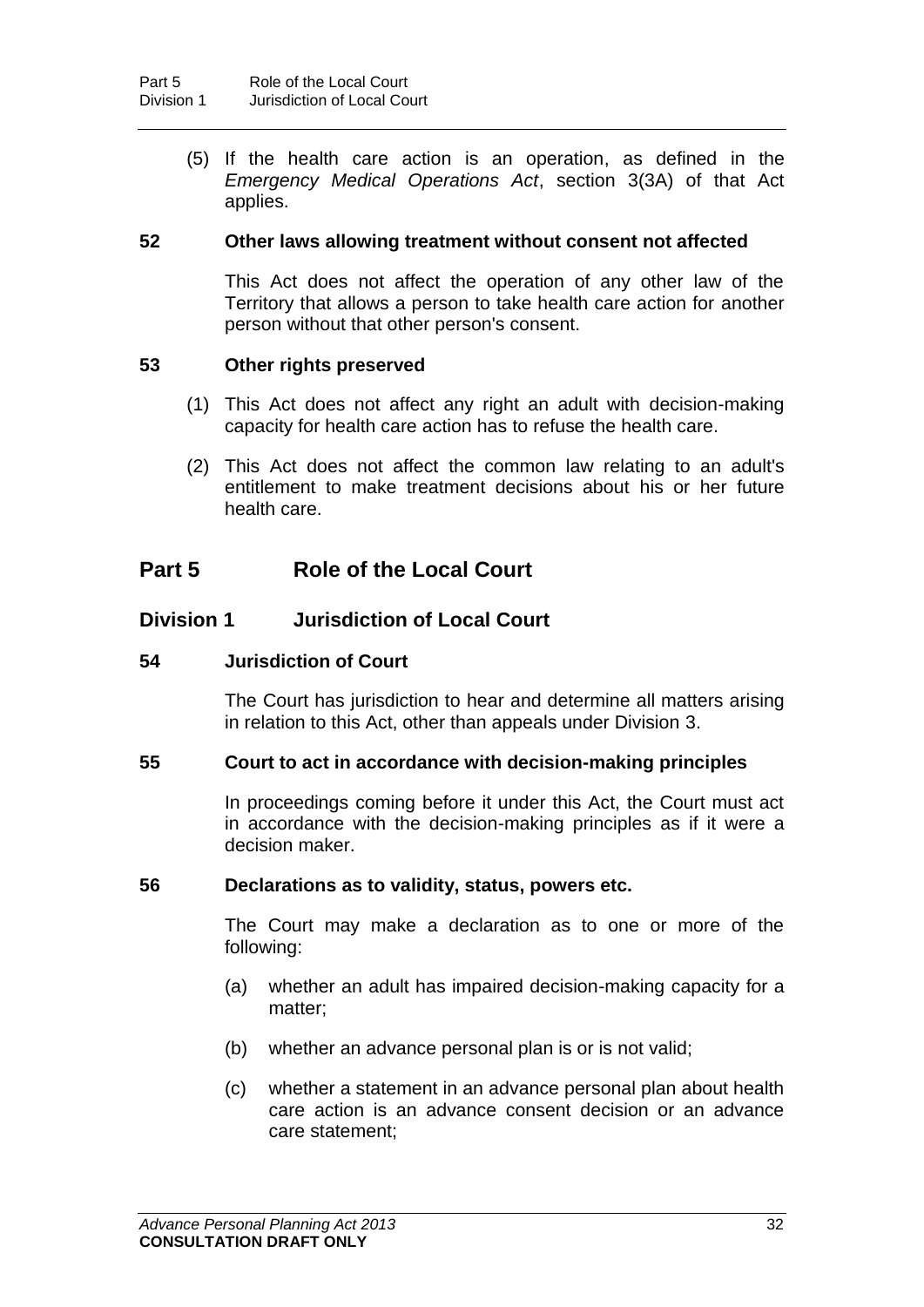(5) If the health care action is an operation, as defined in the *Emergency Medical Operations Act*, section 3(3A) of that Act applies.

**52 Other laws allowing treatment without consent not affected**

This Act does not affect the operation of any other law of the Territory that allows a person to take health care action for another person without that other person's consent.

**53 Other rights preserved**

(1) This Act does not affect any right an adult with decision-making capacity for health care action has to refuse the health care.

(2) This Act does not affect the common law relating to an adult's entitlement to make treatment decisions about his or her future health care.

## Part 5 Role of the Local Court

### Division 1 Jurisdiction of Local Court

**54 Jurisdiction of Court**

The Court has jurisdiction to hear and determine all matters arising in relation to this Act, other than appeals under Division 3.

**55 Court to act in accordance with decision-making principles**

In proceedings coming before it under this Act, the Court must act in accordance with the decision-making principles as if it were a decision maker.

**56 Declarations as to validity, status, powers etc.**

The Court may make a declaration as to one or more of the following:

(a) whether an adult has impaired decision-making capacity for a matter;

(b) whether an advance personal plan is or is not valid;

(c) whether a statement in an advance personal plan about health care action is an advance consent decision or an advance care statement;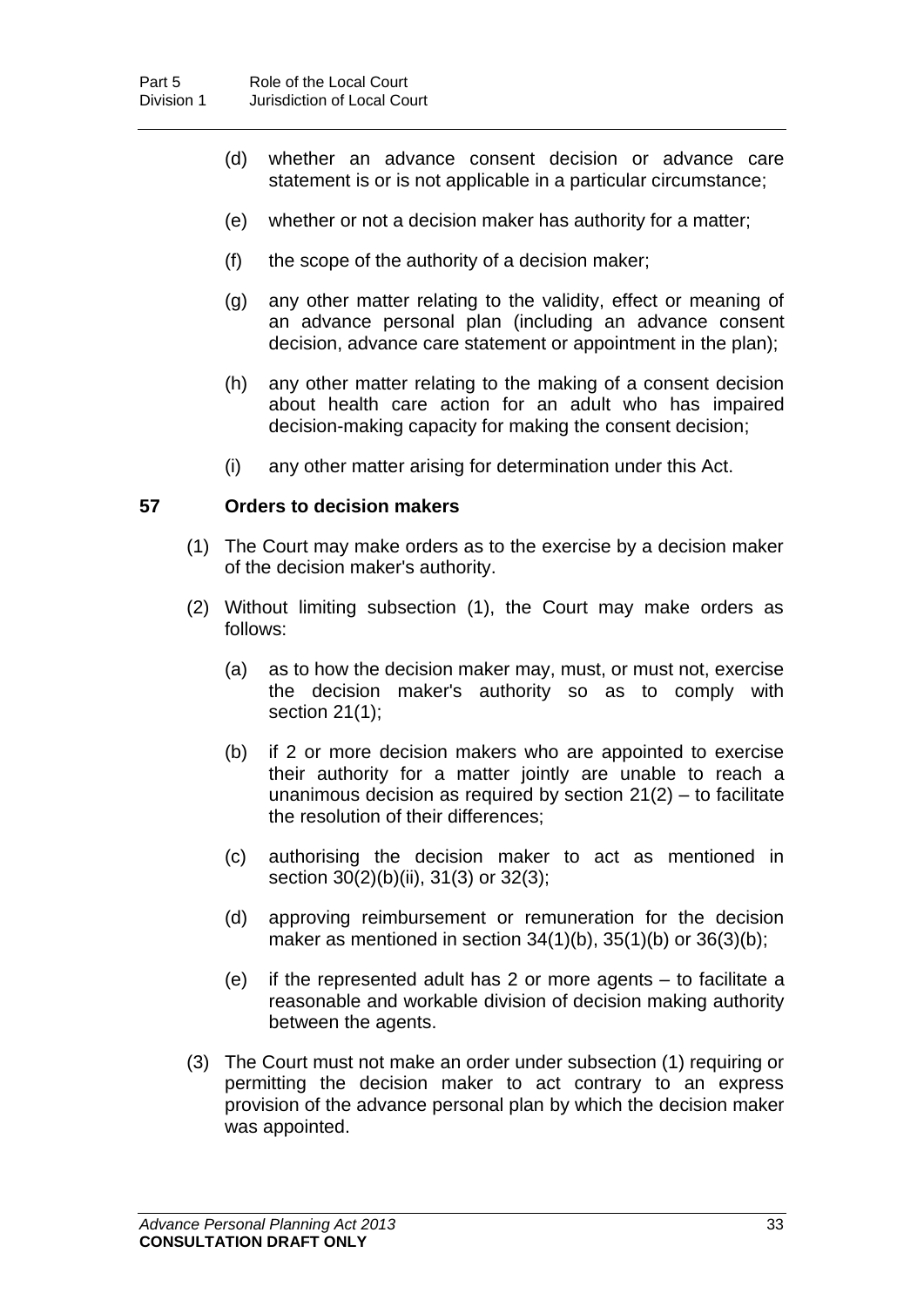(d) whether an advance consent decision or advance care statement is or is not applicable in a particular circumstance;

(e) whether or not a decision maker has authority for a matter;

(f) the scope of the authority of a decision maker;

(g) any other matter relating to the validity, effect or meaning of an advance personal plan (including an advance consent decision, advance care statement or appointment in the plan);

(h) any other matter relating to the making of a consent decision about health care action for an adult who has impaired decision-making capacity for making the consent decision;

(i) any other matter arising for determination under this Act.

### 57 Orders to decision makers

(1) The Court may make orders as to the exercise by a decision maker of the decision maker's authority.

(2) Without limiting subsection (1), the Court may make orders as follows:

(a) as to how the decision maker may, must, or must not, exercise the decision maker's authority so as to comply with section 21(1);

(b) if 2 or more decision makers who are appointed to exercise their authority for a matter jointly are unable to reach a unanimous decision as required by section 21(2) – to facilitate the resolution of their differences;

(c) authorising the decision maker to act as mentioned in section 30(2)(b)(ii), 31(3) or 32(3);

(d) approving reimbursement or remuneration for the decision maker as mentioned in section 34(1)(b), 35(1)(b) or 36(3)(b);

(e) if the represented adult has 2 or more agents – to facilitate a reasonable and workable division of decision making authority between the agents.

(3) The Court must not make an order under subsection (1) requiring or permitting the decision maker to act contrary to an express provision of the advance personal plan by which the decision maker was appointed.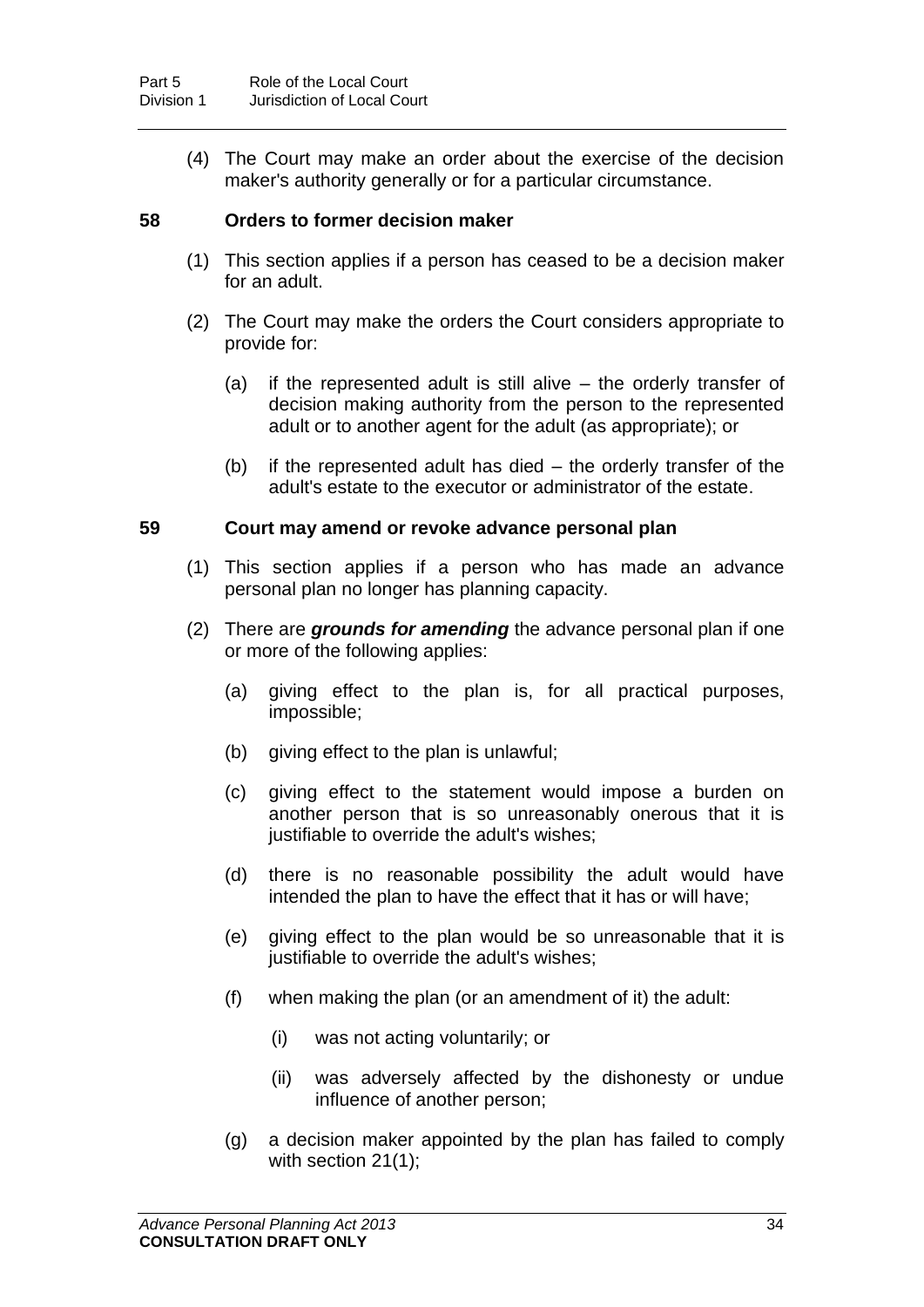(4) The Court may make an order about the exercise of the decision maker's authority generally or for a particular circumstance.

### 58 Orders to former decision maker

(1) This section applies if a person has ceased to be a decision maker for an adult.

(2) The Court may make the orders the Court considers appropriate to provide for:

(a) if the represented adult is still alive – the orderly transfer of decision making authority from the person to the represented adult or to another agent for the adult (as appropriate); or

(b) if the represented adult has died – the orderly transfer of the adult's estate to the executor or administrator of the estate.

### 59 Court may amend or revoke advance personal plan

(1) This section applies if a person who has made an advance personal plan no longer has planning capacity.

(2) There are ***grounds for amending*** the advance personal plan if one or more of the following applies:

(a) giving effect to the plan is, for all practical purposes, impossible;

(b) giving effect to the plan is unlawful;

(c) giving effect to the statement would impose a burden on another person that is so unreasonably onerous that it is justifiable to override the adult's wishes;

(d) there is no reasonable possibility the adult would have intended the plan to have the effect that it has or will have;

(e) giving effect to the plan would be so unreasonable that it is justifiable to override the adult's wishes;

(f) when making the plan (or an amendment of it) the adult:

(i) was not acting voluntarily; or

(ii) was adversely affected by the dishonesty or undue influence of another person;

(g) a decision maker appointed by the plan has failed to comply with section 21(1);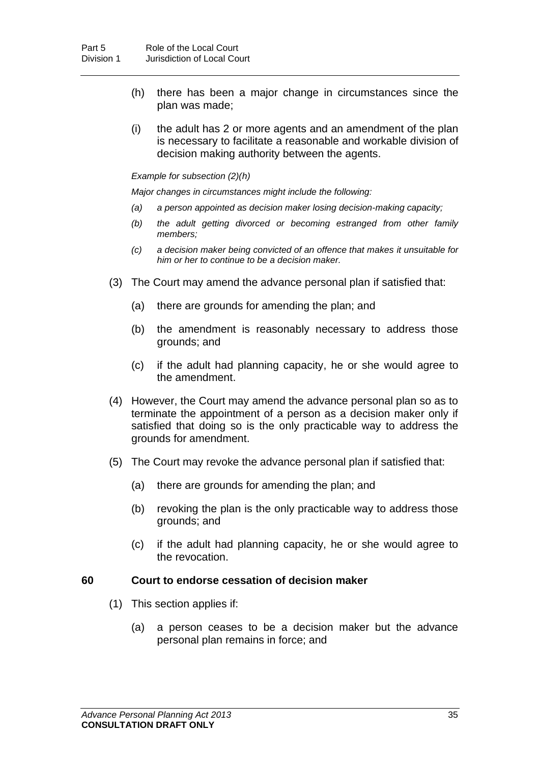(h) there has been a major change in circumstances since the plan was made;

(i) the adult has 2 or more agents and an amendment of the plan is necessary to facilitate a reasonable and workable division of decision making authority between the agents.

*Example for subsection (2)(h)*

*Major changes in circumstances might include the following:*

*(a) a person appointed as decision maker losing decision-making capacity;*

*(b) the adult getting divorced or becoming estranged from other family members;*

*(c) a decision maker being convicted of an offence that makes it unsuitable for him or her to continue to be a decision maker.*

(3) The Court may amend the advance personal plan if satisfied that:

(a) there are grounds for amending the plan; and

(b) the amendment is reasonably necessary to address those grounds; and

(c) if the adult had planning capacity, he or she would agree to the amendment.

(4) However, the Court may amend the advance personal plan so as to terminate the appointment of a person as a decision maker only if satisfied that doing so is the only practicable way to address the grounds for amendment.

(5) The Court may revoke the advance personal plan if satisfied that:

(a) there are grounds for amending the plan; and

(b) revoking the plan is the only practicable way to address those grounds; and

(c) if the adult had planning capacity, he or she would agree to the revocation.

### 60 Court to endorse cessation of decision maker

(1) This section applies if:

(a) a person ceases to be a decision maker but the advance personal plan remains in force; and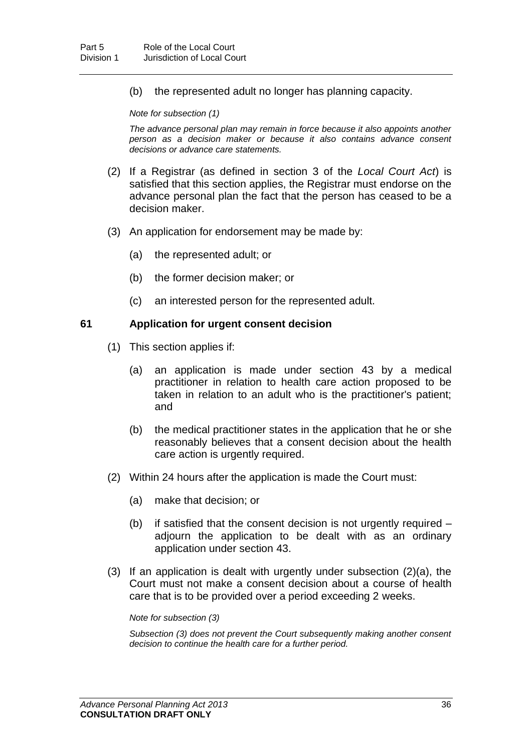(b) the represented adult no longer has planning capacity.

*Note for subsection (1)*

*The advance personal plan may remain in force because it also appoints another person as a decision maker or because it also contains advance consent decisions or advance care statements.*

(2) If a Registrar (as defined in section 3 of the *Local Court Act*) is satisfied that this section applies, the Registrar must endorse on the advance personal plan the fact that the person has ceased to be a decision maker.

(3) An application for endorsement may be made by:

(a) the represented adult; or

(b) the former decision maker; or

(c) an interested person for the represented adult.

**61 Application for urgent consent decision**

(1) This section applies if:

(a) an application is made under section 43 by a medical practitioner in relation to health care action proposed to be taken in relation to an adult who is the practitioner's patient; and

(b) the medical practitioner states in the application that he or she reasonably believes that a consent decision about the health care action is urgently required.

(2) Within 24 hours after the application is made the Court must:

(a) make that decision; or

(b) if satisfied that the consent decision is not urgently required – adjourn the application to be dealt with as an ordinary application under section 43.

(3) If an application is dealt with urgently under subsection (2)(a), the Court must not make a consent decision about a course of health care that is to be provided over a period exceeding 2 weeks.

*Note for subsection (3)*

*Subsection (3) does not prevent the Court subsequently making another consent decision to continue the health care for a further period.*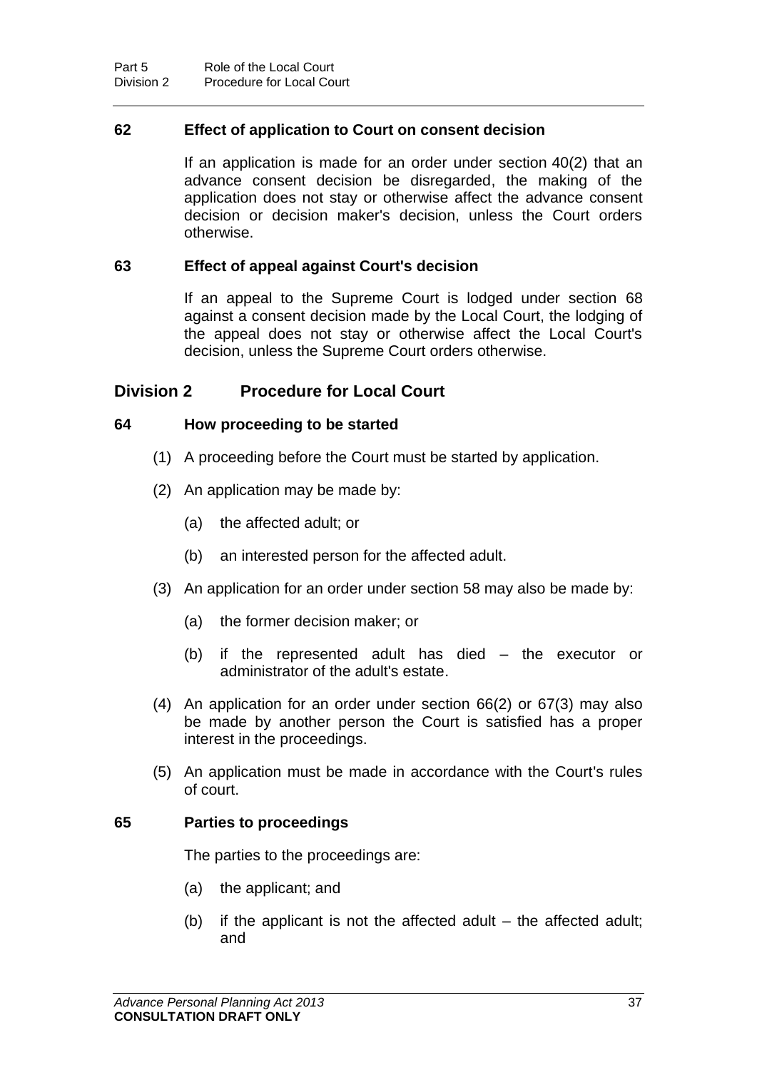### 62 Effect of application to Court on consent decision

If an application is made for an order under section 40(2) that an advance consent decision be disregarded, the making of the application does not stay or otherwise affect the advance consent decision or decision maker's decision, unless the Court orders otherwise.

### 63 Effect of appeal against Court's decision

If an appeal to the Supreme Court is lodged under section 68 against a consent decision made by the Local Court, the lodging of the appeal does not stay or otherwise affect the Local Court's decision, unless the Supreme Court orders otherwise.

## Division 2 Procedure for Local Court

### 64 How proceeding to be started

(1) A proceeding before the Court must be started by application.

(2) An application may be made by:

(a) the affected adult; or

(b) an interested person for the affected adult.

(3) An application for an order under section 58 may also be made by:

(a) the former decision maker; or

(b) if the represented adult has died – the executor or administrator of the adult's estate.

(4) An application for an order under section 66(2) or 67(3) may also be made by another person the Court is satisfied has a proper interest in the proceedings.

(5) An application must be made in accordance with the Court's rules of court.

### 65 Parties to proceedings

The parties to the proceedings are:

(a) the applicant; and

(b) if the applicant is not the affected adult – the affected adult; and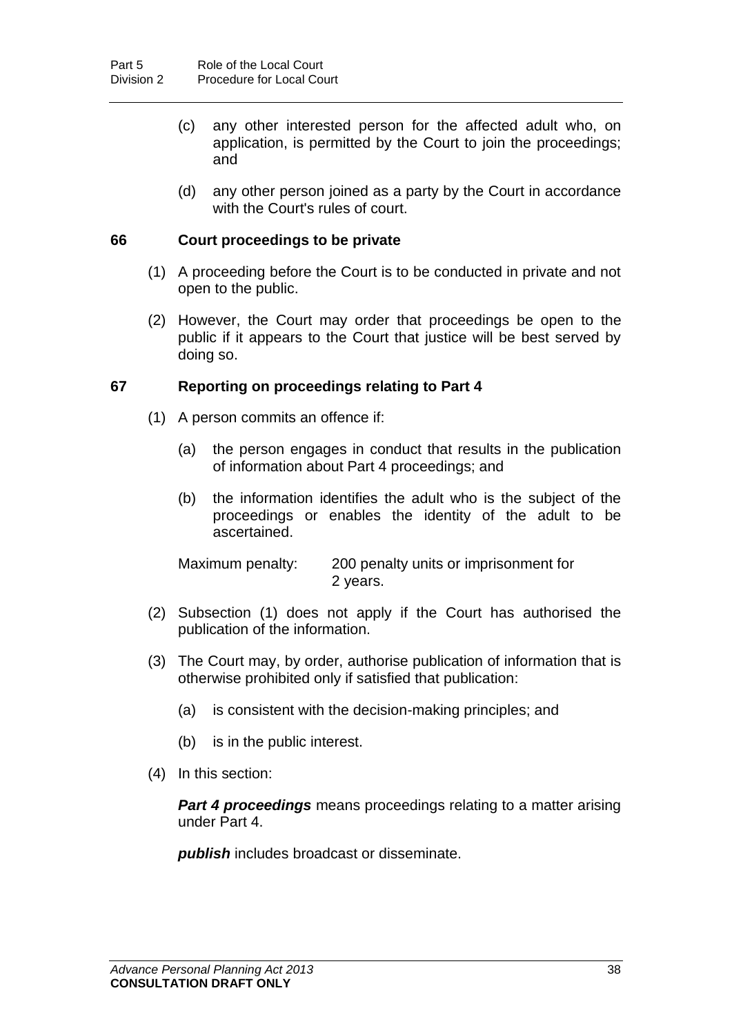(c) any other interested person for the affected adult who, on application, is permitted by the Court to join the proceedings; and

(d) any other person joined as a party by the Court in accordance with the Court's rules of court.

### 66 Court proceedings to be private

(1) A proceeding before the Court is to be conducted in private and not open to the public.

(2) However, the Court may order that proceedings be open to the public if it appears to the Court that justice will be best served by doing so.

### 67 Reporting on proceedings relating to Part 4

(1) A person commits an offence if:

(a) the person engages in conduct that results in the publication of information about Part 4 proceedings; and

(b) the information identifies the adult who is the subject of the proceedings or enables the identity of the adult to be ascertained.

Maximum penalty: 200 penalty units or imprisonment for 2 years.

(2) Subsection (1) does not apply if the Court has authorised the publication of the information.

(3) The Court may, by order, authorise publication of information that is otherwise prohibited only if satisfied that publication:

(a) is consistent with the decision-making principles; and

(b) is in the public interest.

(4) In this section:

***Part 4 proceedings*** means proceedings relating to a matter arising under Part 4.

***publish*** includes broadcast or disseminate.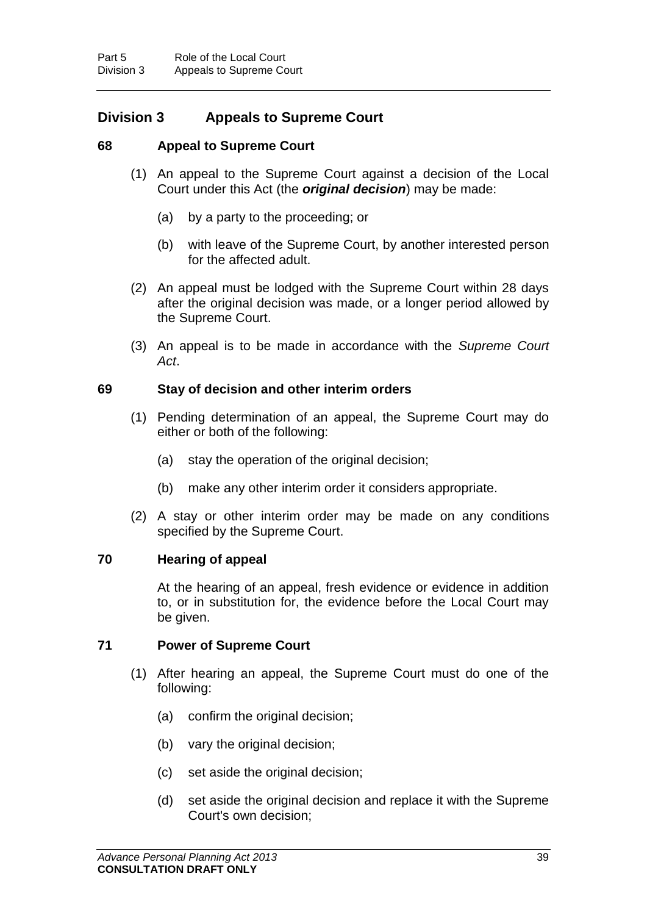## Division 3 Appeals to Supreme Court

### 68 Appeal to Supreme Court

(1) An appeal to the Supreme Court against a decision of the Local Court under this Act (the ***original decision***) may be made:

(a) by a party to the proceeding; or

(b) with leave of the Supreme Court, by another interested person for the affected adult.

(2) An appeal must be lodged with the Supreme Court within 28 days after the original decision was made, or a longer period allowed by the Supreme Court.

(3) An appeal is to be made in accordance with the *Supreme Court Act*.

### 69 Stay of decision and other interim orders

(1) Pending determination of an appeal, the Supreme Court may do either or both of the following:

(a) stay the operation of the original decision;

(b) make any other interim order it considers appropriate.

(2) A stay or other interim order may be made on any conditions specified by the Supreme Court.

### 70 Hearing of appeal

At the hearing of an appeal, fresh evidence or evidence in addition to, or in substitution for, the evidence before the Local Court may be given.

### 71 Power of Supreme Court

(1) After hearing an appeal, the Supreme Court must do one of the following:

(a) confirm the original decision;

(b) vary the original decision;

(c) set aside the original decision;

(d) set aside the original decision and replace it with the Supreme Court's own decision;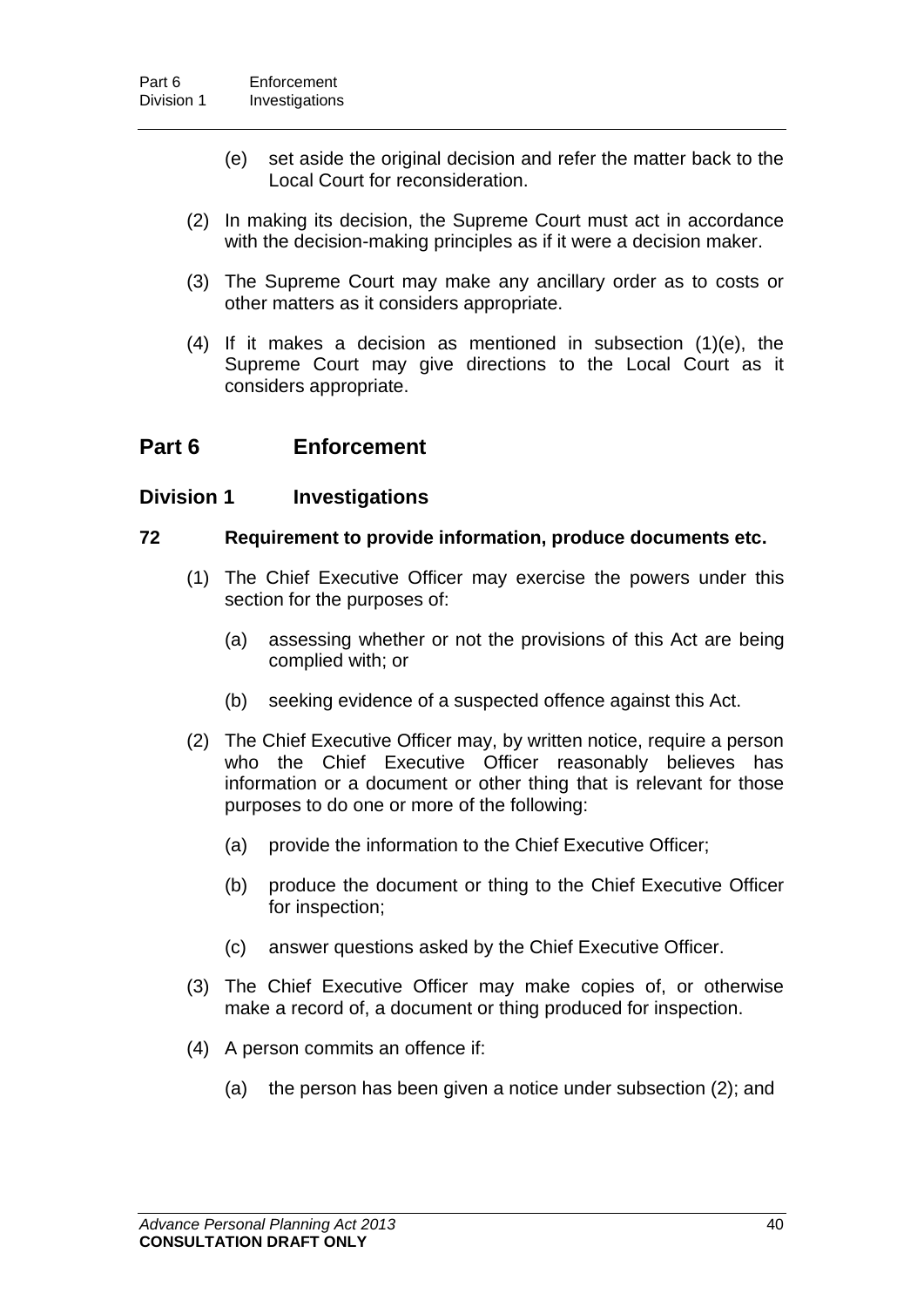(e) set aside the original decision and refer the matter back to the Local Court for reconsideration.

(2) In making its decision, the Supreme Court must act in accordance with the decision-making principles as if it were a decision maker.

(3) The Supreme Court may make any ancillary order as to costs or other matters as it considers appropriate.

(4) If it makes a decision as mentioned in subsection (1)(e), the Supreme Court may give directions to the Local Court as it considers appropriate.

## Part 6 Enforcement

### Division 1 Investigations

#### 72 Requirement to provide information, produce documents etc.

(1) The Chief Executive Officer may exercise the powers under this section for the purposes of:

(a) assessing whether or not the provisions of this Act are being complied with; or

(b) seeking evidence of a suspected offence against this Act.

(2) The Chief Executive Officer may, by written notice, require a person who the Chief Executive Officer reasonably believes has information or a document or other thing that is relevant for those purposes to do one or more of the following:

(a) provide the information to the Chief Executive Officer;

(b) produce the document or thing to the Chief Executive Officer for inspection;

(c) answer questions asked by the Chief Executive Officer.

(3) The Chief Executive Officer may make copies of, or otherwise make a record of, a document or thing produced for inspection.

(4) A person commits an offence if:

(a) the person has been given a notice under subsection (2); and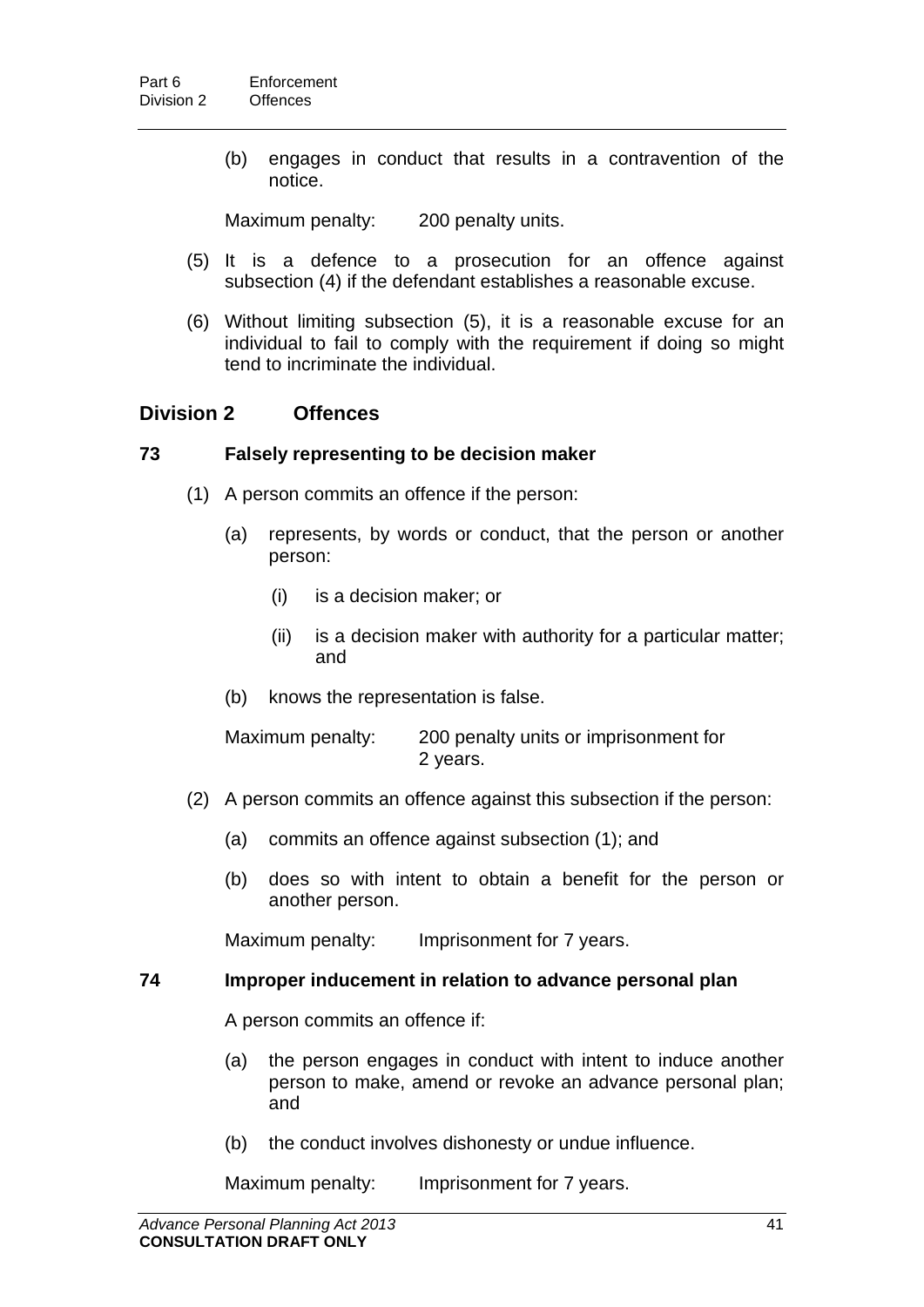(b) engages in conduct that results in a contravention of the notice.

Maximum penalty: 200 penalty units.

(5) It is a defence to a prosecution for an offence against subsection (4) if the defendant establishes a reasonable excuse.

(6) Without limiting subsection (5), it is a reasonable excuse for an individual to fail to comply with the requirement if doing so might tend to incriminate the individual.

## Division 2 Offences

### 73 Falsely representing to be decision maker

(1) A person commits an offence if the person:

(a) represents, by words or conduct, that the person or another person:

(i) is a decision maker; or

(ii) is a decision maker with authority for a particular matter; and

(b) knows the representation is false.

Maximum penalty: 200 penalty units or imprisonment for 2 years.

(2) A person commits an offence against this subsection if the person:

(a) commits an offence against subsection (1); and

(b) does so with intent to obtain a benefit for the person or another person.

Maximum penalty: Imprisonment for 7 years.

### 74 Improper inducement in relation to advance personal plan

A person commits an offence if:

(a) the person engages in conduct with intent to induce another person to make, amend or revoke an advance personal plan; and

(b) the conduct involves dishonesty or undue influence.

Maximum penalty: Imprisonment for 7 years.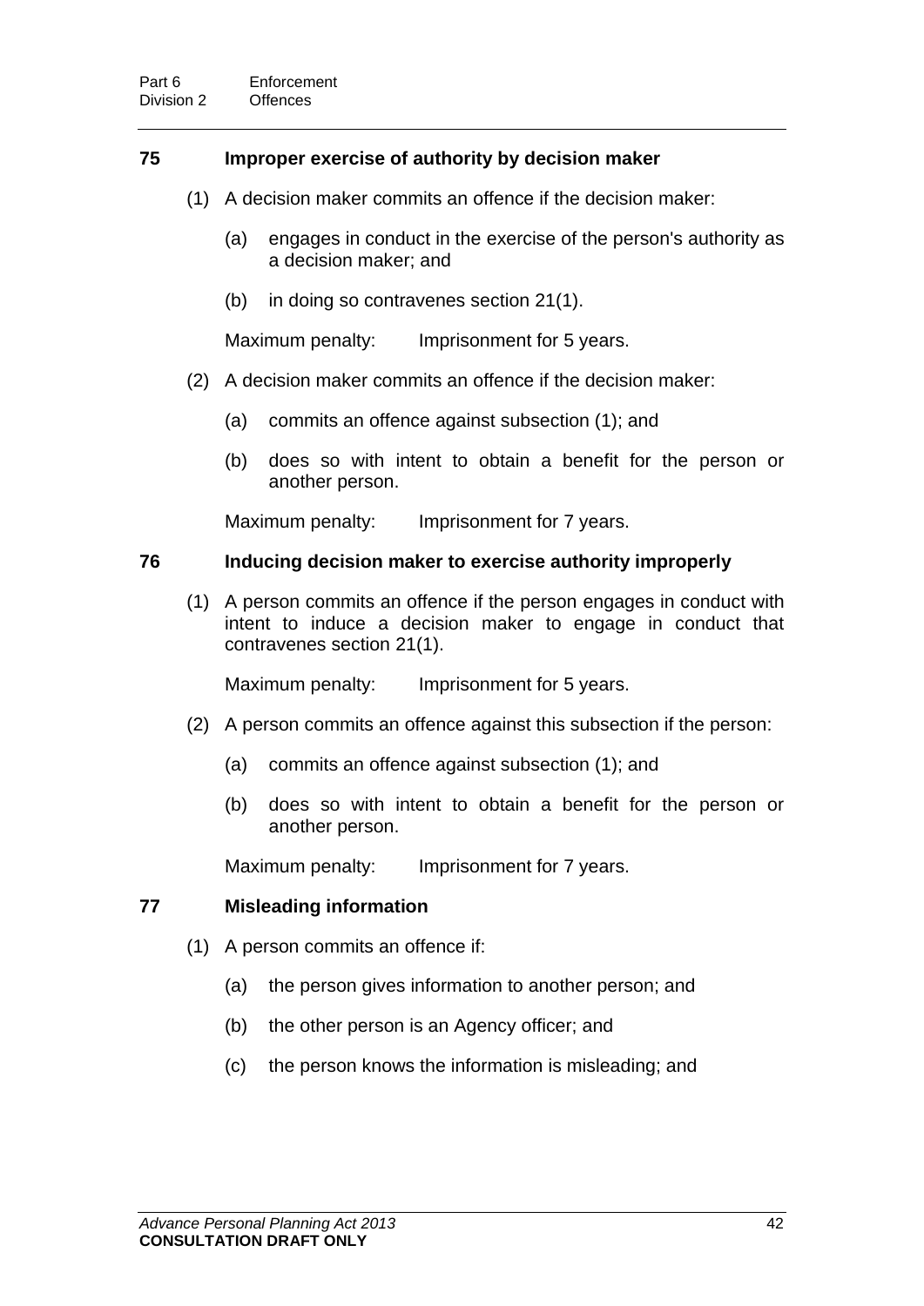### 75 Improper exercise of authority by decision maker

(1) A decision maker commits an offence if the decision maker:

(a) engages in conduct in the exercise of the person's authority as a decision maker; and

(b) in doing so contravenes section 21(1).

Maximum penalty: Imprisonment for 5 years.

(2) A decision maker commits an offence if the decision maker:

(a) commits an offence against subsection (1); and

(b) does so with intent to obtain a benefit for the person or another person.

Maximum penalty: Imprisonment for 7 years.

### 76 Inducing decision maker to exercise authority improperly

(1) A person commits an offence if the person engages in conduct with intent to induce a decision maker to engage in conduct that contravenes section 21(1).

Maximum penalty: Imprisonment for 5 years.

(2) A person commits an offence against this subsection if the person:

(a) commits an offence against subsection (1); and

(b) does so with intent to obtain a benefit for the person or another person.

Maximum penalty: Imprisonment for 7 years.

### 77 Misleading information

(1) A person commits an offence if:

(a) the person gives information to another person; and

(b) the other person is an Agency officer; and

(c) the person knows the information is misleading; and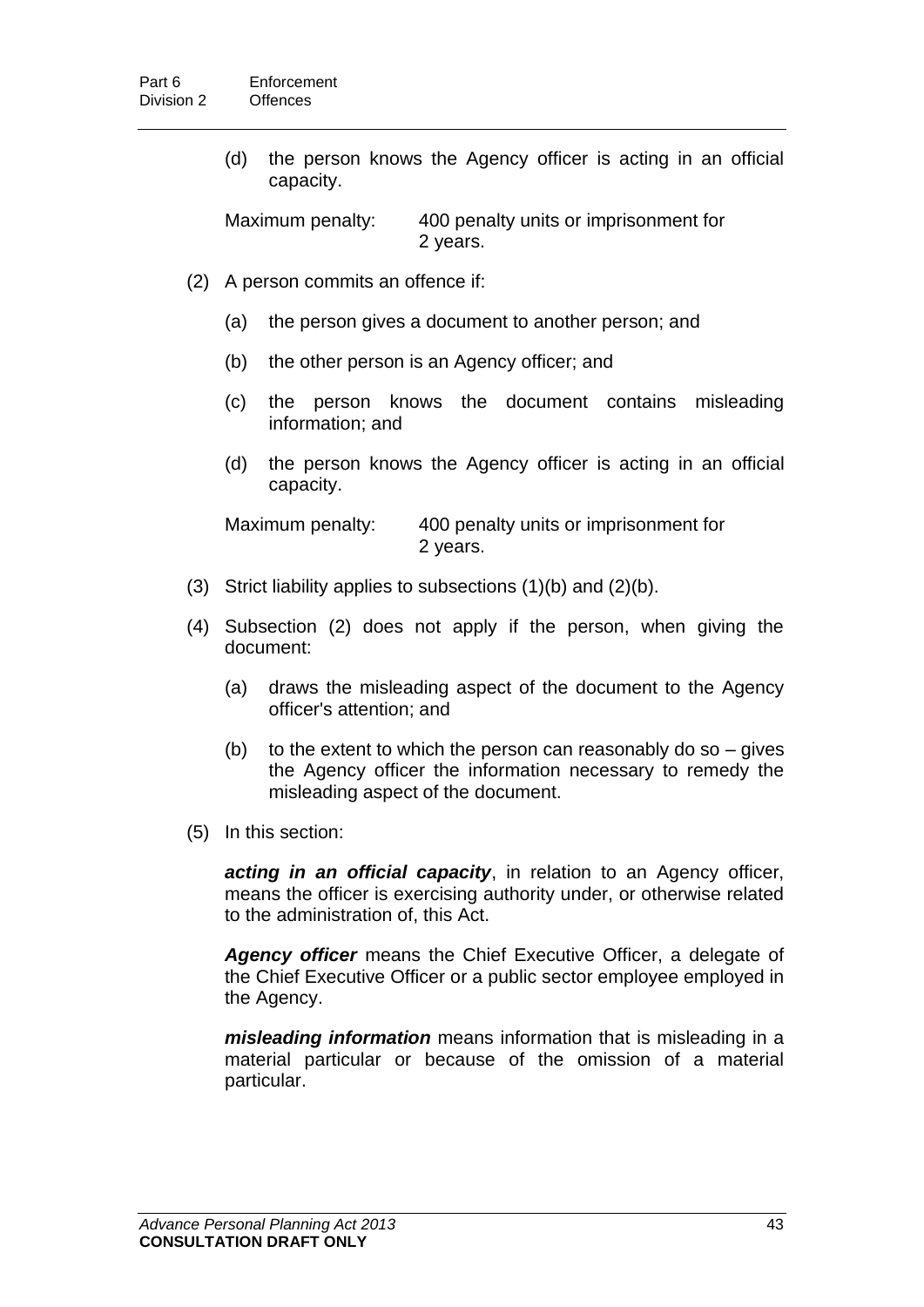(d) the person knows the Agency officer is acting in an official capacity.

Maximum penalty: 400 penalty units or imprisonment for 2 years.

(2) A person commits an offence if:

(a) the person gives a document to another person; and

(b) the other person is an Agency officer; and

(c) the person knows the document contains misleading information; and

(d) the person knows the Agency officer is acting in an official capacity.

Maximum penalty: 400 penalty units or imprisonment for 2 years.

(3) Strict liability applies to subsections (1)(b) and (2)(b).

(4) Subsection (2) does not apply if the person, when giving the document:

(a) draws the misleading aspect of the document to the Agency officer's attention; and

(b) to the extent to which the person can reasonably do so – gives the Agency officer the information necessary to remedy the misleading aspect of the document.

(5) In this section:

***acting in an official capacity***, in relation to an Agency officer, means the officer is exercising authority under, or otherwise related to the administration of, this Act.

***Agency officer*** means the Chief Executive Officer, a delegate of the Chief Executive Officer or a public sector employee employed in the Agency.

***misleading information*** means information that is misleading in a material particular or because of the omission of a material particular.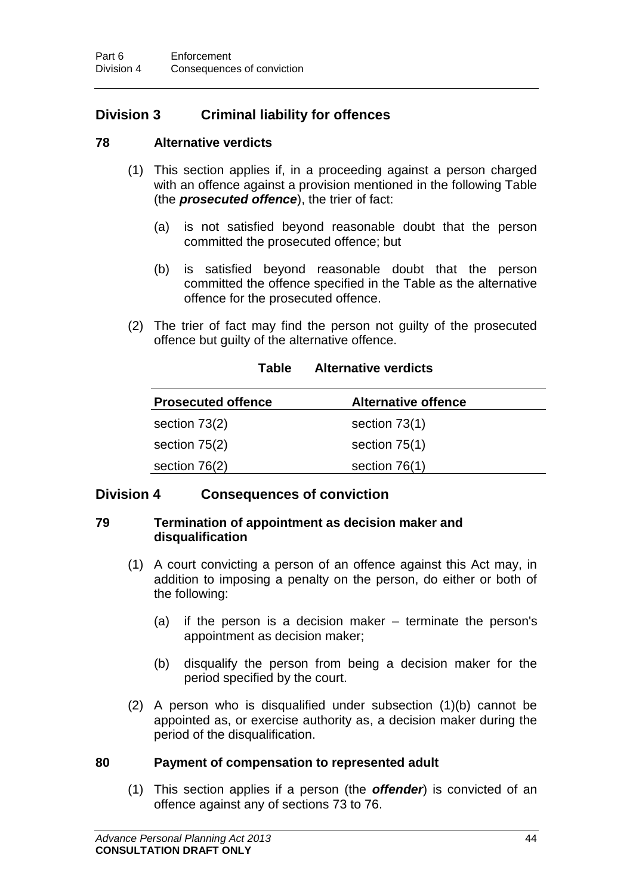## Division 3 Criminal liability for offences

### 78 Alternative verdicts

(1) This section applies if, in a proceeding against a person charged with an offence against a provision mentioned in the following Table (the ***prosecuted offence***), the trier of fact:

(a) is not satisfied beyond reasonable doubt that the person committed the prosecuted offence; but

(b) is satisfied beyond reasonable doubt that the person committed the offence specified in the Table as the alternative offence for the prosecuted offence.

(2) The trier of fact may find the person not guilty of the prosecuted offence but guilty of the alternative offence.

**Table Alternative verdicts**

| Prosecuted offence | Alternative offence |
|---|---|
| section 73(2) | section 73(1) |
| section 75(2) | section 75(1) |
| section 76(2) | section 76(1) |

## Division 4 Consequences of conviction

### 79 Termination of appointment as decision maker and disqualification

(1) A court convicting a person of an offence against this Act may, in addition to imposing a penalty on the person, do either or both of the following:

(a) if the person is a decision maker – terminate the person's appointment as decision maker;

(b) disqualify the person from being a decision maker for the period specified by the court.

(2) A person who is disqualified under subsection (1)(b) cannot be appointed as, or exercise authority as, a decision maker during the period of the disqualification.

### 80 Payment of compensation to represented adult

(1) This section applies if a person (the ***offender***) is convicted of an offence against any of sections 73 to 76.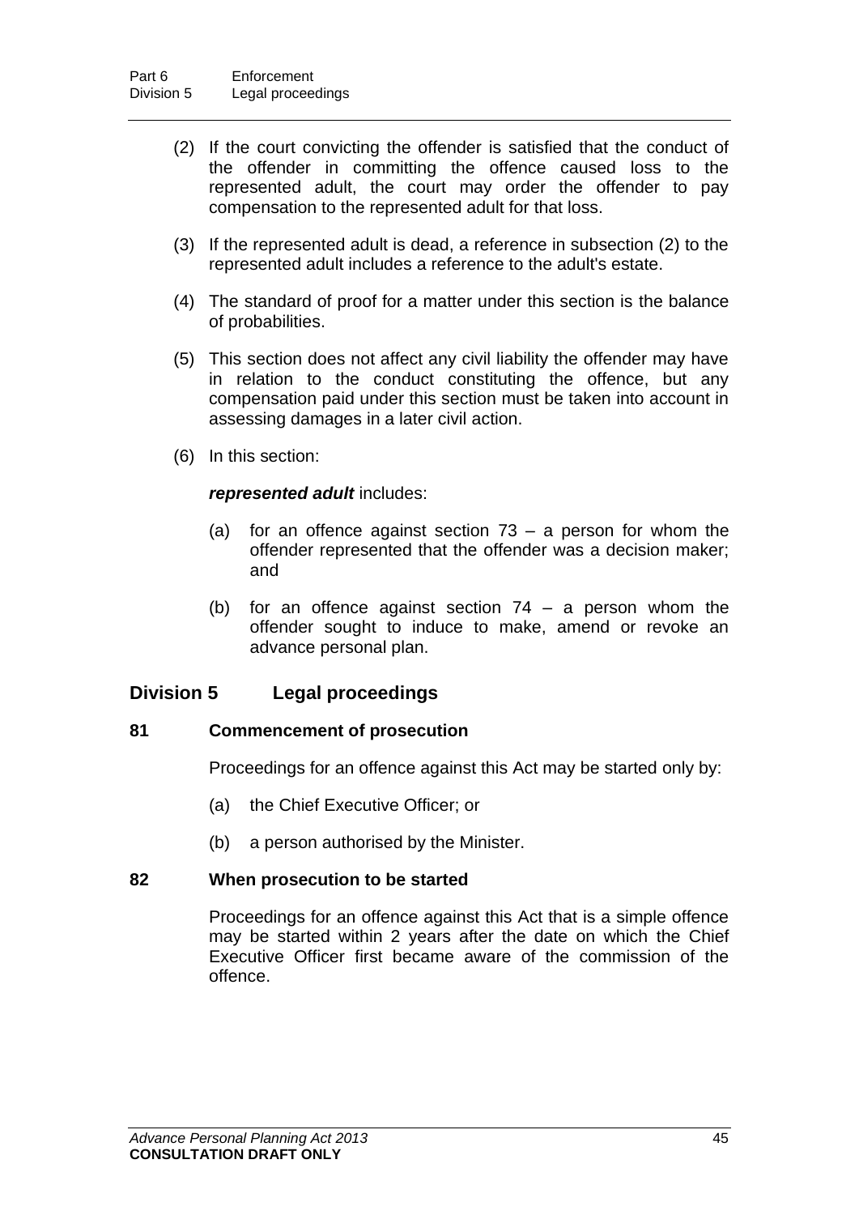(2) If the court convicting the offender is satisfied that the conduct of the offender in committing the offence caused loss to the represented adult, the court may order the offender to pay compensation to the represented adult for that loss.

(3) If the represented adult is dead, a reference in subsection (2) to the represented adult includes a reference to the adult's estate.

(4) The standard of proof for a matter under this section is the balance of probabilities.

(5) This section does not affect any civil liability the offender may have in relation to the conduct constituting the offence, but any compensation paid under this section must be taken into account in assessing damages in a later civil action.

(6) In this section:

***represented adult*** includes:

(a) for an offence against section 73 – a person for whom the offender represented that the offender was a decision maker; and

(b) for an offence against section 74 – a person whom the offender sought to induce to make, amend or revoke an advance personal plan.

## Division 5 Legal proceedings

### 81 Commencement of prosecution

Proceedings for an offence against this Act may be started only by:

(a) the Chief Executive Officer; or

(b) a person authorised by the Minister.

### 82 When prosecution to be started

Proceedings for an offence against this Act that is a simple offence may be started within 2 years after the date on which the Chief Executive Officer first became aware of the commission of the offence.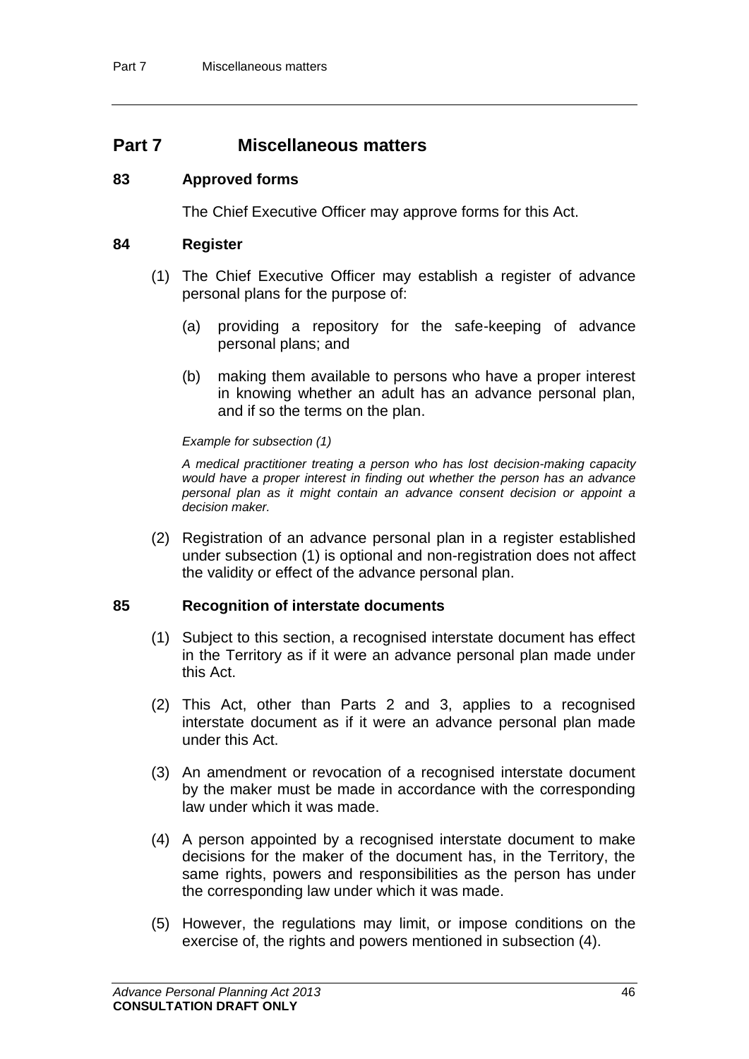# Part 7 Miscellaneous matters

### 83 Approved forms

The Chief Executive Officer may approve forms for this Act.

### 84 Register

(1) The Chief Executive Officer may establish a register of advance personal plans for the purpose of:

  (a) providing a repository for the safe-keeping of advance personal plans; and

  (b) making them available to persons who have a proper interest in knowing whether an adult has an advance personal plan, and if so the terms on the plan.

*Example for subsection (1)*

*A medical practitioner treating a person who has lost decision-making capacity would have a proper interest in finding out whether the person has an advance personal plan as it might contain an advance consent decision or appoint a decision maker.*

(2) Registration of an advance personal plan in a register established under subsection (1) is optional and non-registration does not affect the validity or effect of the advance personal plan.

### 85 Recognition of interstate documents

(1) Subject to this section, a recognised interstate document has effect in the Territory as if it were an advance personal plan made under this Act.

(2) This Act, other than Parts 2 and 3, applies to a recognised interstate document as if it were an advance personal plan made under this Act.

(3) An amendment or revocation of a recognised interstate document by the maker must be made in accordance with the corresponding law under which it was made.

(4) A person appointed by a recognised interstate document to make decisions for the maker of the document has, in the Territory, the same rights, powers and responsibilities as the person has under the corresponding law under which it was made.

(5) However, the regulations may limit, or impose conditions on the exercise of, the rights and powers mentioned in subsection (4).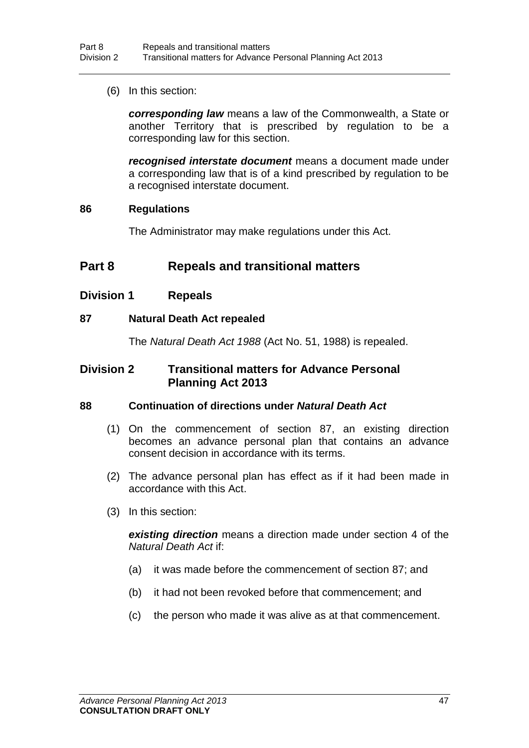(6) In this section:

***corresponding law*** means a law of the Commonwealth, a State or another Territory that is prescribed by regulation to be a corresponding law for this section.

***recognised interstate document*** means a document made under a corresponding law that is of a kind prescribed by regulation to be a recognised interstate document.

### 86 Regulations

The Administrator may make regulations under this Act.

# Part 8 Repeals and transitional matters

## Division 1 Repeals

### 87 Natural Death Act repealed

The *Natural Death Act 1988* (Act No. 51, 1988) is repealed.

## Division 2 Transitional matters for Advance Personal Planning Act 2013

### 88 Continuation of directions under *Natural Death Act*

(1) On the commencement of section 87, an existing direction becomes an advance personal plan that contains an advance consent decision in accordance with its terms.

(2) The advance personal plan has effect as if it had been made in accordance with this Act.

(3) In this section:

***existing direction*** means a direction made under section 4 of the *Natural Death Act* if:

(a) it was made before the commencement of section 87; and

(b) it had not been revoked before that commencement; and

(c) the person who made it was alive as at that commencement.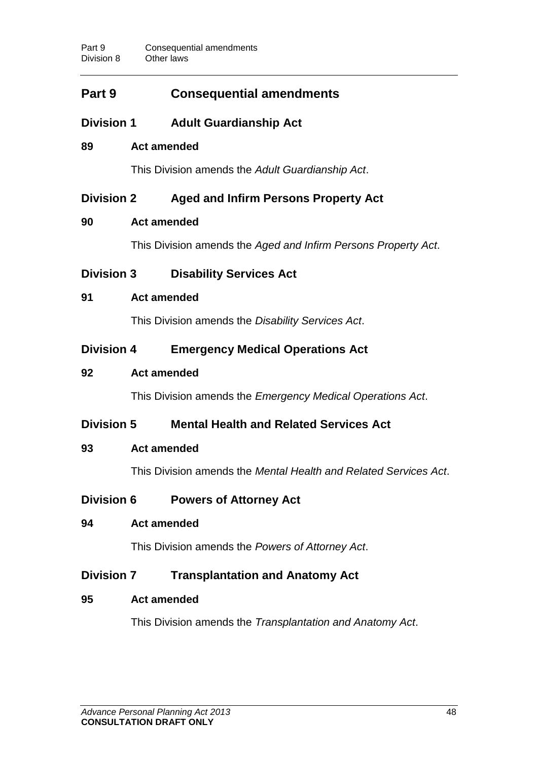# Part 9 Consequential amendments

## Division 1 Adult Guardianship Act

### 89 Act amended

This Division amends the *Adult Guardianship Act*.

## Division 2 Aged and Infirm Persons Property Act

### 90 Act amended

This Division amends the *Aged and Infirm Persons Property Act*.

## Division 3 Disability Services Act

### 91 Act amended

This Division amends the *Disability Services Act*.

## Division 4 Emergency Medical Operations Act

### 92 Act amended

This Division amends the *Emergency Medical Operations Act*.

## Division 5 Mental Health and Related Services Act

### 93 Act amended

This Division amends the *Mental Health and Related Services Act*.

## Division 6 Powers of Attorney Act

### 94 Act amended

This Division amends the *Powers of Attorney Act*.

## Division 7 Transplantation and Anatomy Act

### 95 Act amended

This Division amends the *Transplantation and Anatomy Act*.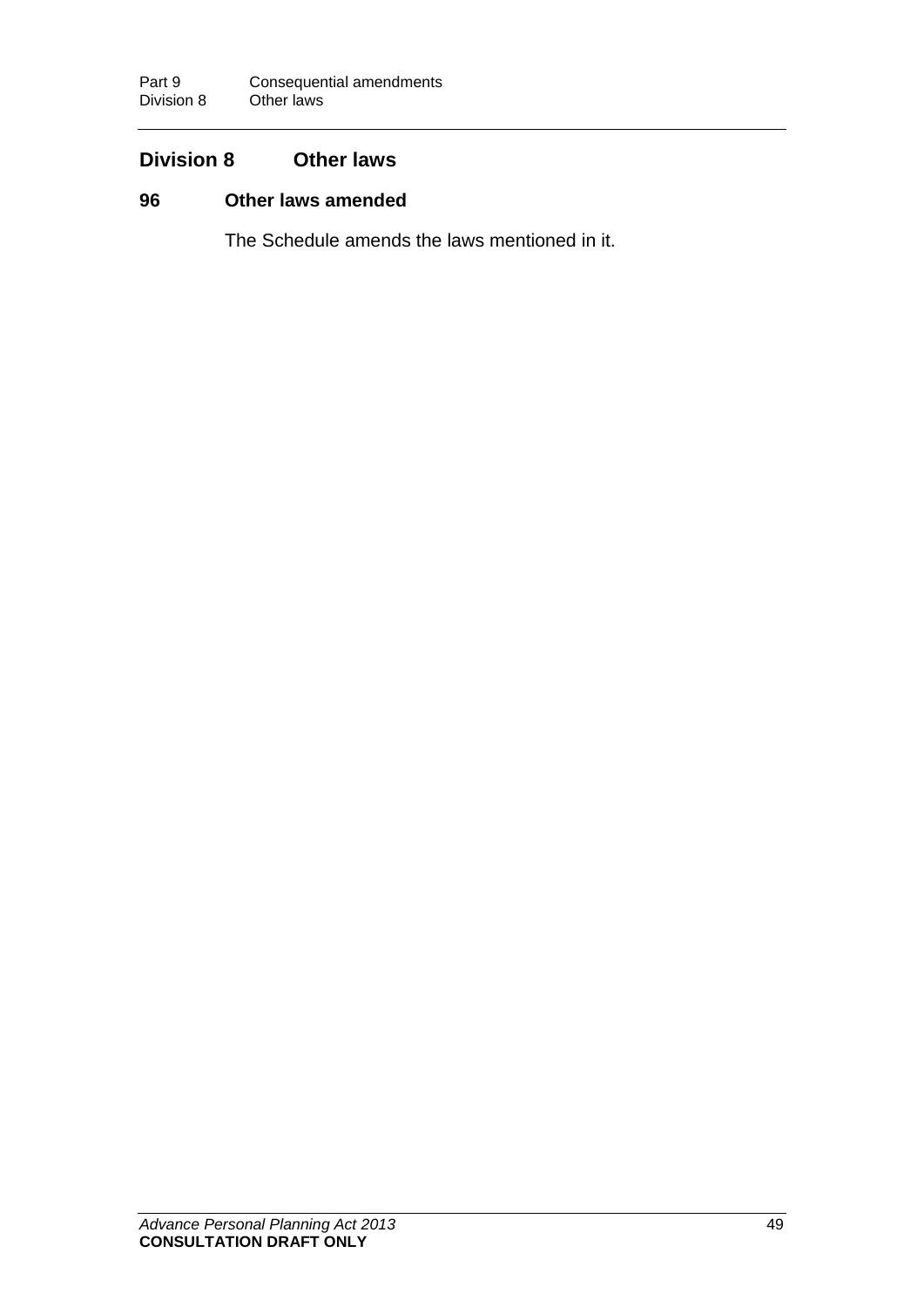## Division 8 Other laws

### 96 Other laws amended

The Schedule amends the laws mentioned in it.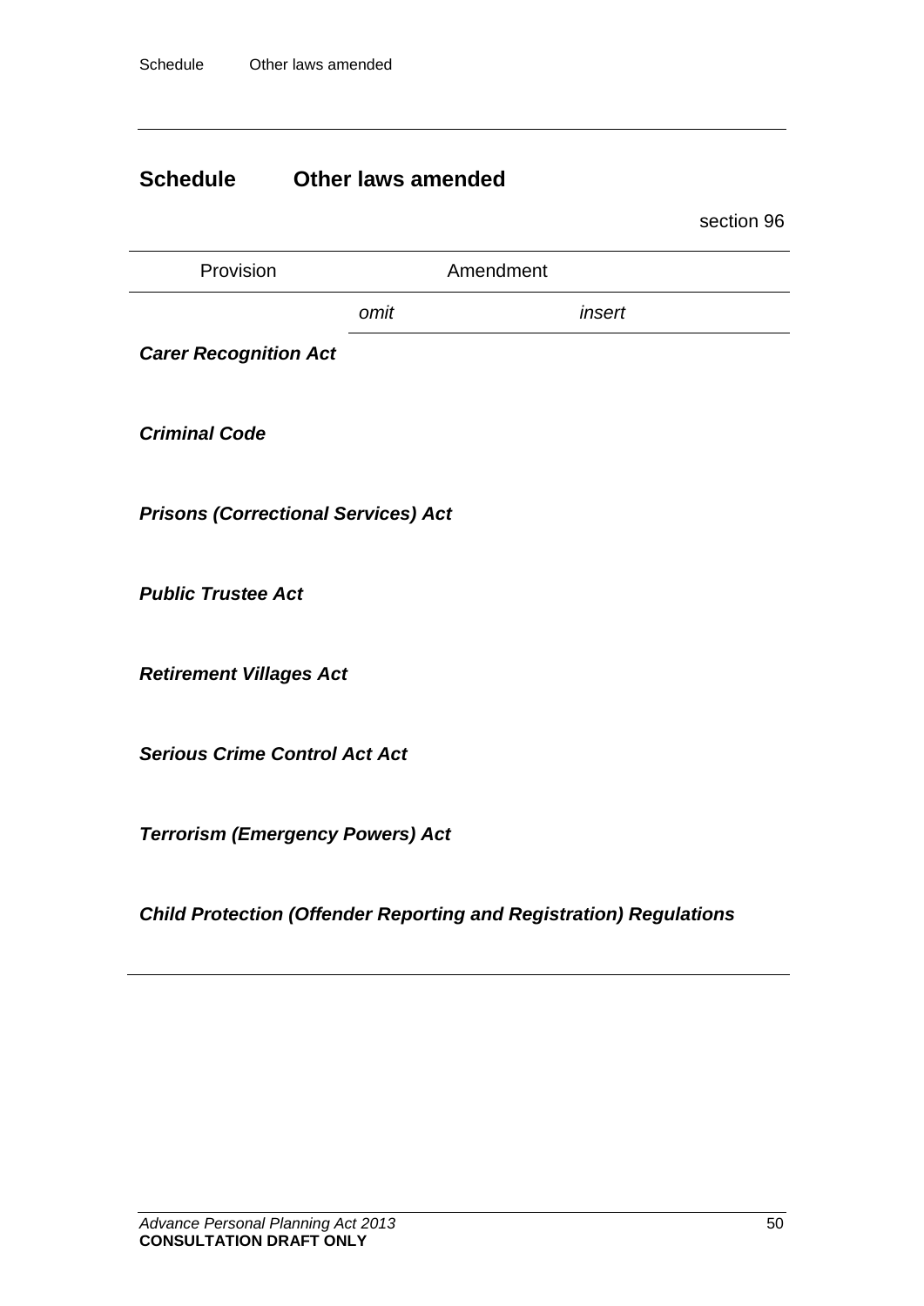# Schedule Other laws amended

section 96

| Provision | Amendment | |
|---|---|---|
| | *omit* | *insert* |
| ***Carer Recognition Act*** | | |
| ***Criminal Code*** | | |
| ***Prisons (Correctional Services) Act*** | | |
| ***Public Trustee Act*** | | |
| ***Retirement Villages Act*** | | |
| ***Serious Crime Control Act Act*** | | |
| ***Terrorism (Emergency Powers) Act*** | | |
| ***Child Protection (Offender Reporting and Registration) Regulations*** | | |